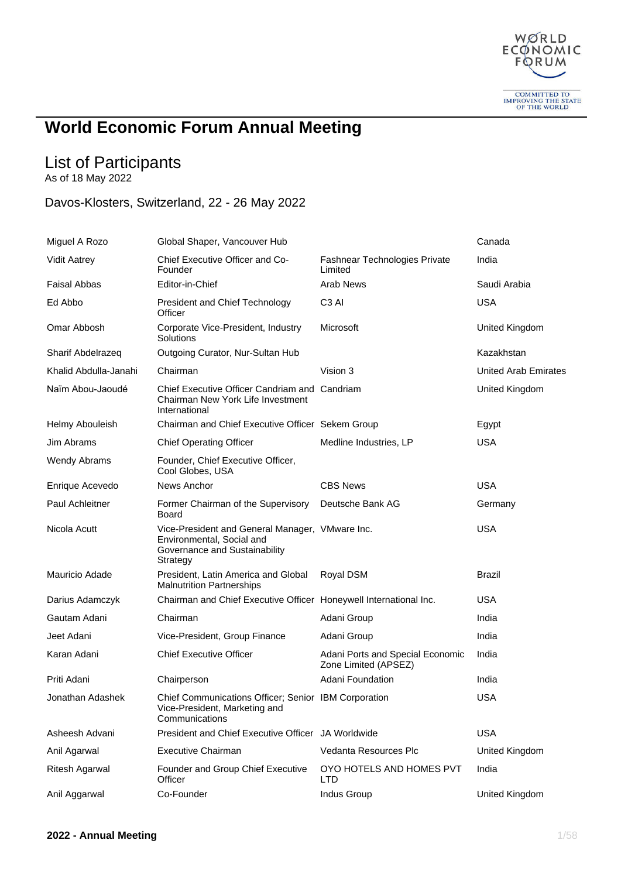# World Economic Forum Annual Meeting

## List of Participants

As of 18 May 2022

### Davos-Klosters, Switzerland, 22 - 26 May 2022

| Name | Position | Organization | Country |
|---|---|---|---|
| Miguel A Rozo | Global Shaper, Vancouver Hub | | Canada |
| Vidit Aatrey | Chief Executive Officer and Co-Founder | Fashnear Technologies Private Limited | India |
| Faisal Abbas | Editor-in-Chief | Arab News | Saudi Arabia |
| Ed Abbo | President and Chief Technology Officer | C3 AI | USA |
| Omar Abbosh | Corporate Vice-President, Industry Solutions | Microsoft | United Kingdom |
| Sharif Abdelrazeq | Outgoing Curator, Nur-Sultan Hub | | Kazakhstan |
| Khalid Abdulla-Janahi | Chairman | Vision 3 | United Arab Emirates |
| Naïm Abou-Jaoudé | Chief Executive Officer Candriam and Chairman New York Life Investment International | Candriam | United Kingdom |
| Helmy Abouleish | Chairman and Chief Executive Officer | Sekem Group | Egypt |
| Jim Abrams | Chief Operating Officer | Medline Industries, LP | USA |
| Wendy Abrams | Founder, Chief Executive Officer, Cool Globes, USA | | |
| Enrique Acevedo | News Anchor | CBS News | USA |
| Paul Achleitner | Former Chairman of the Supervisory Board | Deutsche Bank AG | Germany |
| Nicola Acutt | Vice-President and General Manager, Environmental, Social and Governance and Sustainability Strategy | VMware Inc. | USA |
| Mauricio Adade | President, Latin America and Global Malnutrition Partnerships | Royal DSM | Brazil |
| Darius Adamczyk | Chairman and Chief Executive Officer | Honeywell International Inc. | USA |
| Gautam Adani | Chairman | Adani Group | India |
| Jeet Adani | Vice-President, Group Finance | Adani Group | India |
| Karan Adani | Chief Executive Officer | Adani Ports and Special Economic Zone Limited (APSEZ) | India |
| Priti Adani | Chairperson | Adani Foundation | India |
| Jonathan Adashek | Chief Communications Officer; Senior Vice-President, Marketing and Communications | IBM Corporation | USA |
| Asheesh Advani | President and Chief Executive Officer | JA Worldwide | USA |
| Anil Agarwal | Executive Chairman | Vedanta Resources Plc | United Kingdom |
| Ritesh Agarwal | Founder and Group Chief Executive Officer | OYO HOTELS AND HOMES PVT LTD | India |
| Anil Aggarwal | Co-Founder | Indus Group | United Kingdom |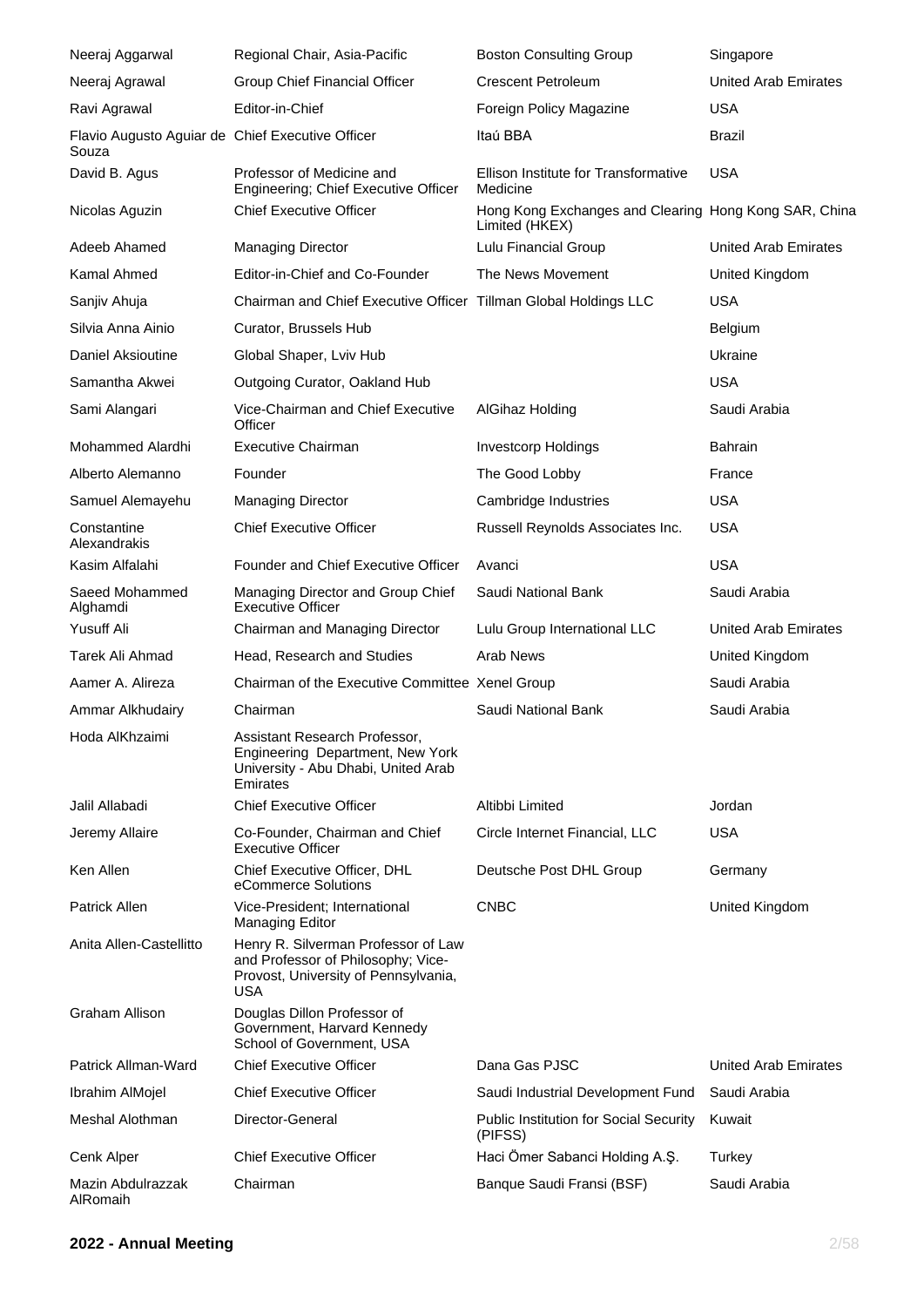| | | | |
|---|---|---|---|
| Neeraj Aggarwal | Regional Chair, Asia-Pacific | Boston Consulting Group | Singapore |
| Neeraj Agrawal | Group Chief Financial Officer | Crescent Petroleum | United Arab Emirates |
| Ravi Agrawal | Editor-in-Chief | Foreign Policy Magazine | USA |
| Flavio Augusto Aguiar de Souza | Chief Executive Officer | Itaú BBA | Brazil |
| David B. Agus | Professor of Medicine and Engineering; Chief Executive Officer | Ellison Institute for Transformative Medicine | USA |
| Nicolas Aguzin | Chief Executive Officer | Hong Kong Exchanges and Clearing Limited (HKEX) | Hong Kong SAR, China |
| Adeeb Ahamed | Managing Director | Lulu Financial Group | United Arab Emirates |
| Kamal Ahmed | Editor-in-Chief and Co-Founder | The News Movement | United Kingdom |
| Sanjiv Ahuja | Chairman and Chief Executive Officer | Tillman Global Holdings LLC | USA |
| Silvia Anna Ainio | Curator, Brussels Hub | | Belgium |
| Daniel Aksioutine | Global Shaper, Lviv Hub | | Ukraine |
| Samantha Akwei | Outgoing Curator, Oakland Hub | | USA |
| Sami Alangari | Vice-Chairman and Chief Executive Officer | AlGihaz Holding | Saudi Arabia |
| Mohammed Alardhi | Executive Chairman | Investcorp Holdings | Bahrain |
| Alberto Alemanno | Founder | The Good Lobby | France |
| Samuel Alemayehu | Managing Director | Cambridge Industries | USA |
| Constantine Alexandrakis | Chief Executive Officer | Russell Reynolds Associates Inc. | USA |
| Kasim Alfalahi | Founder and Chief Executive Officer | Avanci | USA |
| Saeed Mohammed Alghamdi | Managing Director and Group Chief Executive Officer | Saudi National Bank | Saudi Arabia |
| Yusuff Ali | Chairman and Managing Director | Lulu Group International LLC | United Arab Emirates |
| Tarek Ali Ahmad | Head, Research and Studies | Arab News | United Kingdom |
| Aamer A. Alireza | Chairman of the Executive Committee | Xenel Group | Saudi Arabia |
| Ammar Alkhudairy | Chairman | Saudi National Bank | Saudi Arabia |
| Hoda AlKhzaimi | Assistant Research Professor, Engineering Department, New York University - Abu Dhabi, United Arab Emirates | | |
| Jalil Allabadi | Chief Executive Officer | Altibbi Limited | Jordan |
| Jeremy Allaire | Co-Founder, Chairman and Chief Executive Officer | Circle Internet Financial, LLC | USA |
| Ken Allen | Chief Executive Officer, DHL eCommerce Solutions | Deutsche Post DHL Group | Germany |
| Patrick Allen | Vice-President; International Managing Editor | CNBC | United Kingdom |
| Anita Allen-Castellitto | Henry R. Silverman Professor of Law and Professor of Philosophy; Vice-Provost, University of Pennsylvania, USA | | |
| Graham Allison | Douglas Dillon Professor of Government, Harvard Kennedy School of Government, USA | | |
| Patrick Allman-Ward | Chief Executive Officer | Dana Gas PJSC | United Arab Emirates |
| Ibrahim AlMojel | Chief Executive Officer | Saudi Industrial Development Fund | Saudi Arabia |
| Meshal Alothman | Director-General | Public Institution for Social Security (PIFSS) | Kuwait |
| Cenk Alper | Chief Executive Officer | Haci Ömer Sabanci Holding A.Ş. | Turkey |
| Mazin Abdulrazzak AlRomaih | Chairman | Banque Saudi Fransi (BSF) | Saudi Arabia |

**2022 - Annual Meeting**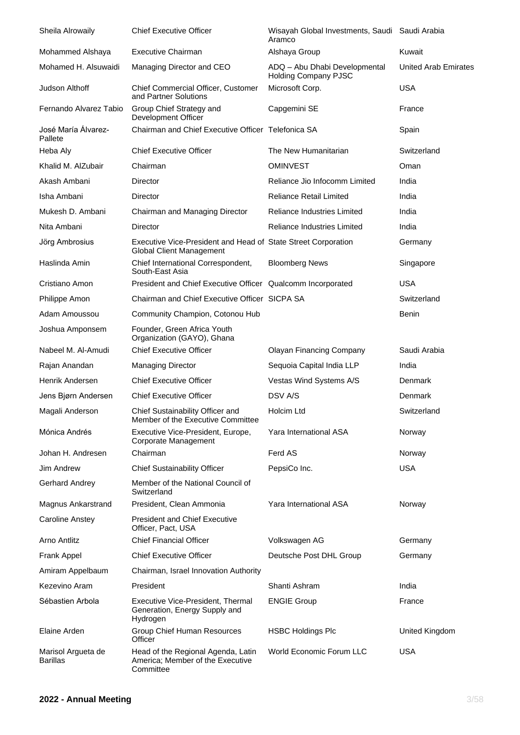| | | | |
|---|---|---|---|
| Sheila Alrowaily | Chief Executive Officer | Wisayah Global Investments, Saudi Aramco | Saudi Arabia |
| Mohammed Alshaya | Executive Chairman | Alshaya Group | Kuwait |
| Mohamed H. Alsuwaidi | Managing Director and CEO | ADQ – Abu Dhabi Developmental Holding Company PJSC | United Arab Emirates |
| Judson Althoff | Chief Commercial Officer, Customer and Partner Solutions | Microsoft Corp. | USA |
| Fernando Alvarez Tabio | Group Chief Strategy and Development Officer | Capgemini SE | France |
| José María Álvarez-Pallete | Chairman and Chief Executive Officer | Telefonica SA | Spain |
| Heba Aly | Chief Executive Officer | The New Humanitarian | Switzerland |
| Khalid M. AlZubair | Chairman | OMINVEST | Oman |
| Akash Ambani | Director | Reliance Jio Infocomm Limited | India |
| Isha Ambani | Director | Reliance Retail Limited | India |
| Mukesh D. Ambani | Chairman and Managing Director | Reliance Industries Limited | India |
| Nita Ambani | Director | Reliance Industries Limited | India |
| Jörg Ambrosius | Executive Vice-President and Head of Global Client Management | State Street Corporation | Germany |
| Haslinda Amin | Chief International Correspondent, South-East Asia | Bloomberg News | Singapore |
| Cristiano Amon | President and Chief Executive Officer | Qualcomm Incorporated | USA |
| Philippe Amon | Chairman and Chief Executive Officer | SICPA SA | Switzerland |
| Adam Amoussou | Community Champion, Cotonou Hub | | Benin |
| Joshua Amponsem | Founder, Green Africa Youth Organization (GAYO), Ghana | | |
| Nabeel M. Al-Amudi | Chief Executive Officer | Olayan Financing Company | Saudi Arabia |
| Rajan Anandan | Managing Director | Sequoia Capital India LLP | India |
| Henrik Andersen | Chief Executive Officer | Vestas Wind Systems A/S | Denmark |
| Jens Bjørn Andersen | Chief Executive Officer | DSV A/S | Denmark |
| Magali Anderson | Chief Sustainability Officer and Member of the Executive Committee | Holcim Ltd | Switzerland |
| Mónica Andrés | Executive Vice-President, Europe, Corporate Management | Yara International ASA | Norway |
| Johan H. Andresen | Chairman | Ferd AS | Norway |
| Jim Andrew | Chief Sustainability Officer | PepsiCo Inc. | USA |
| Gerhard Andrey | Member of the National Council of Switzerland | | |
| Magnus Ankarstrand | President, Clean Ammonia | Yara International ASA | Norway |
| Caroline Anstey | President and Chief Executive Officer, Pact, USA | | |
| Arno Antlitz | Chief Financial Officer | Volkswagen AG | Germany |
| Frank Appel | Chief Executive Officer | Deutsche Post DHL Group | Germany |
| Amiram Appelbaum | Chairman, Israel Innovation Authority | | |
| Kezevino Aram | President | Shanti Ashram | India |
| Sébastien Arbola | Executive Vice-President, Thermal Generation, Energy Supply and Hydrogen | ENGIE Group | France |
| Elaine Arden | Group Chief Human Resources Officer | HSBC Holdings Plc | United Kingdom |
| Marisol Argueta de Barillas | Head of the Regional Agenda, Latin America; Member of the Executive Committee | World Economic Forum LLC | USA |

**2022 - Annual Meeting**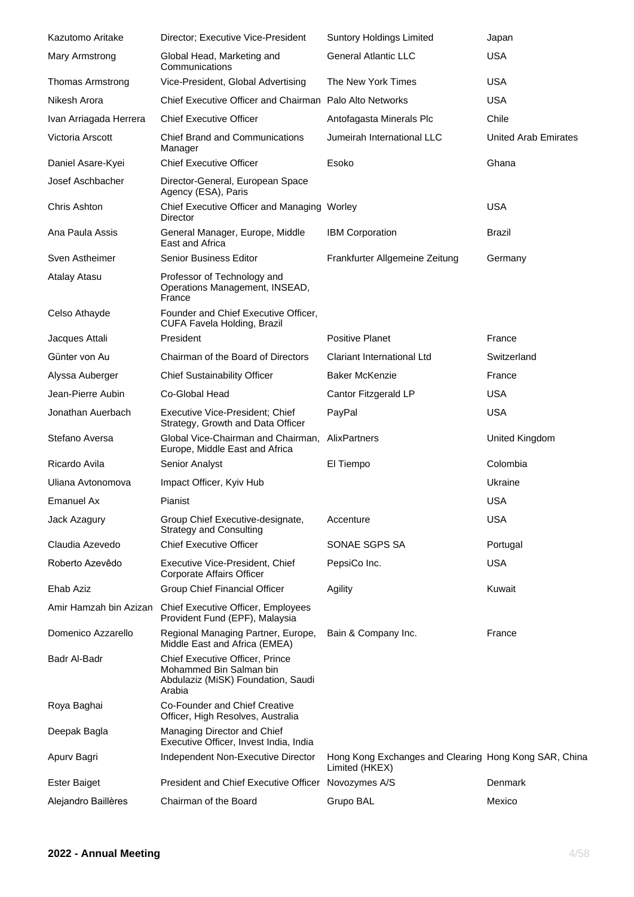| | | | |
|---|---|---|---|
| Kazutomo Aritake | Director; Executive Vice-President | Suntory Holdings Limited | Japan |
| Mary Armstrong | Global Head, Marketing and Communications | General Atlantic LLC | USA |
| Thomas Armstrong | Vice-President, Global Advertising | The New York Times | USA |
| Nikesh Arora | Chief Executive Officer and Chairman | Palo Alto Networks | USA |
| Ivan Arriagada Herrera | Chief Executive Officer | Antofagasta Minerals Plc | Chile |
| Victoria Arscott | Chief Brand and Communications Manager | Jumeirah International LLC | United Arab Emirates |
| Daniel Asare-Kyei | Chief Executive Officer | Esoko | Ghana |
| Josef Aschbacher | Director-General, European Space Agency (ESA), Paris | | |
| Chris Ashton | Chief Executive Officer and Managing Director | Worley | USA |
| Ana Paula Assis | General Manager, Europe, Middle East and Africa | IBM Corporation | Brazil |
| Sven Astheimer | Senior Business Editor | Frankfurter Allgemeine Zeitung | Germany |
| Atalay Atasu | Professor of Technology and Operations Management, INSEAD, France | | |
| Celso Athayde | Founder and Chief Executive Officer, CUFA Favela Holding, Brazil | | |
| Jacques Attali | President | Positive Planet | France |
| Günter von Au | Chairman of the Board of Directors | Clariant International Ltd | Switzerland |
| Alyssa Auberger | Chief Sustainability Officer | Baker McKenzie | France |
| Jean-Pierre Aubin | Co-Global Head | Cantor Fitzgerald LP | USA |
| Jonathan Auerbach | Executive Vice-President; Chief Strategy, Growth and Data Officer | PayPal | USA |
| Stefano Aversa | Global Vice-Chairman and Chairman, Europe, Middle East and Africa | AlixPartners | United Kingdom |
| Ricardo Avila | Senior Analyst | El Tiempo | Colombia |
| Uliana Avtonomova | Impact Officer, Kyiv Hub | | Ukraine |
| Emanuel Ax | Pianist | | USA |
| Jack Azagury | Group Chief Executive-designate, Strategy and Consulting | Accenture | USA |
| Claudia Azevedo | Chief Executive Officer | SONAE SGPS SA | Portugal |
| Roberto Azevêdo | Executive Vice-President, Chief Corporate Affairs Officer | PepsiCo Inc. | USA |
| Ehab Aziz | Group Chief Financial Officer | Agility | Kuwait |
| Amir Hamzah bin Azizan | Chief Executive Officer, Employees Provident Fund (EPF), Malaysia | | |
| Domenico Azzarello | Regional Managing Partner, Europe, Middle East and Africa (EMEA) | Bain & Company Inc. | France |
| Badr Al-Badr | Chief Executive Officer, Prince Mohammed Bin Salman bin Abdulaziz (MiSK) Foundation, Saudi Arabia | | |
| Roya Baghai | Co-Founder and Chief Creative Officer, High Resolves, Australia | | |
| Deepak Bagla | Managing Director and Chief Executive Officer, Invest India, India | | |
| Apurv Bagri | Independent Non-Executive Director | Hong Kong Exchanges and Clearing Limited (HKEX) | Hong Kong SAR, China |
| Ester Baiget | President and Chief Executive Officer | Novozymes A/S | Denmark |
| Alejandro Baillères | Chairman of the Board | Grupo BAL | Mexico |

**2022 - Annual Meeting**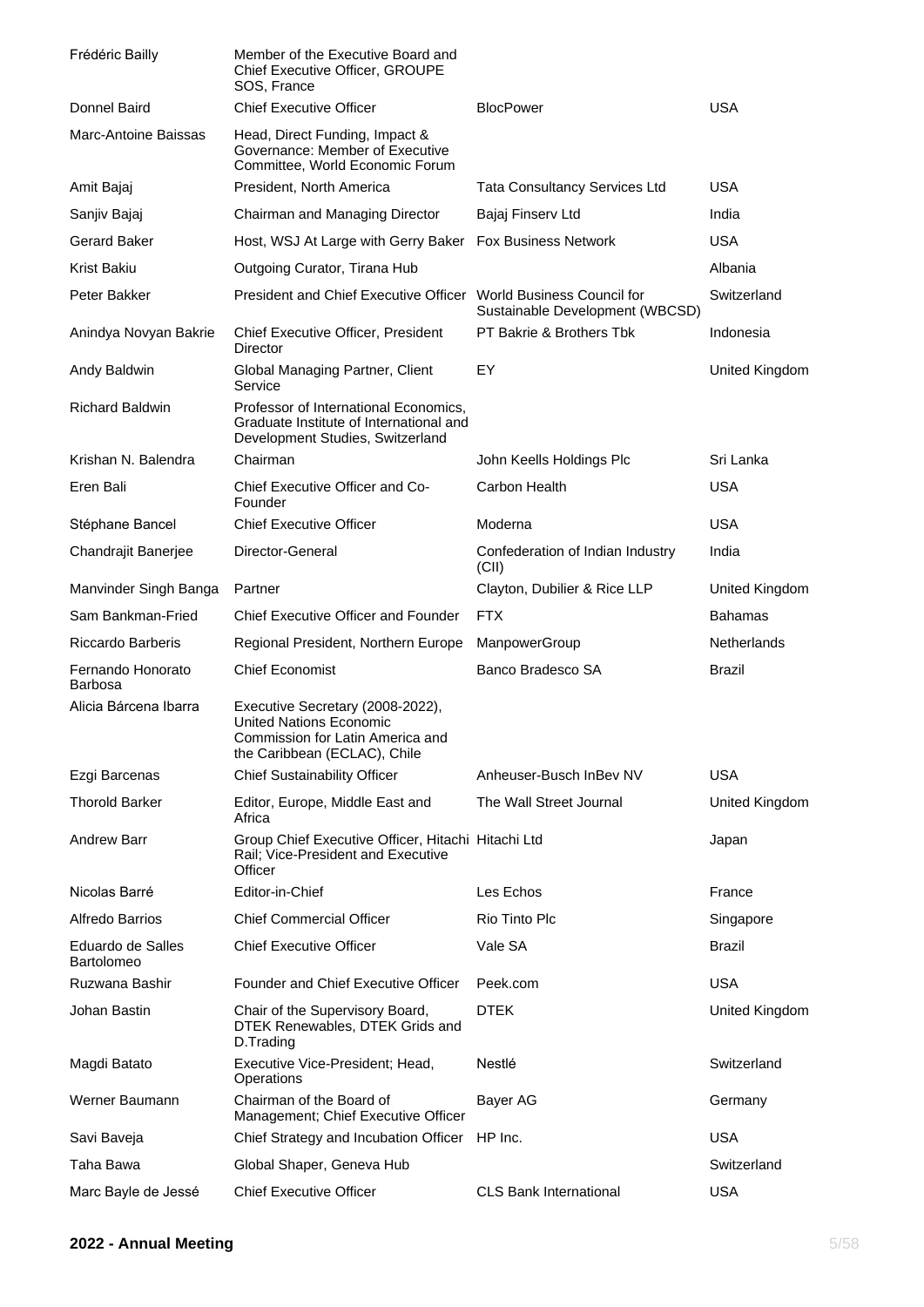| | | | |
|---|---|---|---|
| Frédéric Bailly | Member of the Executive Board and Chief Executive Officer, GROUPE SOS, France | | |
| Donnel Baird | Chief Executive Officer | BlocPower | USA |
| Marc-Antoine Baissas | Head, Direct Funding, Impact & Governance: Member of Executive Committee, World Economic Forum | | |
| Amit Bajaj | President, North America | Tata Consultancy Services Ltd | USA |
| Sanjiv Bajaj | Chairman and Managing Director | Bajaj Finserv Ltd | India |
| Gerard Baker | Host, WSJ At Large with Gerry Baker | Fox Business Network | USA |
| Krist Bakiu | Outgoing Curator, Tirana Hub | | Albania |
| Peter Bakker | President and Chief Executive Officer | World Business Council for Sustainable Development (WBCSD) | Switzerland |
| Anindya Novyan Bakrie | Chief Executive Officer, President Director | PT Bakrie & Brothers Tbk | Indonesia |
| Andy Baldwin | Global Managing Partner, Client Service | EY | United Kingdom |
| Richard Baldwin | Professor of International Economics, Graduate Institute of International and Development Studies, Switzerland | | |
| Krishan N. Balendra | Chairman | John Keells Holdings Plc | Sri Lanka |
| Eren Bali | Chief Executive Officer and Co-Founder | Carbon Health | USA |
| Stéphane Bancel | Chief Executive Officer | Moderna | USA |
| Chandrajit Banerjee | Director-General | Confederation of Indian Industry (CII) | India |
| Manvinder Singh Banga | Partner | Clayton, Dubilier & Rice LLP | United Kingdom |
| Sam Bankman-Fried | Chief Executive Officer and Founder | FTX | Bahamas |
| Riccardo Barberis | Regional President, Northern Europe | ManpowerGroup | Netherlands |
| Fernando Honorato Barbosa | Chief Economist | Banco Bradesco SA | Brazil |
| Alicia Bárcena Ibarra | Executive Secretary (2008-2022), United Nations Economic Commission for Latin America and the Caribbean (ECLAC), Chile | | |
| Ezgi Barcenas | Chief Sustainability Officer | Anheuser-Busch InBev NV | USA |
| Thorold Barker | Editor, Europe, Middle East and Africa | The Wall Street Journal | United Kingdom |
| Andrew Barr | Group Chief Executive Officer, Hitachi Rail; Vice-President and Executive Officer | Hitachi Ltd | Japan |
| Nicolas Barré | Editor-in-Chief | Les Echos | France |
| Alfredo Barrios | Chief Commercial Officer | Rio Tinto Plc | Singapore |
| Eduardo de Salles Bartolomeo | Chief Executive Officer | Vale SA | Brazil |
| Ruzwana Bashir | Founder and Chief Executive Officer | Peek.com | USA |
| Johan Bastin | Chair of the Supervisory Board, DTEK Renewables, DTEK Grids and D.Trading | DTEK | United Kingdom |
| Magdi Batato | Executive Vice-President; Head, Operations | Nestlé | Switzerland |
| Werner Baumann | Chairman of the Board of Management; Chief Executive Officer | Bayer AG | Germany |
| Savi Baveja | Chief Strategy and Incubation Officer | HP Inc. | USA |
| Taha Bawa | Global Shaper, Geneva Hub | | Switzerland |
| Marc Bayle de Jessé | Chief Executive Officer | CLS Bank International | USA |

**2022 - Annual Meeting**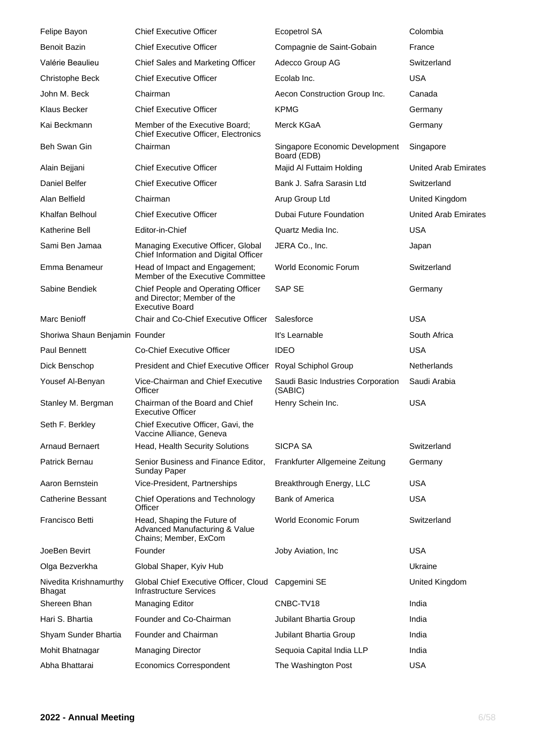| | | | |
|---|---|---|---|
| Felipe Bayon | Chief Executive Officer | Ecopetrol SA | Colombia |
| Benoit Bazin | Chief Executive Officer | Compagnie de Saint-Gobain | France |
| Valérie Beaulieu | Chief Sales and Marketing Officer | Adecco Group AG | Switzerland |
| Christophe Beck | Chief Executive Officer | Ecolab Inc. | USA |
| John M. Beck | Chairman | Aecon Construction Group Inc. | Canada |
| Klaus Becker | Chief Executive Officer | KPMG | Germany |
| Kai Beckmann | Member of the Executive Board; Chief Executive Officer, Electronics | Merck KGaA | Germany |
| Beh Swan Gin | Chairman | Singapore Economic Development Board (EDB) | Singapore |
| Alain Bejjani | Chief Executive Officer | Majid Al Futtaim Holding | United Arab Emirates |
| Daniel Belfer | Chief Executive Officer | Bank J. Safra Sarasin Ltd | Switzerland |
| Alan Belfield | Chairman | Arup Group Ltd | United Kingdom |
| Khalfan Belhoul | Chief Executive Officer | Dubai Future Foundation | United Arab Emirates |
| Katherine Bell | Editor-in-Chief | Quartz Media Inc. | USA |
| Sami Ben Jamaa | Managing Executive Officer, Global Chief Information and Digital Officer | JERA Co., Inc. | Japan |
| Emma Benameur | Head of Impact and Engagement; Member of the Executive Committee | World Economic Forum | Switzerland |
| Sabine Bendiek | Chief People and Operating Officer and Director; Member of the Executive Board | SAP SE | Germany |
| Marc Benioff | Chair and Co-Chief Executive Officer | Salesforce | USA |
| Shoriwa Shaun Benjamin | Founder | It's Learnable | South Africa |
| Paul Bennett | Co-Chief Executive Officer | IDEO | USA |
| Dick Benschop | President and Chief Executive Officer | Royal Schiphol Group | Netherlands |
| Yousef Al-Benyan | Vice-Chairman and Chief Executive Officer | Saudi Basic Industries Corporation (SABIC) | Saudi Arabia |
| Stanley M. Bergman | Chairman of the Board and Chief Executive Officer | Henry Schein Inc. | USA |
| Seth F. Berkley | Chief Executive Officer, Gavi, the Vaccine Alliance, Geneva | | |
| Arnaud Bernaert | Head, Health Security Solutions | SICPA SA | Switzerland |
| Patrick Bernau | Senior Business and Finance Editor, Sunday Paper | Frankfurter Allgemeine Zeitung | Germany |
| Aaron Bernstein | Vice-President, Partnerships | Breakthrough Energy, LLC | USA |
| Catherine Bessant | Chief Operations and Technology Officer | Bank of America | USA |
| Francisco Betti | Head, Shaping the Future of Advanced Manufacturing & Value Chains; Member, ExCom | World Economic Forum | Switzerland |
| JoeBen Bevirt | Founder | Joby Aviation, Inc | USA |
| Olga Bezverkha | Global Shaper, Kyiv Hub | | Ukraine |
| Nivedita Krishnamurthy Bhagat | Global Chief Executive Officer, Cloud Infrastructure Services | Capgemini SE | United Kingdom |
| Shereen Bhan | Managing Editor | CNBC-TV18 | India |
| Hari S. Bhartia | Founder and Co-Chairman | Jubilant Bhartia Group | India |
| Shyam Sunder Bhartia | Founder and Chairman | Jubilant Bhartia Group | India |
| Mohit Bhatnagar | Managing Director | Sequoia Capital India LLP | India |
| Abha Bhattarai | Economics Correspondent | The Washington Post | USA |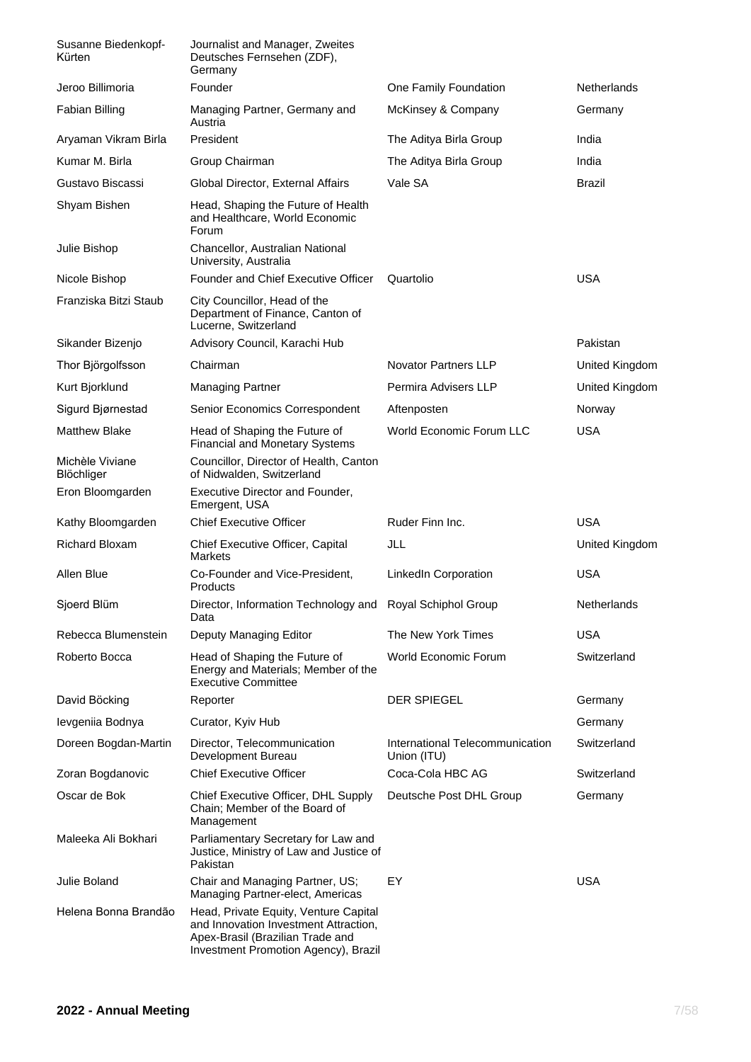| | | | |
|---|---|---|---|
| Susanne Biedenkopf-Kürten | Journalist and Manager, Zweites Deutsches Fernsehen (ZDF), Germany | | |
| Jeroo Billimoria | Founder | One Family Foundation | Netherlands |
| Fabian Billing | Managing Partner, Germany and Austria | McKinsey & Company | Germany |
| Aryaman Vikram Birla | President | The Aditya Birla Group | India |
| Kumar M. Birla | Group Chairman | The Aditya Birla Group | India |
| Gustavo Biscassi | Global Director, External Affairs | Vale SA | Brazil |
| Shyam Bishen | Head, Shaping the Future of Health and Healthcare, World Economic Forum | | |
| Julie Bishop | Chancellor, Australian National University, Australia | | |
| Nicole Bishop | Founder and Chief Executive Officer | Quartolio | USA |
| Franziska Bitzi Staub | City Councillor, Head of the Department of Finance, Canton of Lucerne, Switzerland | | |
| Sikander Bizenjo | Advisory Council, Karachi Hub | | Pakistan |
| Thor Björgolfsson | Chairman | Novator Partners LLP | United Kingdom |
| Kurt Bjorklund | Managing Partner | Permira Advisers LLP | United Kingdom |
| Sigurd Bjørnestad | Senior Economics Correspondent | Aftenposten | Norway |
| Matthew Blake | Head of Shaping the Future of Financial and Monetary Systems | World Economic Forum LLC | USA |
| Michèle Viviane Blöchliger | Councillor, Director of Health, Canton of Nidwalden, Switzerland | | |
| Eron Bloomgarden | Executive Director and Founder, Emergent, USA | | |
| Kathy Bloomgarden | Chief Executive Officer | Ruder Finn Inc. | USA |
| Richard Bloxam | Chief Executive Officer, Capital Markets | JLL | United Kingdom |
| Allen Blue | Co-Founder and Vice-President, Products | LinkedIn Corporation | USA |
| Sjoerd Blüm | Director, Information Technology and Data | Royal Schiphol Group | Netherlands |
| Rebecca Blumenstein | Deputy Managing Editor | The New York Times | USA |
| Roberto Bocca | Head of Shaping the Future of Energy and Materials; Member of the Executive Committee | World Economic Forum | Switzerland |
| David Böcking | Reporter | DER SPIEGEL | Germany |
| Ievgeniia Bodnya | Curator, Kyiv Hub | | Germany |
| Doreen Bogdan-Martin | Director, Telecommunication Development Bureau | International Telecommunication Union (ITU) | Switzerland |
| Zoran Bogdanovic | Chief Executive Officer | Coca-Cola HBC AG | Switzerland |
| Oscar de Bok | Chief Executive Officer, DHL Supply Chain; Member of the Board of Management | Deutsche Post DHL Group | Germany |
| Maleeka Ali Bokhari | Parliamentary Secretary for Law and Justice, Ministry of Law and Justice of Pakistan | | |
| Julie Boland | Chair and Managing Partner, US; Managing Partner-elect, Americas | EY | USA |
| Helena Bonna Brandão | Head, Private Equity, Venture Capital and Innovation Investment Attraction, Apex-Brasil (Brazilian Trade and Investment Promotion Agency), Brazil | | |

**2022 - Annual Meeting**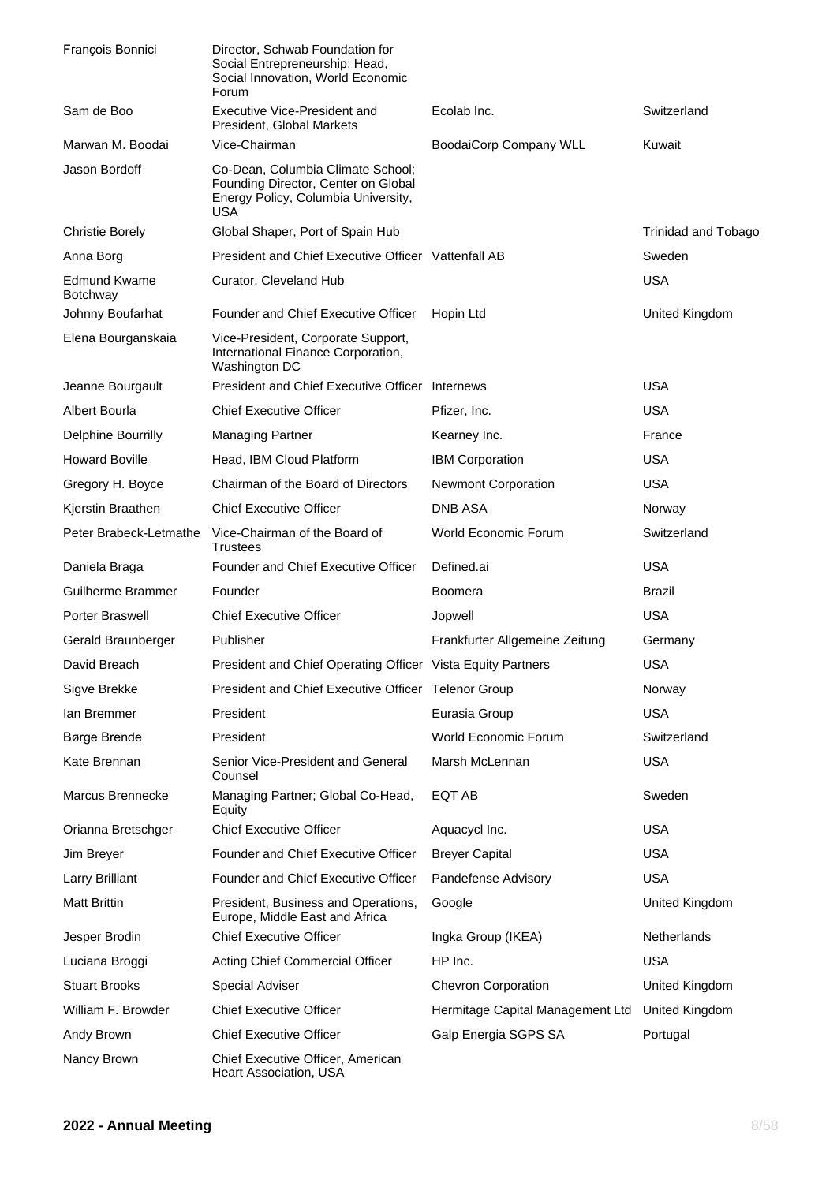| | | | |
|---|---|---|---|
| François Bonnici | Director, Schwab Foundation for Social Entrepreneurship; Head, Social Innovation, World Economic Forum | | |
| Sam de Boo | Executive Vice-President and President, Global Markets | Ecolab Inc. | Switzerland |
| Marwan M. Boodai | Vice-Chairman | BoodaiCorp Company WLL | Kuwait |
| Jason Bordoff | Co-Dean, Columbia Climate School; Founding Director, Center on Global Energy Policy, Columbia University, USA | | |
| Christie Borely | Global Shaper, Port of Spain Hub | | Trinidad and Tobago |
| Anna Borg | President and Chief Executive Officer | Vattenfall AB | Sweden |
| Edmund Kwame Botchway | Curator, Cleveland Hub | | USA |
| Johnny Boufarhat | Founder and Chief Executive Officer | Hopin Ltd | United Kingdom |
| Elena Bourganskaia | Vice-President, Corporate Support, International Finance Corporation, Washington DC | | |
| Jeanne Bourgault | President and Chief Executive Officer | Internews | USA |
| Albert Bourla | Chief Executive Officer | Pfizer, Inc. | USA |
| Delphine Bourrilly | Managing Partner | Kearney Inc. | France |
| Howard Boville | Head, IBM Cloud Platform | IBM Corporation | USA |
| Gregory H. Boyce | Chairman of the Board of Directors | Newmont Corporation | USA |
| Kjerstin Braathen | Chief Executive Officer | DNB ASA | Norway |
| Peter Brabeck-Letmathe | Vice-Chairman of the Board of Trustees | World Economic Forum | Switzerland |
| Daniela Braga | Founder and Chief Executive Officer | Defined.ai | USA |
| Guilherme Brammer | Founder | Boomera | Brazil |
| Porter Braswell | Chief Executive Officer | Jopwell | USA |
| Gerald Braunberger | Publisher | Frankfurter Allgemeine Zeitung | Germany |
| David Breach | President and Chief Operating Officer | Vista Equity Partners | USA |
| Sigve Brekke | President and Chief Executive Officer | Telenor Group | Norway |
| Ian Bremmer | President | Eurasia Group | USA |
| Børge Brende | President | World Economic Forum | Switzerland |
| Kate Brennan | Senior Vice-President and General Counsel | Marsh McLennan | USA |
| Marcus Brennecke | Managing Partner; Global Co-Head, Equity | EQT AB | Sweden |
| Orianna Bretschger | Chief Executive Officer | Aquacycl Inc. | USA |
| Jim Breyer | Founder and Chief Executive Officer | Breyer Capital | USA |
| Larry Brilliant | Founder and Chief Executive Officer | Pandefense Advisory | USA |
| Matt Brittin | President, Business and Operations, Europe, Middle East and Africa | Google | United Kingdom |
| Jesper Brodin | Chief Executive Officer | Ingka Group (IKEA) | Netherlands |
| Luciana Broggi | Acting Chief Commercial Officer | HP Inc. | USA |
| Stuart Brooks | Special Adviser | Chevron Corporation | United Kingdom |
| William F. Browder | Chief Executive Officer | Hermitage Capital Management Ltd | United Kingdom |
| Andy Brown | Chief Executive Officer | Galp Energia SGPS SA | Portugal |
| Nancy Brown | Chief Executive Officer, American Heart Association, USA | | |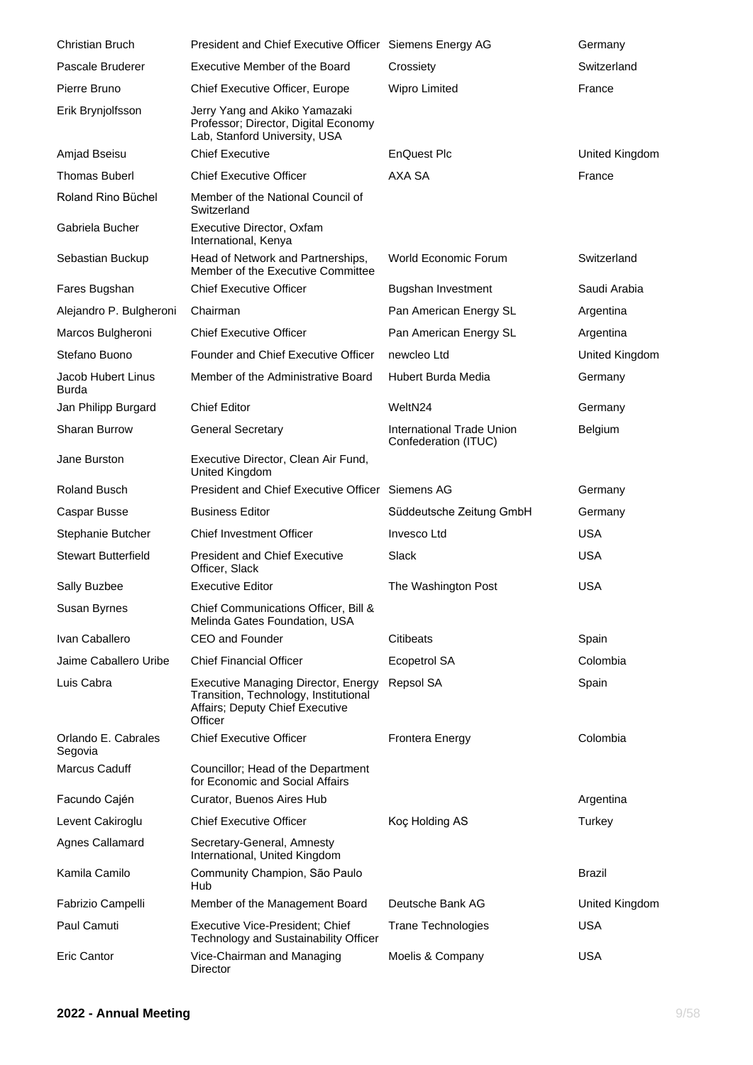| | | | |
|---|---|---|---|
| Christian Bruch | President and Chief Executive Officer | Siemens Energy AG | Germany |
| Pascale Bruderer | Executive Member of the Board | Crossiety | Switzerland |
| Pierre Bruno | Chief Executive Officer, Europe | Wipro Limited | France |
| Erik Brynjolfsson | Jerry Yang and Akiko Yamazaki Professor; Director, Digital Economy Lab, Stanford University, USA | | |
| Amjad Bseisu | Chief Executive | EnQuest Plc | United Kingdom |
| Thomas Buberl | Chief Executive Officer | AXA SA | France |
| Roland Rino Büchel | Member of the National Council of Switzerland | | |
| Gabriela Bucher | Executive Director, Oxfam International, Kenya | | |
| Sebastian Buckup | Head of Network and Partnerships, Member of the Executive Committee | World Economic Forum | Switzerland |
| Fares Bugshan | Chief Executive Officer | Bugshan Investment | Saudi Arabia |
| Alejandro P. Bulgheroni | Chairman | Pan American Energy SL | Argentina |
| Marcos Bulgheroni | Chief Executive Officer | Pan American Energy SL | Argentina |
| Stefano Buono | Founder and Chief Executive Officer | newcleo Ltd | United Kingdom |
| Jacob Hubert Linus Burda | Member of the Administrative Board | Hubert Burda Media | Germany |
| Jan Philipp Burgard | Chief Editor | WeltN24 | Germany |
| Sharan Burrow | General Secretary | International Trade Union Confederation (ITUC) | Belgium |
| Jane Burston | Executive Director, Clean Air Fund, United Kingdom | | |
| Roland Busch | President and Chief Executive Officer | Siemens AG | Germany |
| Caspar Busse | Business Editor | Süddeutsche Zeitung GmbH | Germany |
| Stephanie Butcher | Chief Investment Officer | Invesco Ltd | USA |
| Stewart Butterfield | President and Chief Executive Officer, Slack | Slack | USA |
| Sally Buzbee | Executive Editor | The Washington Post | USA |
| Susan Byrnes | Chief Communications Officer, Bill & Melinda Gates Foundation, USA | | |
| Ivan Caballero | CEO and Founder | Citibeats | Spain |
| Jaime Caballero Uribe | Chief Financial Officer | Ecopetrol SA | Colombia |
| Luis Cabra | Executive Managing Director, Energy Transition, Technology, Institutional Affairs; Deputy Chief Executive Officer | Repsol SA | Spain |
| Orlando E. Cabrales Segovia | Chief Executive Officer | Frontera Energy | Colombia |
| Marcus Caduff | Councillor; Head of the Department for Economic and Social Affairs | | |
| Facundo Cajén | Curator, Buenos Aires Hub | | Argentina |
| Levent Cakiroglu | Chief Executive Officer | Koç Holding AS | Turkey |
| Agnes Callamard | Secretary-General, Amnesty International, United Kingdom | | |
| Kamila Camilo | Community Champion, São Paulo Hub | | Brazil |
| Fabrizio Campelli | Member of the Management Board | Deutsche Bank AG | United Kingdom |
| Paul Camuti | Executive Vice-President; Chief Technology and Sustainability Officer | Trane Technologies | USA |
| Eric Cantor | Vice-Chairman and Managing Director | Moelis & Company | USA |

**2022 - Annual Meeting**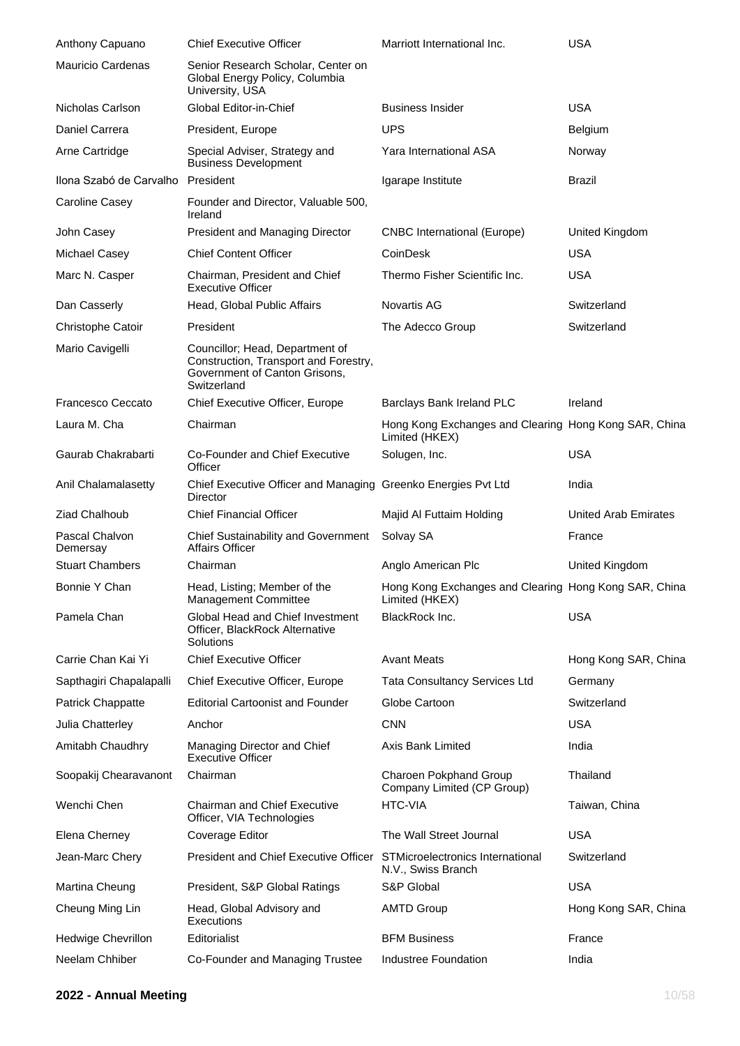| | | | |
|---|---|---|---|
| Anthony Capuano | Chief Executive Officer | Marriott International Inc. | USA |
| Mauricio Cardenas | Senior Research Scholar, Center on Global Energy Policy, Columbia University, USA | | |
| Nicholas Carlson | Global Editor-in-Chief | Business Insider | USA |
| Daniel Carrera | President, Europe | UPS | Belgium |
| Arne Cartridge | Special Adviser, Strategy and Business Development | Yara International ASA | Norway |
| Ilona Szabó de Carvalho | President | Igarape Institute | Brazil |
| Caroline Casey | Founder and Director, Valuable 500, Ireland | | |
| John Casey | President and Managing Director | CNBC International (Europe) | United Kingdom |
| Michael Casey | Chief Content Officer | CoinDesk | USA |
| Marc N. Casper | Chairman, President and Chief Executive Officer | Thermo Fisher Scientific Inc. | USA |
| Dan Casserly | Head, Global Public Affairs | Novartis AG | Switzerland |
| Christophe Catoir | President | The Adecco Group | Switzerland |
| Mario Cavigelli | Councillor; Head, Department of Construction, Transport and Forestry, Government of Canton Grisons, Switzerland | | |
| Francesco Ceccato | Chief Executive Officer, Europe | Barclays Bank Ireland PLC | Ireland |
| Laura M. Cha | Chairman | Hong Kong Exchanges and Clearing Limited (HKEX) | Hong Kong SAR, China |
| Gaurab Chakrabarti | Co-Founder and Chief Executive Officer | Solugen, Inc. | USA |
| Anil Chalamalasetty | Chief Executive Officer and Managing Director | Greenko Energies Pvt Ltd | India |
| Ziad Chalhoub | Chief Financial Officer | Majid Al Futtaim Holding | United Arab Emirates |
| Pascal Chalvon Demersay | Chief Sustainability and Government Affairs Officer | Solvay SA | France |
| Stuart Chambers | Chairman | Anglo American Plc | United Kingdom |
| Bonnie Y Chan | Head, Listing; Member of the Management Committee | Hong Kong Exchanges and Clearing Limited (HKEX) | Hong Kong SAR, China |
| Pamela Chan | Global Head and Chief Investment Officer, BlackRock Alternative Solutions | BlackRock Inc. | USA |
| Carrie Chan Kai Yi | Chief Executive Officer | Avant Meats | Hong Kong SAR, China |
| Sapthagiri Chapalapalli | Chief Executive Officer, Europe | Tata Consultancy Services Ltd | Germany |
| Patrick Chappatte | Editorial Cartoonist and Founder | Globe Cartoon | Switzerland |
| Julia Chatterley | Anchor | CNN | USA |
| Amitabh Chaudhry | Managing Director and Chief Executive Officer | Axis Bank Limited | India |
| Soopakij Chearavanont | Chairman | Charoen Pokphand Group Company Limited (CP Group) | Thailand |
| Wenchi Chen | Chairman and Chief Executive Officer, VIA Technologies | HTC-VIA | Taiwan, China |
| Elena Cherney | Coverage Editor | The Wall Street Journal | USA |
| Jean-Marc Chery | President and Chief Executive Officer | STMicroelectronics International N.V., Swiss Branch | Switzerland |
| Martina Cheung | President, S&P Global Ratings | S&P Global | USA |
| Cheung Ming Lin | Head, Global Advisory and Executions | AMTD Group | Hong Kong SAR, China |
| Hedwige Chevrillon | Editorialist | BFM Business | France |
| Neelam Chhiber | Co-Founder and Managing Trustee | Industree Foundation | India |

**2022 - Annual Meeting**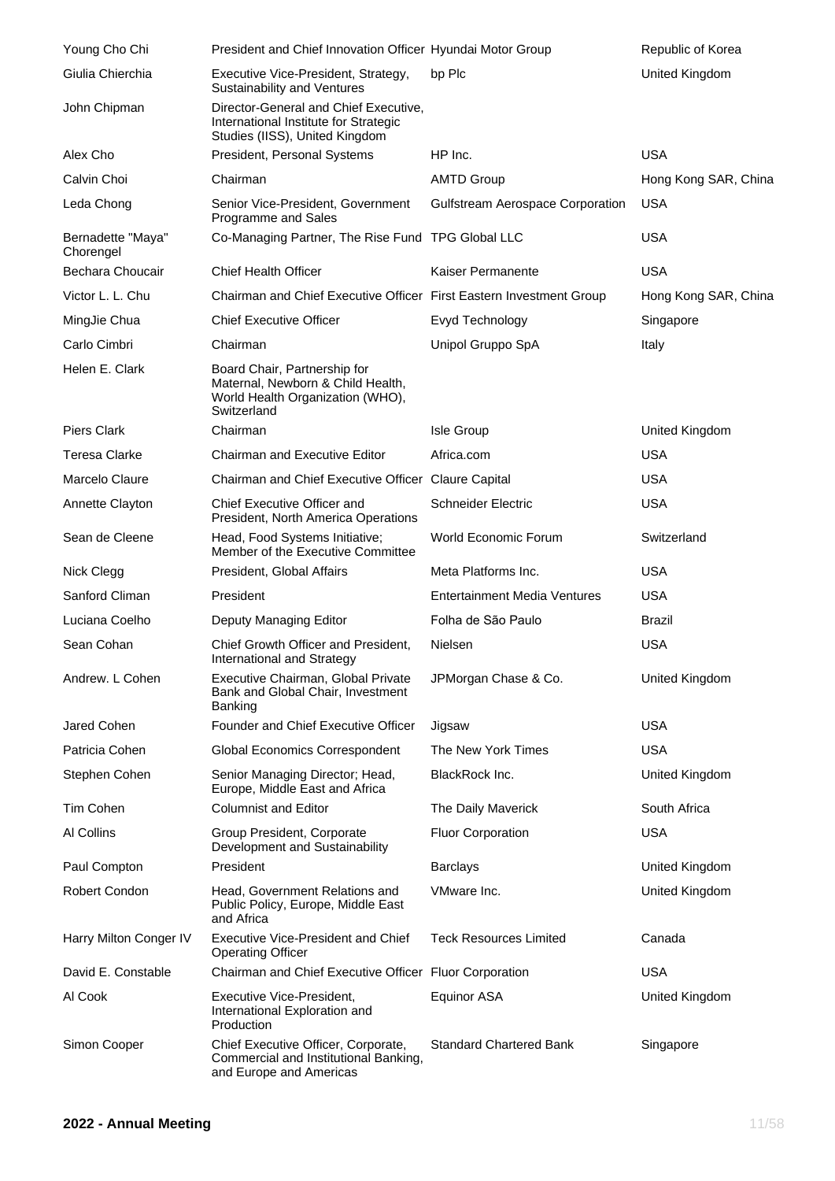| | | | |
|---|---|---|---|
| Young Cho Chi | President and Chief Innovation Officer | Hyundai Motor Group | Republic of Korea |
| Giulia Chierchia | Executive Vice-President, Strategy, Sustainability and Ventures | bp Plc | United Kingdom |
| John Chipman | Director-General and Chief Executive, International Institute for Strategic Studies (IISS), United Kingdom | | |
| Alex Cho | President, Personal Systems | HP Inc. | USA |
| Calvin Choi | Chairman | AMTD Group | Hong Kong SAR, China |
| Leda Chong | Senior Vice-President, Government Programme and Sales | Gulfstream Aerospace Corporation | USA |
| Bernadette "Maya" Chorengel | Co-Managing Partner, The Rise Fund | TPG Global LLC | USA |
| Bechara Choucair | Chief Health Officer | Kaiser Permanente | USA |
| Victor L. L. Chu | Chairman and Chief Executive Officer | First Eastern Investment Group | Hong Kong SAR, China |
| MingJie Chua | Chief Executive Officer | Evyd Technology | Singapore |
| Carlo Cimbri | Chairman | Unipol Gruppo SpA | Italy |
| Helen E. Clark | Board Chair, Partnership for Maternal, Newborn & Child Health, World Health Organization (WHO), Switzerland | | |
| Piers Clark | Chairman | Isle Group | United Kingdom |
| Teresa Clarke | Chairman and Executive Editor | Africa.com | USA |
| Marcelo Claure | Chairman and Chief Executive Officer | Claure Capital | USA |
| Annette Clayton | Chief Executive Officer and President, North America Operations | Schneider Electric | USA |
| Sean de Cleene | Head, Food Systems Initiative; Member of the Executive Committee | World Economic Forum | Switzerland |
| Nick Clegg | President, Global Affairs | Meta Platforms Inc. | USA |
| Sanford Climan | President | Entertainment Media Ventures | USA |
| Luciana Coelho | Deputy Managing Editor | Folha de São Paulo | Brazil |
| Sean Cohan | Chief Growth Officer and President, International and Strategy | Nielsen | USA |
| Andrew. L Cohen | Executive Chairman, Global Private Bank and Global Chair, Investment Banking | JPMorgan Chase & Co. | United Kingdom |
| Jared Cohen | Founder and Chief Executive Officer | Jigsaw | USA |
| Patricia Cohen | Global Economics Correspondent | The New York Times | USA |
| Stephen Cohen | Senior Managing Director; Head, Europe, Middle East and Africa | BlackRock Inc. | United Kingdom |
| Tim Cohen | Columnist and Editor | The Daily Maverick | South Africa |
| Al Collins | Group President, Corporate Development and Sustainability | Fluor Corporation | USA |
| Paul Compton | President | Barclays | United Kingdom |
| Robert Condon | Head, Government Relations and Public Policy, Europe, Middle East and Africa | VMware Inc. | United Kingdom |
| Harry Milton Conger IV | Executive Vice-President and Chief Operating Officer | Teck Resources Limited | Canada |
| David E. Constable | Chairman and Chief Executive Officer | Fluor Corporation | USA |
| Al Cook | Executive Vice-President, International Exploration and Production | Equinor ASA | United Kingdom |
| Simon Cooper | Chief Executive Officer, Corporate, Commercial and Institutional Banking, and Europe and Americas | Standard Chartered Bank | Singapore |

**2022 - Annual Meeting**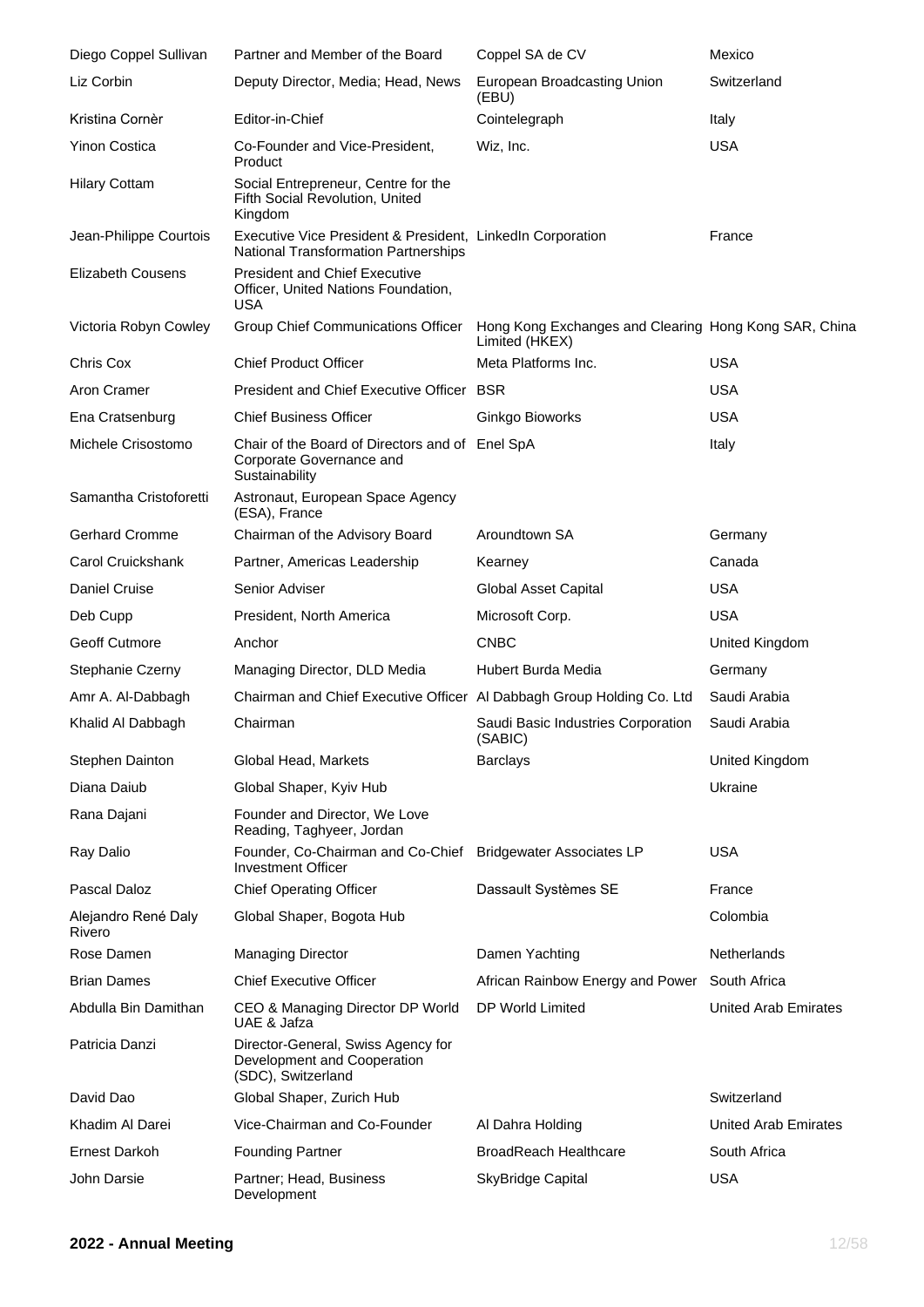| | | | |
|---|---|---|---|
| Diego Coppel Sullivan | Partner and Member of the Board | Coppel SA de CV | Mexico |
| Liz Corbin | Deputy Director, Media; Head, News | European Broadcasting Union (EBU) | Switzerland |
| Kristina Cornèr | Editor-in-Chief | Cointelegraph | Italy |
| Yinon Costica | Co-Founder and Vice-President, Product | Wiz, Inc. | USA |
| Hilary Cottam | Social Entrepreneur, Centre for the Fifth Social Revolution, United Kingdom | | |
| Jean-Philippe Courtois | Executive Vice President & President, National Transformation Partnerships | LinkedIn Corporation | France |
| Elizabeth Cousens | President and Chief Executive Officer, United Nations Foundation, USA | | |
| Victoria Robyn Cowley | Group Chief Communications Officer | Hong Kong Exchanges and Clearing Limited (HKEX) | Hong Kong SAR, China |
| Chris Cox | Chief Product Officer | Meta Platforms Inc. | USA |
| Aron Cramer | President and Chief Executive Officer | BSR | USA |
| Ena Cratsenburg | Chief Business Officer | Ginkgo Bioworks | USA |
| Michele Crisostomo | Chair of the Board of Directors and of Corporate Governance and Sustainability | Enel SpA | Italy |
| Samantha Cristoforetti | Astronaut, European Space Agency (ESA), France | | |
| Gerhard Cromme | Chairman of the Advisory Board | Aroundtown SA | Germany |
| Carol Cruickshank | Partner, Americas Leadership | Kearney | Canada |
| Daniel Cruise | Senior Adviser | Global Asset Capital | USA |
| Deb Cupp | President, North America | Microsoft Corp. | USA |
| Geoff Cutmore | Anchor | CNBC | United Kingdom |
| Stephanie Czerny | Managing Director, DLD Media | Hubert Burda Media | Germany |
| Amr A. Al-Dabbagh | Chairman and Chief Executive Officer | Al Dabbagh Group Holding Co. Ltd | Saudi Arabia |
| Khalid Al Dabbagh | Chairman | Saudi Basic Industries Corporation (SABIC) | Saudi Arabia |
| Stephen Dainton | Global Head, Markets | Barclays | United Kingdom |
| Diana Daiub | Global Shaper, Kyiv Hub | | Ukraine |
| Rana Dajani | Founder and Director, We Love Reading, Taghyeer, Jordan | | |
| Ray Dalio | Founder, Co-Chairman and Co-Chief Investment Officer | Bridgewater Associates LP | USA |
| Pascal Daloz | Chief Operating Officer | Dassault Systèmes SE | France |
| Alejandro René Daly Rivero | Global Shaper, Bogota Hub | | Colombia |
| Rose Damen | Managing Director | Damen Yachting | Netherlands |
| Brian Dames | Chief Executive Officer | African Rainbow Energy and Power | South Africa |
| Abdulla Bin Damithan | CEO & Managing Director DP World UAE & Jafza | DP World Limited | United Arab Emirates |
| Patricia Danzi | Director-General, Swiss Agency for Development and Cooperation (SDC), Switzerland | | |
| David Dao | Global Shaper, Zurich Hub | | Switzerland |
| Khadim Al Darei | Vice-Chairman and Co-Founder | Al Dahra Holding | United Arab Emirates |
| Ernest Darkoh | Founding Partner | BroadReach Healthcare | South Africa |
| John Darsie | Partner; Head, Business Development | SkyBridge Capital | USA |

**2022 - Annual Meeting**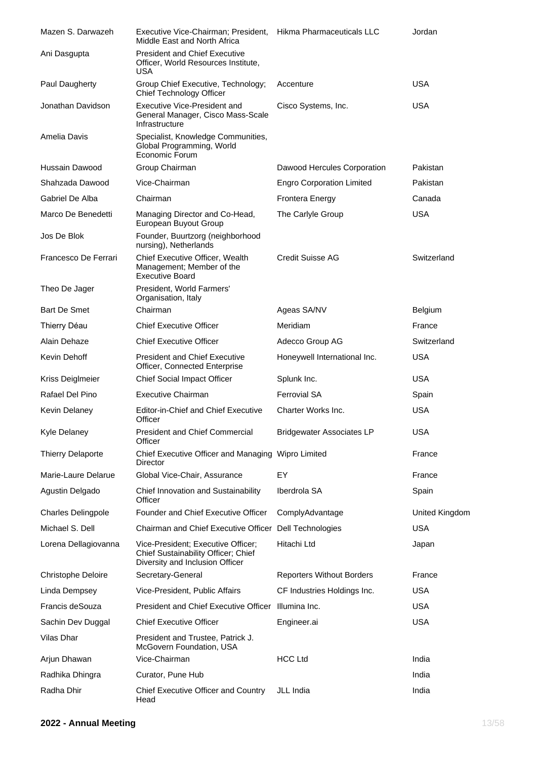| | | | |
|---|---|---|---|
| Mazen S. Darwazeh | Executive Vice-Chairman; President, Middle East and North Africa | Hikma Pharmaceuticals LLC | Jordan |
| Ani Dasgupta | President and Chief Executive Officer, World Resources Institute, USA | | |
| Paul Daugherty | Group Chief Executive, Technology; Chief Technology Officer | Accenture | USA |
| Jonathan Davidson | Executive Vice-President and General Manager, Cisco Mass-Scale Infrastructure | Cisco Systems, Inc. | USA |
| Amelia Davis | Specialist, Knowledge Communities, Global Programming, World Economic Forum | | |
| Hussain Dawood | Group Chairman | Dawood Hercules Corporation | Pakistan |
| Shahzada Dawood | Vice-Chairman | Engro Corporation Limited | Pakistan |
| Gabriel De Alba | Chairman | Frontera Energy | Canada |
| Marco De Benedetti | Managing Director and Co-Head, European Buyout Group | The Carlyle Group | USA |
| Jos De Blok | Founder, Buurtzorg (neighborhood nursing), Netherlands | | |
| Francesco De Ferrari | Chief Executive Officer, Wealth Management; Member of the Executive Board | Credit Suisse AG | Switzerland |
| Theo De Jager | President, World Farmers' Organisation, Italy | | |
| Bart De Smet | Chairman | Ageas SA/NV | Belgium |
| Thierry Déau | Chief Executive Officer | Meridiam | France |
| Alain Dehaze | Chief Executive Officer | Adecco Group AG | Switzerland |
| Kevin Dehoff | President and Chief Executive Officer, Connected Enterprise | Honeywell International Inc. | USA |
| Kriss Deiglmeier | Chief Social Impact Officer | Splunk Inc. | USA |
| Rafael Del Pino | Executive Chairman | Ferrovial SA | Spain |
| Kevin Delaney | Editor-in-Chief and Chief Executive Officer | Charter Works Inc. | USA |
| Kyle Delaney | President and Chief Commercial Officer | Bridgewater Associates LP | USA |
| Thierry Delaporte | Chief Executive Officer and Managing Director | Wipro Limited | France |
| Marie-Laure Delarue | Global Vice-Chair, Assurance | EY | France |
| Agustin Delgado | Chief Innovation and Sustainability Officer | Iberdrola SA | Spain |
| Charles Delingpole | Founder and Chief Executive Officer | ComplyAdvantage | United Kingdom |
| Michael S. Dell | Chairman and Chief Executive Officer | Dell Technologies | USA |
| Lorena Dellagiovanna | Vice-President; Executive Officer; Chief Sustainability Officer; Chief Diversity and Inclusion Officer | Hitachi Ltd | Japan |
| Christophe Deloire | Secretary-General | Reporters Without Borders | France |
| Linda Dempsey | Vice-President, Public Affairs | CF Industries Holdings Inc. | USA |
| Francis deSouza | President and Chief Executive Officer | Illumina Inc. | USA |
| Sachin Dev Duggal | Chief Executive Officer | Engineer.ai | USA |
| Vilas Dhar | President and Trustee, Patrick J. McGovern Foundation, USA | | |
| Arjun Dhawan | Vice-Chairman | HCC Ltd | India |
| Radhika Dhingra | Curator, Pune Hub | | India |
| Radha Dhir | Chief Executive Officer and Country Head | JLL India | India |

**2022 - Annual Meeting**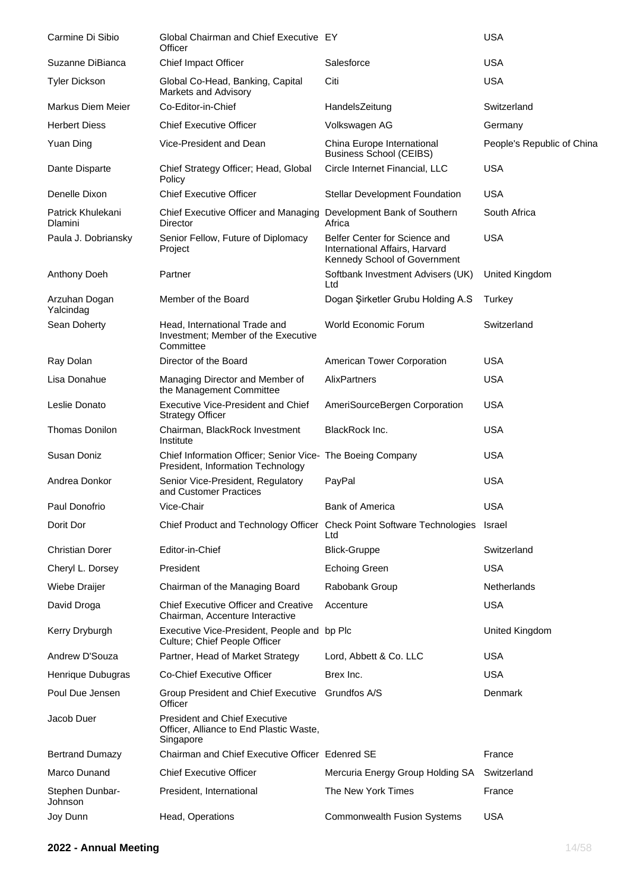| | | | |
|---|---|---|---|
| Carmine Di Sibio | Global Chairman and Chief Executive Officer | EY | USA |
| Suzanne DiBianca | Chief Impact Officer | Salesforce | USA |
| Tyler Dickson | Global Co-Head, Banking, Capital Markets and Advisory | Citi | USA |
| Markus Diem Meier | Co-Editor-in-Chief | HandelsZeitung | Switzerland |
| Herbert Diess | Chief Executive Officer | Volkswagen AG | Germany |
| Yuan Ding | Vice-President and Dean | China Europe International Business School (CEIBS) | People's Republic of China |
| Dante Disparte | Chief Strategy Officer; Head, Global Policy | Circle Internet Financial, LLC | USA |
| Denelle Dixon | Chief Executive Officer | Stellar Development Foundation | USA |
| Patrick Khulekani Dlamini | Chief Executive Officer and Managing Director | Development Bank of Southern Africa | South Africa |
| Paula J. Dobriansky | Senior Fellow, Future of Diplomacy Project | Belfer Center for Science and International Affairs, Harvard Kennedy School of Government | USA |
| Anthony Doeh | Partner | Softbank Investment Advisers (UK) Ltd | United Kingdom |
| Arzuhan Dogan Yalcindag | Member of the Board | Dogan Şirketler Grubu Holding A.S | Turkey |
| Sean Doherty | Head, International Trade and Investment; Member of the Executive Committee | World Economic Forum | Switzerland |
| Ray Dolan | Director of the Board | American Tower Corporation | USA |
| Lisa Donahue | Managing Director and Member of the Management Committee | AlixPartners | USA |
| Leslie Donato | Executive Vice-President and Chief Strategy Officer | AmeriSourceBergen Corporation | USA |
| Thomas Donilon | Chairman, BlackRock Investment Institute | BlackRock Inc. | USA |
| Susan Doniz | Chief Information Officer; Senior Vice-President, Information Technology | The Boeing Company | USA |
| Andrea Donkor | Senior Vice-President, Regulatory and Customer Practices | PayPal | USA |
| Paul Donofrio | Vice-Chair | Bank of America | USA |
| Dorit Dor | Chief Product and Technology Officer | Check Point Software Technologies Ltd | Israel |
| Christian Dorer | Editor-in-Chief | Blick-Gruppe | Switzerland |
| Cheryl L. Dorsey | President | Echoing Green | USA |
| Wiebe Draijer | Chairman of the Managing Board | Rabobank Group | Netherlands |
| David Droga | Chief Executive Officer and Creative Chairman, Accenture Interactive | Accenture | USA |
| Kerry Dryburgh | Executive Vice-President, People and Culture; Chief People Officer | bp Plc | United Kingdom |
| Andrew D'Souza | Partner, Head of Market Strategy | Lord, Abbett & Co. LLC | USA |
| Henrique Dubugras | Co-Chief Executive Officer | Brex Inc. | USA |
| Poul Due Jensen | Group President and Chief Executive Officer | Grundfos A/S | Denmark |
| Jacob Duer | President and Chief Executive Officer, Alliance to End Plastic Waste, Singapore | | |
| Bertrand Dumazy | Chairman and Chief Executive Officer | Edenred SE | France |
| Marco Dunand | Chief Executive Officer | Mercuria Energy Group Holding SA | Switzerland |
| Stephen Dunbar-Johnson | President, International | The New York Times | France |
| Joy Dunn | Head, Operations | Commonwealth Fusion Systems | USA |

**2022 - Annual Meeting**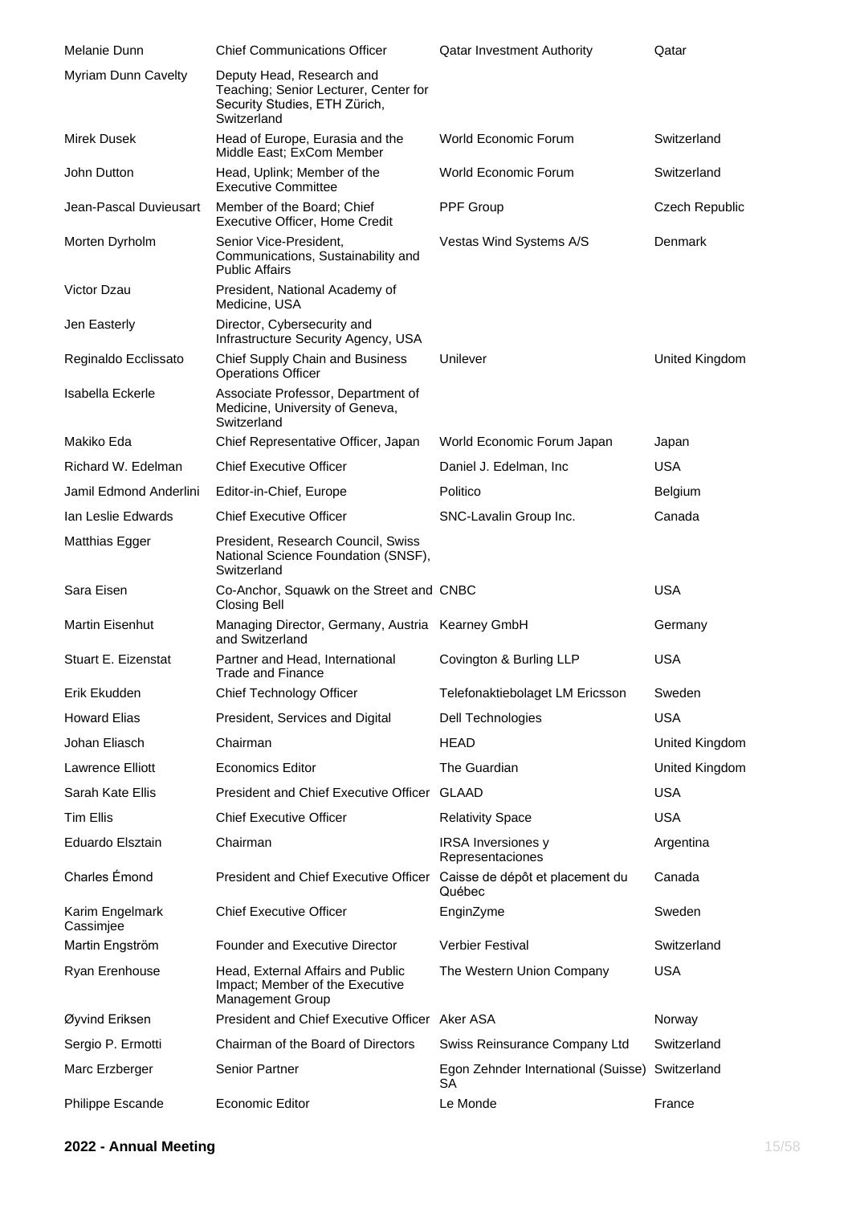| | | | |
|---|---|---|---|
| Melanie Dunn | Chief Communications Officer | Qatar Investment Authority | Qatar |
| Myriam Dunn Cavelty | Deputy Head, Research and Teaching; Senior Lecturer, Center for Security Studies, ETH Zürich, Switzerland | | |
| Mirek Dusek | Head of Europe, Eurasia and the Middle East; ExCom Member | World Economic Forum | Switzerland |
| John Dutton | Head, Uplink; Member of the Executive Committee | World Economic Forum | Switzerland |
| Jean-Pascal Duvieusart | Member of the Board; Chief Executive Officer, Home Credit | PPF Group | Czech Republic |
| Morten Dyrholm | Senior Vice-President, Communications, Sustainability and Public Affairs | Vestas Wind Systems A/S | Denmark |
| Victor Dzau | President, National Academy of Medicine, USA | | |
| Jen Easterly | Director, Cybersecurity and Infrastructure Security Agency, USA | | |
| Reginaldo Ecclissato | Chief Supply Chain and Business Operations Officer | Unilever | United Kingdom |
| Isabella Eckerle | Associate Professor, Department of Medicine, University of Geneva, Switzerland | | |
| Makiko Eda | Chief Representative Officer, Japan | World Economic Forum Japan | Japan |
| Richard W. Edelman | Chief Executive Officer | Daniel J. Edelman, Inc | USA |
| Jamil Edmond Anderlini | Editor-in-Chief, Europe | Politico | Belgium |
| Ian Leslie Edwards | Chief Executive Officer | SNC-Lavalin Group Inc. | Canada |
| Matthias Egger | President, Research Council, Swiss National Science Foundation (SNSF), Switzerland | | |
| Sara Eisen | Co-Anchor, Squawk on the Street and Closing Bell | CNBC | USA |
| Martin Eisenhut | Managing Director, Germany, Austria and Switzerland | Kearney GmbH | Germany |
| Stuart E. Eizenstat | Partner and Head, International Trade and Finance | Covington & Burling LLP | USA |
| Erik Ekudden | Chief Technology Officer | Telefonaktiebolaget LM Ericsson | Sweden |
| Howard Elias | President, Services and Digital | Dell Technologies | USA |
| Johan Eliasch | Chairman | HEAD | United Kingdom |
| Lawrence Elliott | Economics Editor | The Guardian | United Kingdom |
| Sarah Kate Ellis | President and Chief Executive Officer | GLAAD | USA |
| Tim Ellis | Chief Executive Officer | Relativity Space | USA |
| Eduardo Elsztain | Chairman | IRSA Inversiones y Representaciones | Argentina |
| Charles Émond | President and Chief Executive Officer | Caisse de dépôt et placement du Québec | Canada |
| Karim Engelmark Cassimjee | Chief Executive Officer | EnginZyme | Sweden |
| Martin Engström | Founder and Executive Director | Verbier Festival | Switzerland |
| Ryan Erenhouse | Head, External Affairs and Public Impact; Member of the Executive Management Group | The Western Union Company | USA |
| Øyvind Eriksen | President and Chief Executive Officer | Aker ASA | Norway |
| Sergio P. Ermotti | Chairman of the Board of Directors | Swiss Reinsurance Company Ltd | Switzerland |
| Marc Erzberger | Senior Partner | Egon Zehnder International (Suisse) SA | Switzerland |
| Philippe Escande | Economic Editor | Le Monde | France |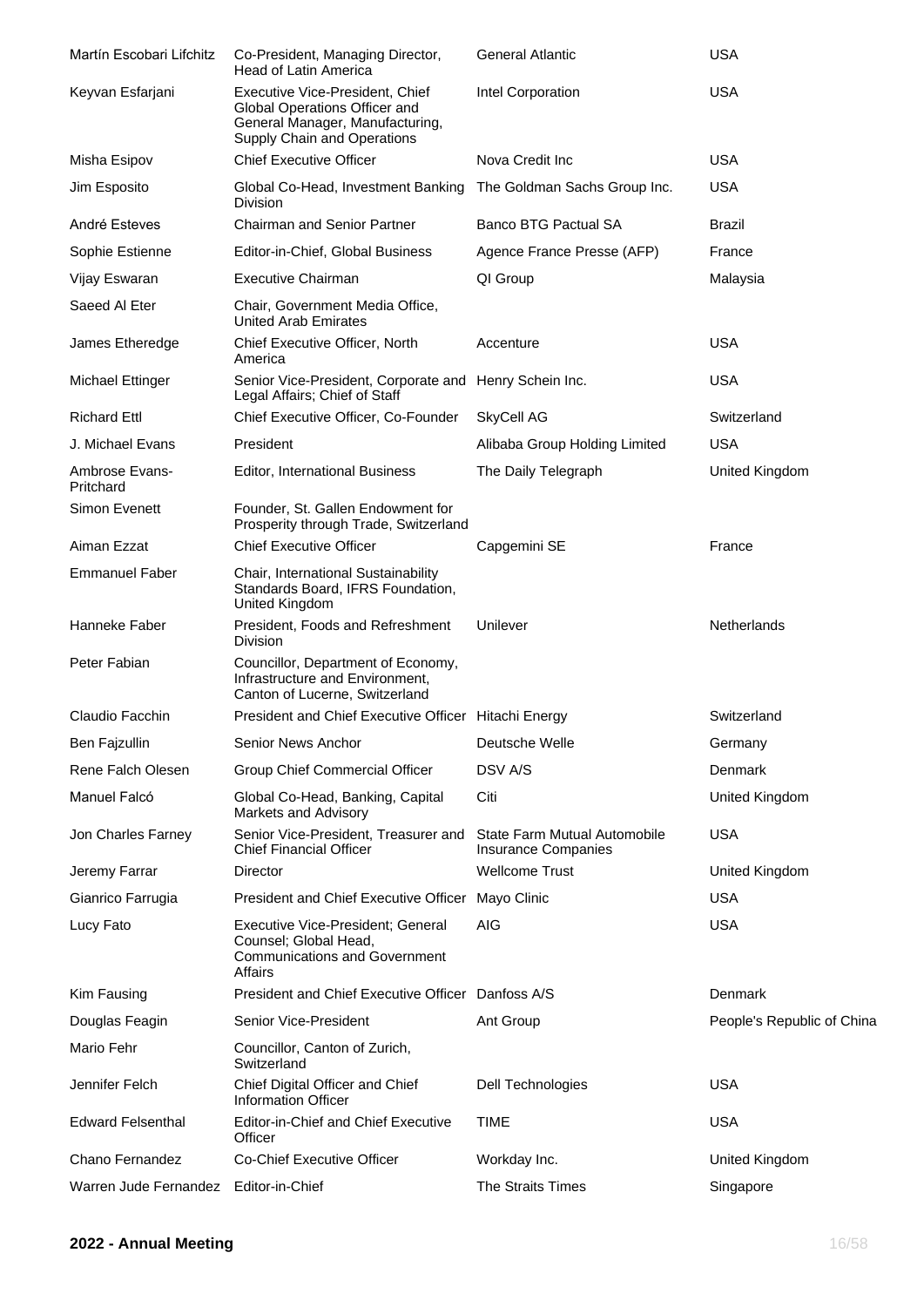| | | | |
|---|---|---|---|
| Martín Escobari Lifchitz | Co-President, Managing Director, Head of Latin America | General Atlantic | USA |
| Keyvan Esfarjani | Executive Vice-President, Chief Global Operations Officer and General Manager, Manufacturing, Supply Chain and Operations | Intel Corporation | USA |
| Misha Esipov | Chief Executive Officer | Nova Credit Inc | USA |
| Jim Esposito | Global Co-Head, Investment Banking Division | The Goldman Sachs Group Inc. | USA |
| André Esteves | Chairman and Senior Partner | Banco BTG Pactual SA | Brazil |
| Sophie Estienne | Editor-in-Chief, Global Business | Agence France Presse (AFP) | France |
| Vijay Eswaran | Executive Chairman | QI Group | Malaysia |
| Saeed Al Eter | Chair, Government Media Office, United Arab Emirates | | |
| James Etheredge | Chief Executive Officer, North America | Accenture | USA |
| Michael Ettinger | Senior Vice-President, Corporate and Legal Affairs; Chief of Staff | Henry Schein Inc. | USA |
| Richard Ettl | Chief Executive Officer, Co-Founder | SkyCell AG | Switzerland |
| J. Michael Evans | President | Alibaba Group Holding Limited | USA |
| Ambrose Evans-Pritchard | Editor, International Business | The Daily Telegraph | United Kingdom |
| Simon Evenett | Founder, St. Gallen Endowment for Prosperity through Trade, Switzerland | | |
| Aiman Ezzat | Chief Executive Officer | Capgemini SE | France |
| Emmanuel Faber | Chair, International Sustainability Standards Board, IFRS Foundation, United Kingdom | | |
| Hanneke Faber | President, Foods and Refreshment Division | Unilever | Netherlands |
| Peter Fabian | Councillor, Department of Economy, Infrastructure and Environment, Canton of Lucerne, Switzerland | | |
| Claudio Facchin | President and Chief Executive Officer | Hitachi Energy | Switzerland |
| Ben Fajzullin | Senior News Anchor | Deutsche Welle | Germany |
| Rene Falch Olesen | Group Chief Commercial Officer | DSV A/S | Denmark |
| Manuel Falcó | Global Co-Head, Banking, Capital Markets and Advisory | Citi | United Kingdom |
| Jon Charles Farney | Senior Vice-President, Treasurer and Chief Financial Officer | State Farm Mutual Automobile Insurance Companies | USA |
| Jeremy Farrar | Director | Wellcome Trust | United Kingdom |
| Gianrico Farrugia | President and Chief Executive Officer | Mayo Clinic | USA |
| Lucy Fato | Executive Vice-President; General Counsel; Global Head, Communications and Government Affairs | AIG | USA |
| Kim Fausing | President and Chief Executive Officer | Danfoss A/S | Denmark |
| Douglas Feagin | Senior Vice-President | Ant Group | People's Republic of China |
| Mario Fehr | Councillor, Canton of Zurich, Switzerland | | |
| Jennifer Felch | Chief Digital Officer and Chief Information Officer | Dell Technologies | USA |
| Edward Felsenthal | Editor-in-Chief and Chief Executive Officer | TIME | USA |
| Chano Fernandez | Co-Chief Executive Officer | Workday Inc. | United Kingdom |
| Warren Jude Fernandez | Editor-in-Chief | The Straits Times | Singapore |

**2022 - Annual Meeting**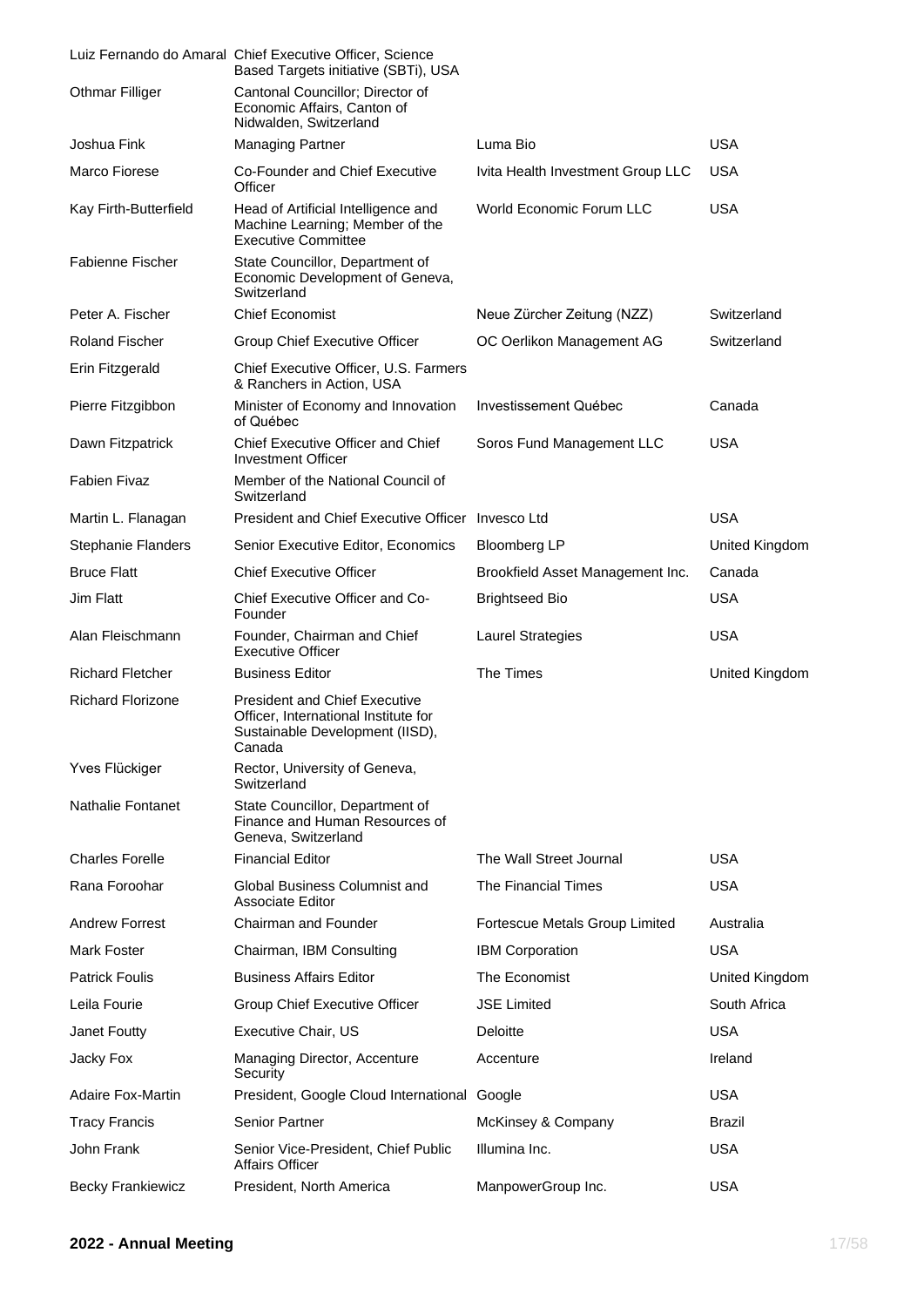| | | | |
|---|---|---|---|
| Luiz Fernando do Amaral | Chief Executive Officer, Science Based Targets initiative (SBTi), USA | | |
| Othmar Filliger | Cantonal Councillor; Director of Economic Affairs, Canton of Nidwalden, Switzerland | | |
| Joshua Fink | Managing Partner | Luma Bio | USA |
| Marco Fiorese | Co-Founder and Chief Executive Officer | Ivita Health Investment Group LLC | USA |
| Kay Firth-Butterfield | Head of Artificial Intelligence and Machine Learning; Member of the Executive Committee | World Economic Forum LLC | USA |
| Fabienne Fischer | State Councillor, Department of Economic Development of Geneva, Switzerland | | |
| Peter A. Fischer | Chief Economist | Neue Zürcher Zeitung (NZZ) | Switzerland |
| Roland Fischer | Group Chief Executive Officer | OC Oerlikon Management AG | Switzerland |
| Erin Fitzgerald | Chief Executive Officer, U.S. Farmers & Ranchers in Action, USA | | |
| Pierre Fitzgibbon | Minister of Economy and Innovation of Québec | Investissement Québec | Canada |
| Dawn Fitzpatrick | Chief Executive Officer and Chief Investment Officer | Soros Fund Management LLC | USA |
| Fabien Fivaz | Member of the National Council of Switzerland | | |
| Martin L. Flanagan | President and Chief Executive Officer | Invesco Ltd | USA |
| Stephanie Flanders | Senior Executive Editor, Economics | Bloomberg LP | United Kingdom |
| Bruce Flatt | Chief Executive Officer | Brookfield Asset Management Inc. | Canada |
| Jim Flatt | Chief Executive Officer and Co-Founder | Brightseed Bio | USA |
| Alan Fleischmann | Founder, Chairman and Chief Executive Officer | Laurel Strategies | USA |
| Richard Fletcher | Business Editor | The Times | United Kingdom |
| Richard Florizone | President and Chief Executive Officer, International Institute for Sustainable Development (IISD), Canada | | |
| Yves Flückiger | Rector, University of Geneva, Switzerland | | |
| Nathalie Fontanet | State Councillor, Department of Finance and Human Resources of Geneva, Switzerland | | |
| Charles Forelle | Financial Editor | The Wall Street Journal | USA |
| Rana Foroohar | Global Business Columnist and Associate Editor | The Financial Times | USA |
| Andrew Forrest | Chairman and Founder | Fortescue Metals Group Limited | Australia |
| Mark Foster | Chairman, IBM Consulting | IBM Corporation | USA |
| Patrick Foulis | Business Affairs Editor | The Economist | United Kingdom |
| Leila Fourie | Group Chief Executive Officer | JSE Limited | South Africa |
| Janet Foutty | Executive Chair, US | Deloitte | USA |
| Jacky Fox | Managing Director, Accenture Security | Accenture | Ireland |
| Adaire Fox-Martin | President, Google Cloud International | Google | USA |
| Tracy Francis | Senior Partner | McKinsey & Company | Brazil |
| John Frank | Senior Vice-President, Chief Public Affairs Officer | Illumina Inc. | USA |
| Becky Frankiewicz | President, North America | ManpowerGroup Inc. | USA |

**2022 - Annual Meeting**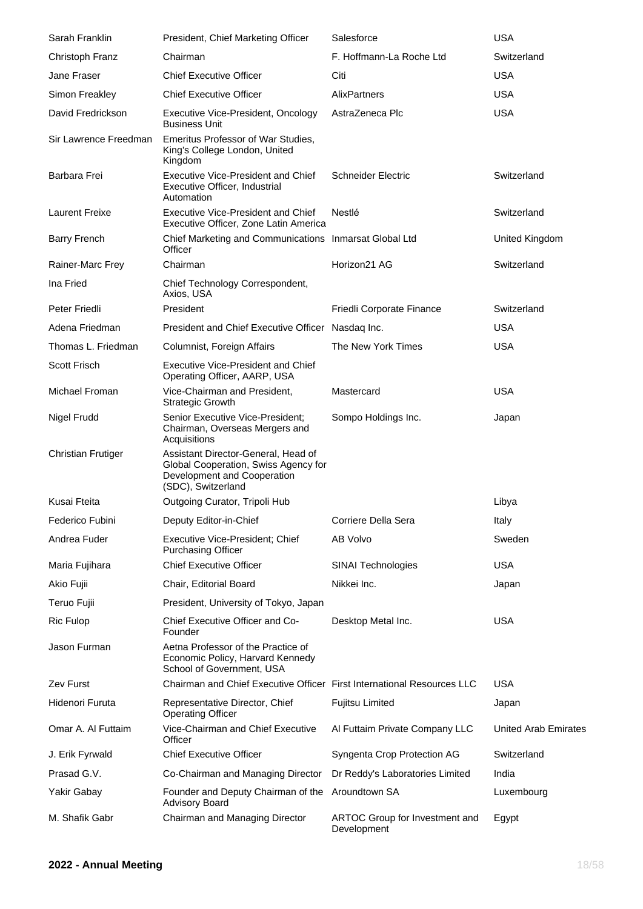| | | | |
|---|---|---|---|
| Sarah Franklin | President, Chief Marketing Officer | Salesforce | USA |
| Christoph Franz | Chairman | F. Hoffmann-La Roche Ltd | Switzerland |
| Jane Fraser | Chief Executive Officer | Citi | USA |
| Simon Freakley | Chief Executive Officer | AlixPartners | USA |
| David Fredrickson | Executive Vice-President, Oncology Business Unit | AstraZeneca Plc | USA |
| Sir Lawrence Freedman | Emeritus Professor of War Studies, King's College London, United Kingdom | | |
| Barbara Frei | Executive Vice-President and Chief Executive Officer, Industrial Automation | Schneider Electric | Switzerland |
| Laurent Freixe | Executive Vice-President and Chief Executive Officer, Zone Latin America | Nestlé | Switzerland |
| Barry French | Chief Marketing and Communications Officer | Inmarsat Global Ltd | United Kingdom |
| Rainer-Marc Frey | Chairman | Horizon21 AG | Switzerland |
| Ina Fried | Chief Technology Correspondent, Axios, USA | | |
| Peter Friedli | President | Friedli Corporate Finance | Switzerland |
| Adena Friedman | President and Chief Executive Officer | Nasdaq Inc. | USA |
| Thomas L. Friedman | Columnist, Foreign Affairs | The New York Times | USA |
| Scott Frisch | Executive Vice-President and Chief Operating Officer, AARP, USA | | |
| Michael Froman | Vice-Chairman and President, Strategic Growth | Mastercard | USA |
| Nigel Frudd | Senior Executive Vice-President; Chairman, Overseas Mergers and Acquisitions | Sompo Holdings Inc. | Japan |
| Christian Frutiger | Assistant Director-General, Head of Global Cooperation, Swiss Agency for Development and Cooperation (SDC), Switzerland | | |
| Kusai Fteita | Outgoing Curator, Tripoli Hub | | Libya |
| Federico Fubini | Deputy Editor-in-Chief | Corriere Della Sera | Italy |
| Andrea Fuder | Executive Vice-President; Chief Purchasing Officer | AB Volvo | Sweden |
| Maria Fujihara | Chief Executive Officer | SINAI Technologies | USA |
| Akio Fujii | Chair, Editorial Board | Nikkei Inc. | Japan |
| Teruo Fujii | President, University of Tokyo, Japan | | |
| Ric Fulop | Chief Executive Officer and Co-Founder | Desktop Metal Inc. | USA |
| Jason Furman | Aetna Professor of the Practice of Economic Policy, Harvard Kennedy School of Government, USA | | |
| Zev Furst | Chairman and Chief Executive Officer | First International Resources LLC | USA |
| Hidenori Furuta | Representative Director, Chief Operating Officer | Fujitsu Limited | Japan |
| Omar A. Al Futtaim | Vice-Chairman and Chief Executive Officer | Al Futtaim Private Company LLC | United Arab Emirates |
| J. Erik Fyrwald | Chief Executive Officer | Syngenta Crop Protection AG | Switzerland |
| Prasad G.V. | Co-Chairman and Managing Director | Dr Reddy's Laboratories Limited | India |
| Yakir Gabay | Founder and Deputy Chairman of the Advisory Board | Aroundtown SA | Luxembourg |
| M. Shafik Gabr | Chairman and Managing Director | ARTOC Group for Investment and Development | Egypt |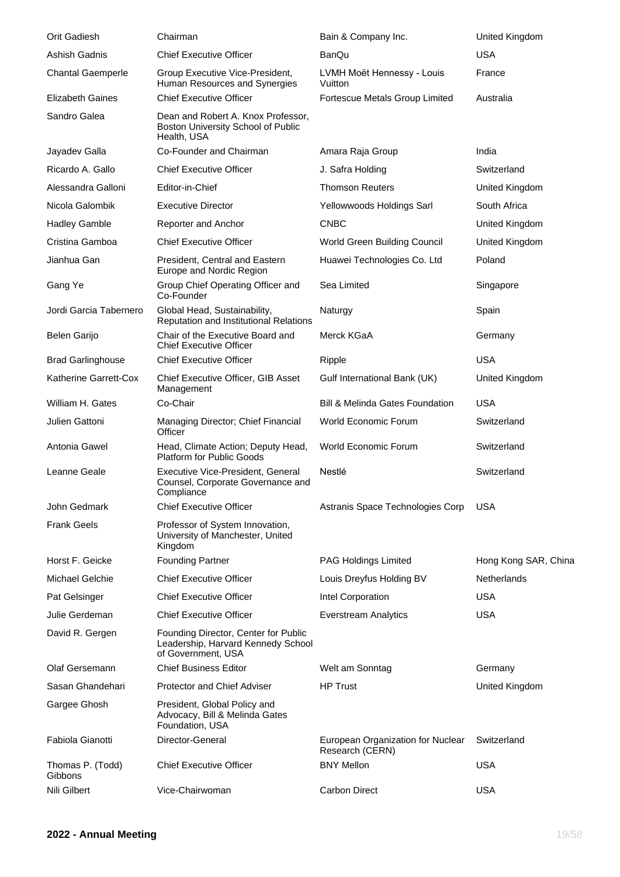| | | | |
|---|---|---|---|
| Orit Gadiesh | Chairman | Bain & Company Inc. | United Kingdom |
| Ashish Gadnis | Chief Executive Officer | BanQu | USA |
| Chantal Gaemperle | Group Executive Vice-President, Human Resources and Synergies | LVMH Moët Hennessy - Louis Vuitton | France |
| Elizabeth Gaines | Chief Executive Officer | Fortescue Metals Group Limited | Australia |
| Sandro Galea | Dean and Robert A. Knox Professor, Boston University School of Public Health, USA | | |
| Jayadev Galla | Co-Founder and Chairman | Amara Raja Group | India |
| Ricardo A. Gallo | Chief Executive Officer | J. Safra Holding | Switzerland |
| Alessandra Galloni | Editor-in-Chief | Thomson Reuters | United Kingdom |
| Nicola Galombik | Executive Director | Yellowwoods Holdings Sarl | South Africa |
| Hadley Gamble | Reporter and Anchor | CNBC | United Kingdom |
| Cristina Gamboa | Chief Executive Officer | World Green Building Council | United Kingdom |
| Jianhua Gan | President, Central and Eastern Europe and Nordic Region | Huawei Technologies Co. Ltd | Poland |
| Gang Ye | Group Chief Operating Officer and Co-Founder | Sea Limited | Singapore |
| Jordi Garcia Tabernero | Global Head, Sustainability, Reputation and Institutional Relations | Naturgy | Spain |
| Belen Garijo | Chair of the Executive Board and Chief Executive Officer | Merck KGaA | Germany |
| Brad Garlinghouse | Chief Executive Officer | Ripple | USA |
| Katherine Garrett-Cox | Chief Executive Officer, GIB Asset Management | Gulf International Bank (UK) | United Kingdom |
| William H. Gates | Co-Chair | Bill & Melinda Gates Foundation | USA |
| Julien Gattoni | Managing Director; Chief Financial Officer | World Economic Forum | Switzerland |
| Antonia Gawel | Head, Climate Action; Deputy Head, Platform for Public Goods | World Economic Forum | Switzerland |
| Leanne Geale | Executive Vice-President, General Counsel, Corporate Governance and Compliance | Nestlé | Switzerland |
| John Gedmark | Chief Executive Officer | Astranis Space Technologies Corp | USA |
| Frank Geels | Professor of System Innovation, University of Manchester, United Kingdom | | |
| Horst F. Geicke | Founding Partner | PAG Holdings Limited | Hong Kong SAR, China |
| Michael Gelchie | Chief Executive Officer | Louis Dreyfus Holding BV | Netherlands |
| Pat Gelsinger | Chief Executive Officer | Intel Corporation | USA |
| Julie Gerdeman | Chief Executive Officer | Everstream Analytics | USA |
| David R. Gergen | Founding Director, Center for Public Leadership, Harvard Kennedy School of Government, USA | | |
| Olaf Gersemann | Chief Business Editor | Welt am Sonntag | Germany |
| Sasan Ghandehari | Protector and Chief Adviser | HP Trust | United Kingdom |
| Gargee Ghosh | President, Global Policy and Advocacy, Bill & Melinda Gates Foundation, USA | | |
| Fabiola Gianotti | Director-General | European Organization for Nuclear Research (CERN) | Switzerland |
| Thomas P. (Todd) Gibbons | Chief Executive Officer | BNY Mellon | USA |
| Nili Gilbert | Vice-Chairwoman | Carbon Direct | USA |

**2022 - Annual Meeting**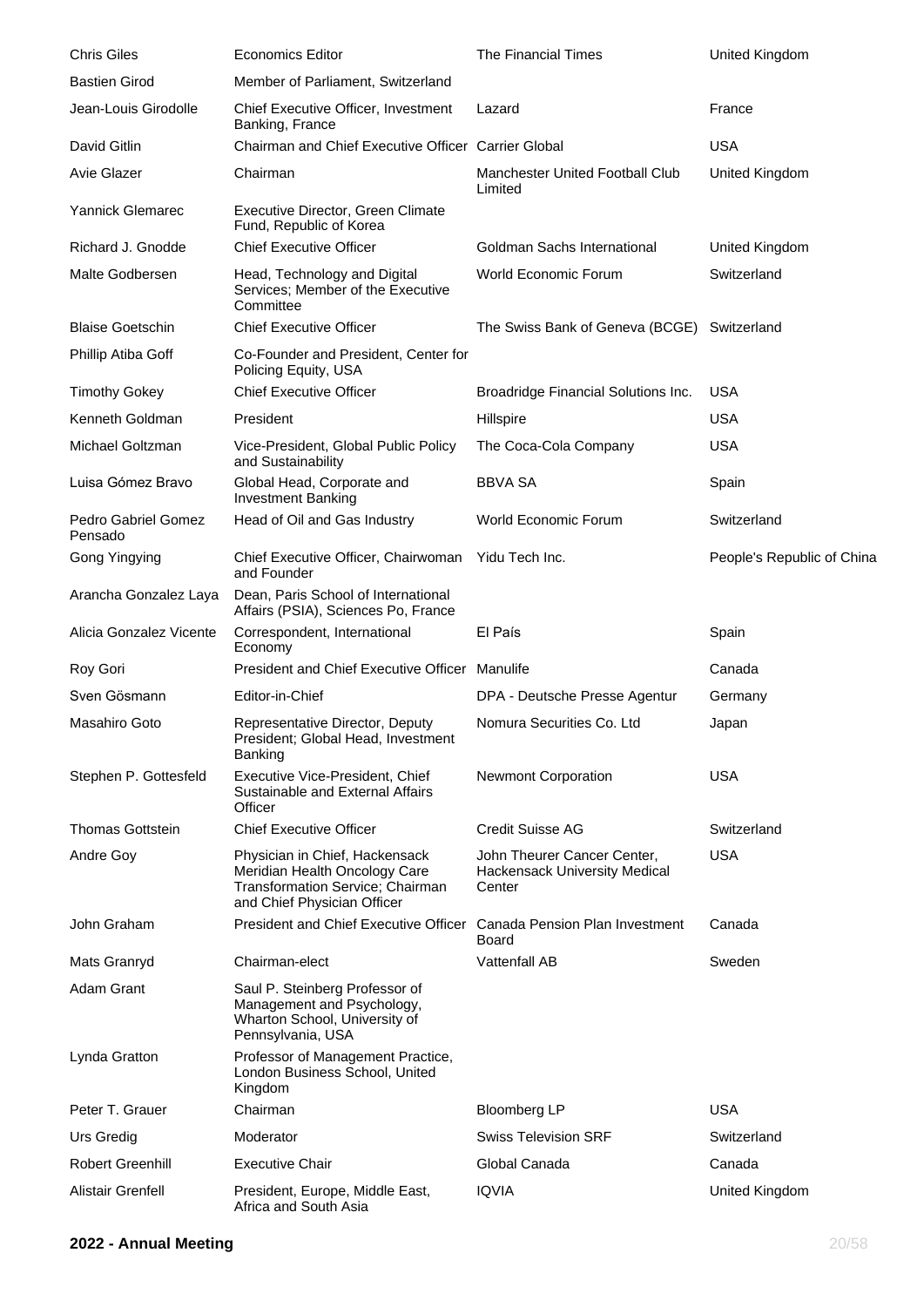| | | | |
|---|---|---|---|
| Chris Giles | Economics Editor | The Financial Times | United Kingdom |
| Bastien Girod | Member of Parliament, Switzerland | | |
| Jean-Louis Girodolle | Chief Executive Officer, Investment Banking, France | Lazard | France |
| David Gitlin | Chairman and Chief Executive Officer | Carrier Global | USA |
| Avie Glazer | Chairman | Manchester United Football Club Limited | United Kingdom |
| Yannick Glemarec | Executive Director, Green Climate Fund, Republic of Korea | | |
| Richard J. Gnodde | Chief Executive Officer | Goldman Sachs International | United Kingdom |
| Malte Godbersen | Head, Technology and Digital Services; Member of the Executive Committee | World Economic Forum | Switzerland |
| Blaise Goetschin | Chief Executive Officer | The Swiss Bank of Geneva (BCGE) | Switzerland |
| Phillip Atiba Goff | Co-Founder and President, Center for Policing Equity, USA | | |
| Timothy Gokey | Chief Executive Officer | Broadridge Financial Solutions Inc. | USA |
| Kenneth Goldman | President | Hillspire | USA |
| Michael Goltzman | Vice-President, Global Public Policy and Sustainability | The Coca-Cola Company | USA |
| Luisa Gómez Bravo | Global Head, Corporate and Investment Banking | BBVA SA | Spain |
| Pedro Gabriel Gomez Pensado | Head of Oil and Gas Industry | World Economic Forum | Switzerland |
| Gong Yingying | Chief Executive Officer, Chairwoman and Founder | Yidu Tech Inc. | People's Republic of China |
| Arancha Gonzalez Laya | Dean, Paris School of International Affairs (PSIA), Sciences Po, France | | |
| Alicia Gonzalez Vicente | Correspondent, International Economy | El País | Spain |
| Roy Gori | President and Chief Executive Officer | Manulife | Canada |
| Sven Gösmann | Editor-in-Chief | DPA - Deutsche Presse Agentur | Germany |
| Masahiro Goto | Representative Director, Deputy President; Global Head, Investment Banking | Nomura Securities Co. Ltd | Japan |
| Stephen P. Gottesfeld | Executive Vice-President, Chief Sustainable and External Affairs Officer | Newmont Corporation | USA |
| Thomas Gottstein | Chief Executive Officer | Credit Suisse AG | Switzerland |
| Andre Goy | Physician in Chief, Hackensack Meridian Health Oncology Care Transformation Service; Chairman and Chief Physician Officer | John Theurer Cancer Center, Hackensack University Medical Center | USA |
| John Graham | President and Chief Executive Officer | Canada Pension Plan Investment Board | Canada |
| Mats Granryd | Chairman-elect | Vattenfall AB | Sweden |
| Adam Grant | Saul P. Steinberg Professor of Management and Psychology, Wharton School, University of Pennsylvania, USA | | |
| Lynda Gratton | Professor of Management Practice, London Business School, United Kingdom | | |
| Peter T. Grauer | Chairman | Bloomberg LP | USA |
| Urs Gredig | Moderator | Swiss Television SRF | Switzerland |
| Robert Greenhill | Executive Chair | Global Canada | Canada |
| Alistair Grenfell | President, Europe, Middle East, Africa and South Asia | IQVIA | United Kingdom |

**2022 - Annual Meeting**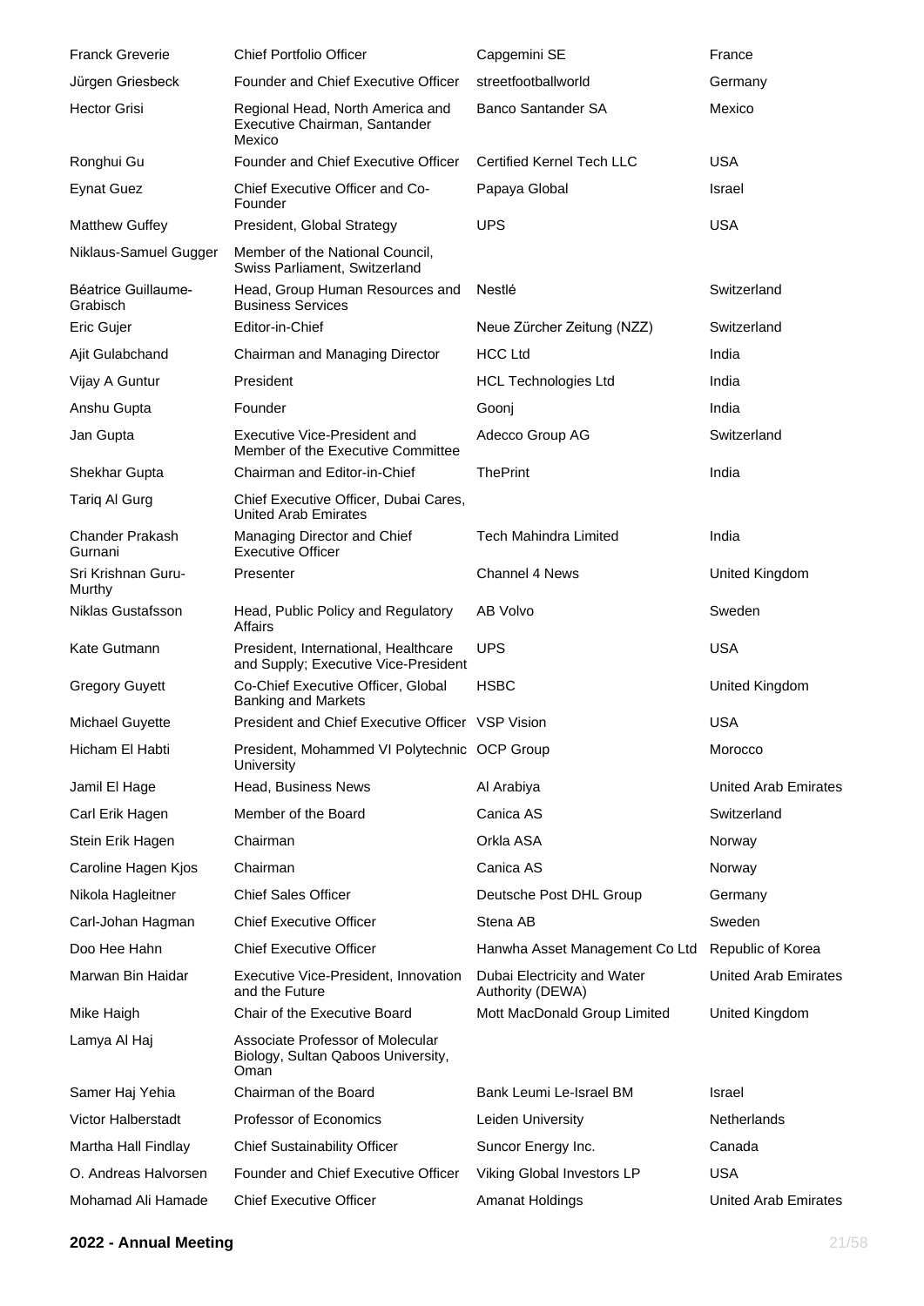| | | | |
|---|---|---|---|
| Franck Greverie | Chief Portfolio Officer | Capgemini SE | France |
| Jürgen Griesbeck | Founder and Chief Executive Officer | streetfootballworld | Germany |
| Hector Grisi | Regional Head, North America and Executive Chairman, Santander Mexico | Banco Santander SA | Mexico |
| Ronghui Gu | Founder and Chief Executive Officer | Certified Kernel Tech LLC | USA |
| Eynat Guez | Chief Executive Officer and Co-Founder | Papaya Global | Israel |
| Matthew Guffey | President, Global Strategy | UPS | USA |
| Niklaus-Samuel Gugger | Member of the National Council, Swiss Parliament, Switzerland | | |
| Béatrice Guillaume-Grabisch | Head, Group Human Resources and Business Services | Nestlé | Switzerland |
| Eric Gujer | Editor-in-Chief | Neue Zürcher Zeitung (NZZ) | Switzerland |
| Ajit Gulabchand | Chairman and Managing Director | HCC Ltd | India |
| Vijay A Guntur | President | HCL Technologies Ltd | India |
| Anshu Gupta | Founder | Goonj | India |
| Jan Gupta | Executive Vice-President and Member of the Executive Committee | Adecco Group AG | Switzerland |
| Shekhar Gupta | Chairman and Editor-in-Chief | ThePrint | India |
| Tariq Al Gurg | Chief Executive Officer, Dubai Cares, United Arab Emirates | | |
| Chander Prakash Gurnani | Managing Director and Chief Executive Officer | Tech Mahindra Limited | India |
| Sri Krishnan Guru-Murthy | Presenter | Channel 4 News | United Kingdom |
| Niklas Gustafsson | Head, Public Policy and Regulatory Affairs | AB Volvo | Sweden |
| Kate Gutmann | President, International, Healthcare and Supply; Executive Vice-President | UPS | USA |
| Gregory Guyett | Co-Chief Executive Officer, Global Banking and Markets | HSBC | United Kingdom |
| Michael Guyette | President and Chief Executive Officer | VSP Vision | USA |
| Hicham El Habti | President, Mohammed VI Polytechnic University | OCP Group | Morocco |
| Jamil El Hage | Head, Business News | Al Arabiya | United Arab Emirates |
| Carl Erik Hagen | Member of the Board | Canica AS | Switzerland |
| Stein Erik Hagen | Chairman | Orkla ASA | Norway |
| Caroline Hagen Kjos | Chairman | Canica AS | Norway |
| Nikola Hagleitner | Chief Sales Officer | Deutsche Post DHL Group | Germany |
| Carl-Johan Hagman | Chief Executive Officer | Stena AB | Sweden |
| Doo Hee Hahn | Chief Executive Officer | Hanwha Asset Management Co Ltd | Republic of Korea |
| Marwan Bin Haidar | Executive Vice-President, Innovation and the Future | Dubai Electricity and Water Authority (DEWA) | United Arab Emirates |
| Mike Haigh | Chair of the Executive Board | Mott MacDonald Group Limited | United Kingdom |
| Lamya Al Haj | Associate Professor of Molecular Biology, Sultan Qaboos University, Oman | | |
| Samer Haj Yehia | Chairman of the Board | Bank Leumi Le-Israel BM | Israel |
| Victor Halberstadt | Professor of Economics | Leiden University | Netherlands |
| Martha Hall Findlay | Chief Sustainability Officer | Suncor Energy Inc. | Canada |
| O. Andreas Halvorsen | Founder and Chief Executive Officer | Viking Global Investors LP | USA |
| Mohamad Ali Hamade | Chief Executive Officer | Amanat Holdings | United Arab Emirates |

**2022 - Annual Meeting**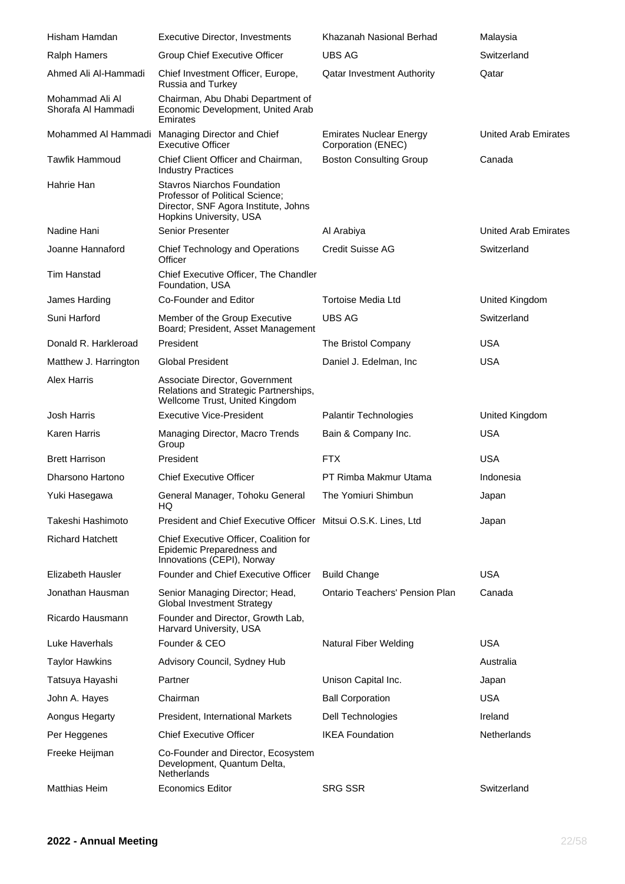| | | | |
|---|---|---|---|
| Hisham Hamdan | Executive Director, Investments | Khazanah Nasional Berhad | Malaysia |
| Ralph Hamers | Group Chief Executive Officer | UBS AG | Switzerland |
| Ahmed Ali Al-Hammadi | Chief Investment Officer, Europe, Russia and Turkey | Qatar Investment Authority | Qatar |
| Mohammad Ali Al Shorafa Al Hammadi | Chairman, Abu Dhabi Department of Economic Development, United Arab Emirates | | |
| Mohammed Al Hammadi | Managing Director and Chief Executive Officer | Emirates Nuclear Energy Corporation (ENEC) | United Arab Emirates |
| Tawfik Hammoud | Chief Client Officer and Chairman, Industry Practices | Boston Consulting Group | Canada |
| Hahrie Han | Stavros Niarchos Foundation Professor of Political Science; Director, SNF Agora Institute, Johns Hopkins University, USA | | |
| Nadine Hani | Senior Presenter | Al Arabiya | United Arab Emirates |
| Joanne Hannaford | Chief Technology and Operations Officer | Credit Suisse AG | Switzerland |
| Tim Hanstad | Chief Executive Officer, The Chandler Foundation, USA | | |
| James Harding | Co-Founder and Editor | Tortoise Media Ltd | United Kingdom |
| Suni Harford | Member of the Group Executive Board; President, Asset Management | UBS AG | Switzerland |
| Donald R. Harkleroad | President | The Bristol Company | USA |
| Matthew J. Harrington | Global President | Daniel J. Edelman, Inc | USA |
| Alex Harris | Associate Director, Government Relations and Strategic Partnerships, Wellcome Trust, United Kingdom | | |
| Josh Harris | Executive Vice-President | Palantir Technologies | United Kingdom |
| Karen Harris | Managing Director, Macro Trends Group | Bain & Company Inc. | USA |
| Brett Harrison | President | FTX | USA |
| Dharsono Hartono | Chief Executive Officer | PT Rimba Makmur Utama | Indonesia |
| Yuki Hasegawa | General Manager, Tohoku General HQ | The Yomiuri Shimbun | Japan |
| Takeshi Hashimoto | President and Chief Executive Officer | Mitsui O.S.K. Lines, Ltd | Japan |
| Richard Hatchett | Chief Executive Officer, Coalition for Epidemic Preparedness and Innovations (CEPI), Norway | | |
| Elizabeth Hausler | Founder and Chief Executive Officer | Build Change | USA |
| Jonathan Hausman | Senior Managing Director; Head, Global Investment Strategy | Ontario Teachers' Pension Plan | Canada |
| Ricardo Hausmann | Founder and Director, Growth Lab, Harvard University, USA | | |
| Luke Haverhals | Founder & CEO | Natural Fiber Welding | USA |
| Taylor Hawkins | Advisory Council, Sydney Hub | | Australia |
| Tatsuya Hayashi | Partner | Unison Capital Inc. | Japan |
| John A. Hayes | Chairman | Ball Corporation | USA |
| Aongus Hegarty | President, International Markets | Dell Technologies | Ireland |
| Per Heggenes | Chief Executive Officer | IKEA Foundation | Netherlands |
| Freeke Heijman | Co-Founder and Director, Ecosystem Development, Quantum Delta, Netherlands | | |
| Matthias Heim | Economics Editor | SRG SSR | Switzerland |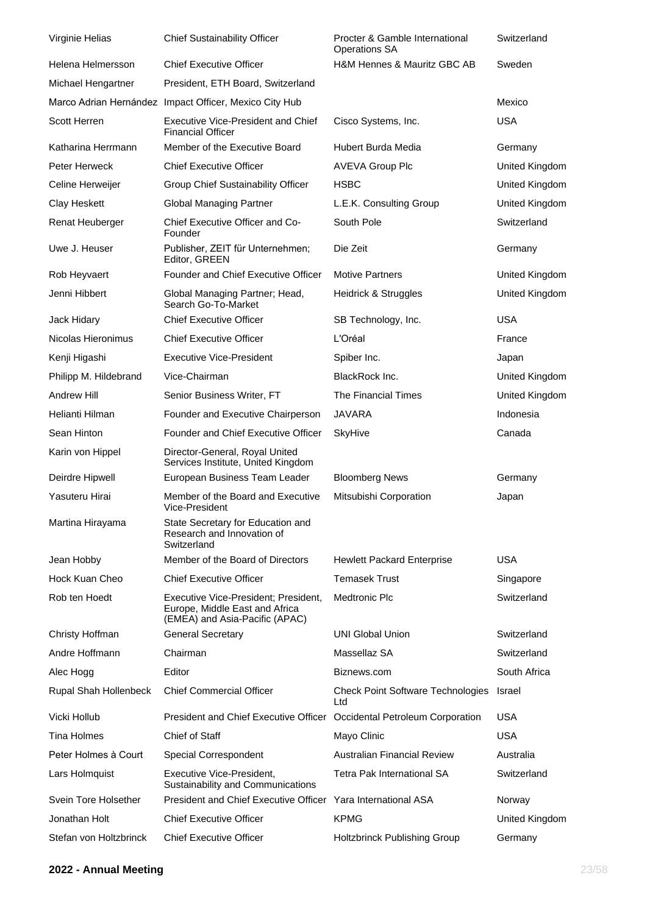| | | | |
|---|---|---|---|
| Virginie Helias | Chief Sustainability Officer | Procter & Gamble International Operations SA | Switzerland |
| Helena Helmersson | Chief Executive Officer | H&M Hennes & Mauritz GBC AB | Sweden |
| Michael Hengartner | President, ETH Board, Switzerland | | |
| Marco Adrian Hernández | Impact Officer, Mexico City Hub | | Mexico |
| Scott Herren | Executive Vice-President and Chief Financial Officer | Cisco Systems, Inc. | USA |
| Katharina Herrmann | Member of the Executive Board | Hubert Burda Media | Germany |
| Peter Herweck | Chief Executive Officer | AVEVA Group Plc | United Kingdom |
| Celine Herweijer | Group Chief Sustainability Officer | HSBC | United Kingdom |
| Clay Heskett | Global Managing Partner | L.E.K. Consulting Group | United Kingdom |
| Renat Heuberger | Chief Executive Officer and Co-Founder | South Pole | Switzerland |
| Uwe J. Heuser | Publisher, ZEIT für Unternehmen; Editor, GREEN | Die Zeit | Germany |
| Rob Heyvaert | Founder and Chief Executive Officer | Motive Partners | United Kingdom |
| Jenni Hibbert | Global Managing Partner; Head, Search Go-To-Market | Heidrick & Struggles | United Kingdom |
| Jack Hidary | Chief Executive Officer | SB Technology, Inc. | USA |
| Nicolas Hieronimus | Chief Executive Officer | L'Oréal | France |
| Kenji Higashi | Executive Vice-President | Spiber Inc. | Japan |
| Philipp M. Hildebrand | Vice-Chairman | BlackRock Inc. | United Kingdom |
| Andrew Hill | Senior Business Writer, FT | The Financial Times | United Kingdom |
| Helianti Hilman | Founder and Executive Chairperson | JAVARA | Indonesia |
| Sean Hinton | Founder and Chief Executive Officer | SkyHive | Canada |
| Karin von Hippel | Director-General, Royal United Services Institute, United Kingdom | | |
| Deirdre Hipwell | European Business Team Leader | Bloomberg News | Germany |
| Yasuteru Hirai | Member of the Board and Executive Vice-President | Mitsubishi Corporation | Japan |
| Martina Hirayama | State Secretary for Education and Research and Innovation of Switzerland | | |
| Jean Hobby | Member of the Board of Directors | Hewlett Packard Enterprise | USA |
| Hock Kuan Cheo | Chief Executive Officer | Temasek Trust | Singapore |
| Rob ten Hoedt | Executive Vice-President; President, Europe, Middle East and Africa (EMEA) and Asia-Pacific (APAC) | Medtronic Plc | Switzerland |
| Christy Hoffman | General Secretary | UNI Global Union | Switzerland |
| Andre Hoffmann | Chairman | Massellaz SA | Switzerland |
| Alec Hogg | Editor | Biznews.com | South Africa |
| Rupal Shah Hollenbeck | Chief Commercial Officer | Check Point Software Technologies Ltd | Israel |
| Vicki Hollub | President and Chief Executive Officer | Occidental Petroleum Corporation | USA |
| Tina Holmes | Chief of Staff | Mayo Clinic | USA |
| Peter Holmes à Court | Special Correspondent | Australian Financial Review | Australia |
| Lars Holmquist | Executive Vice-President, Sustainability and Communications | Tetra Pak International SA | Switzerland |
| Svein Tore Holsether | President and Chief Executive Officer | Yara International ASA | Norway |
| Jonathan Holt | Chief Executive Officer | KPMG | United Kingdom |
| Stefan von Holtzbrinck | Chief Executive Officer | Holtzbrinck Publishing Group | Germany |

**2022 - Annual Meeting**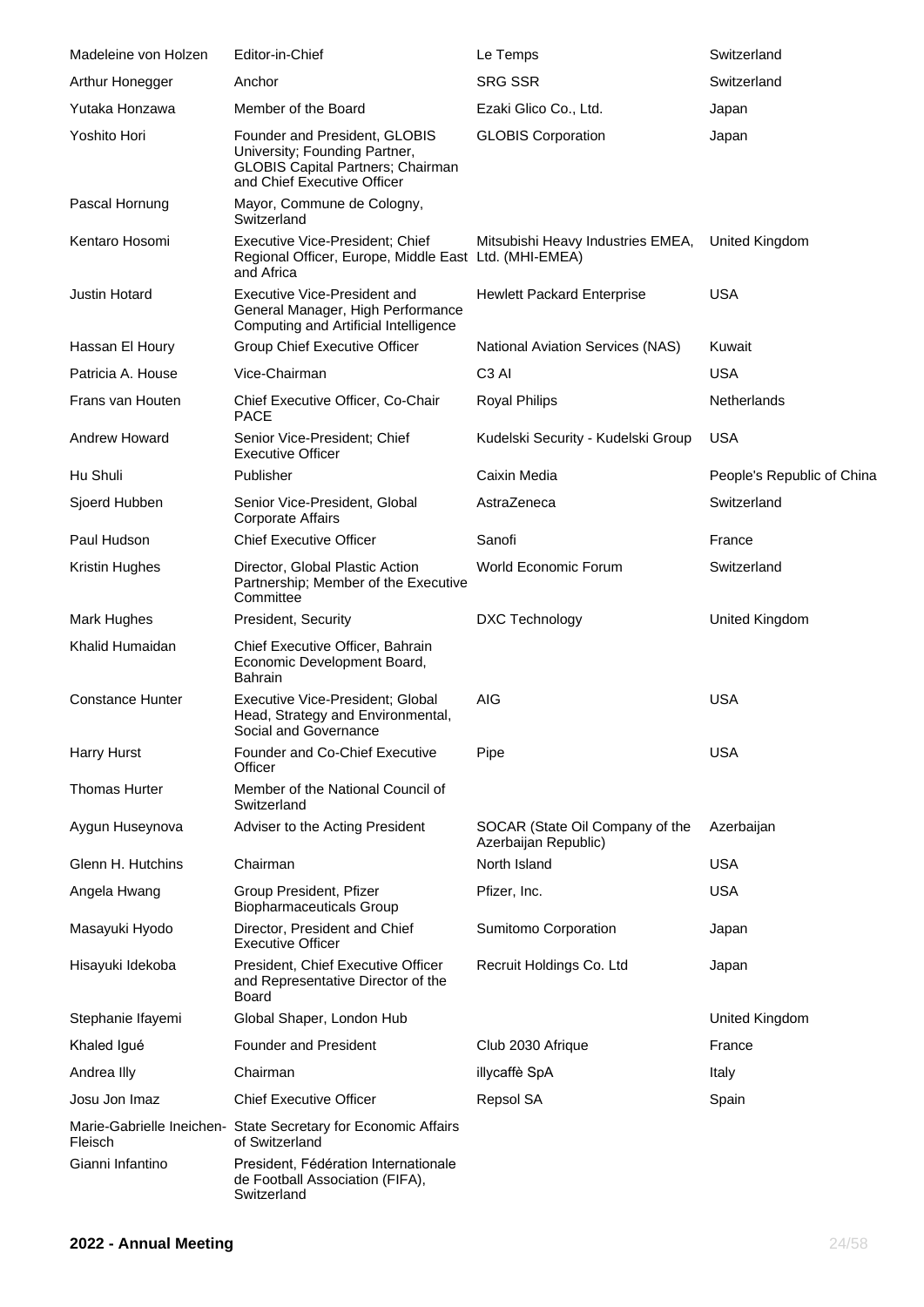| | | | |
|---|---|---|---|
| Madeleine von Holzen | Editor-in-Chief | Le Temps | Switzerland |
| Arthur Honegger | Anchor | SRG SSR | Switzerland |
| Yutaka Honzawa | Member of the Board | Ezaki Glico Co., Ltd. | Japan |
| Yoshito Hori | Founder and President, GLOBIS University; Founding Partner, GLOBIS Capital Partners; Chairman and Chief Executive Officer | GLOBIS Corporation | Japan |
| Pascal Hornung | Mayor, Commune de Cologny, Switzerland | | |
| Kentaro Hosomi | Executive Vice-President; Chief Regional Officer, Europe, Middle East and Africa | Mitsubishi Heavy Industries EMEA, Ltd. (MHI-EMEA) | United Kingdom |
| Justin Hotard | Executive Vice-President and General Manager, High Performance Computing and Artificial Intelligence | Hewlett Packard Enterprise | USA |
| Hassan El Houry | Group Chief Executive Officer | National Aviation Services (NAS) | Kuwait |
| Patricia A. House | Vice-Chairman | C3 AI | USA |
| Frans van Houten | Chief Executive Officer, Co-Chair PACE | Royal Philips | Netherlands |
| Andrew Howard | Senior Vice-President; Chief Executive Officer | Kudelski Security - Kudelski Group | USA |
| Hu Shuli | Publisher | Caixin Media | People's Republic of China |
| Sjoerd Hubben | Senior Vice-President, Global Corporate Affairs | AstraZeneca | Switzerland |
| Paul Hudson | Chief Executive Officer | Sanofi | France |
| Kristin Hughes | Director, Global Plastic Action Partnership; Member of the Executive Committee | World Economic Forum | Switzerland |
| Mark Hughes | President, Security | DXC Technology | United Kingdom |
| Khalid Humaidan | Chief Executive Officer, Bahrain Economic Development Board, Bahrain | | |
| Constance Hunter | Executive Vice-President; Global Head, Strategy and Environmental, Social and Governance | AIG | USA |
| Harry Hurst | Founder and Co-Chief Executive Officer | Pipe | USA |
| Thomas Hurter | Member of the National Council of Switzerland | | |
| Aygun Huseynova | Adviser to the Acting President | SOCAR (State Oil Company of the Azerbaijan Republic) | Azerbaijan |
| Glenn H. Hutchins | Chairman | North Island | USA |
| Angela Hwang | Group President, Pfizer Biopharmaceuticals Group | Pfizer, Inc. | USA |
| Masayuki Hyodo | Director, President and Chief Executive Officer | Sumitomo Corporation | Japan |
| Hisayuki Idekoba | President, Chief Executive Officer and Representative Director of the Board | Recruit Holdings Co. Ltd | Japan |
| Stephanie Ifayemi | Global Shaper, London Hub | | United Kingdom |
| Khaled Igué | Founder and President | Club 2030 Afrique | France |
| Andrea Illy | Chairman | illycaffè SpA | Italy |
| Josu Jon Imaz | Chief Executive Officer | Repsol SA | Spain |
| Marie-Gabrielle Ineichen-Fleisch | State Secretary for Economic Affairs of Switzerland | | |
| Gianni Infantino | President, Fédération Internationale de Football Association (FIFA), Switzerland | | |

**2022 - Annual Meeting**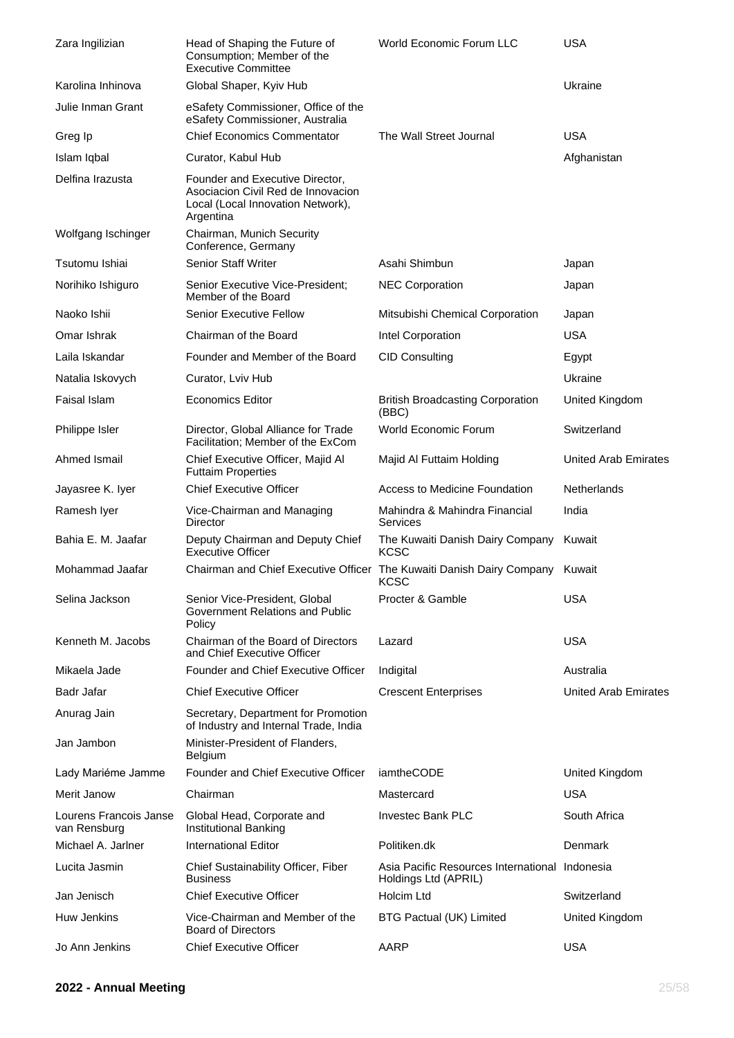| | | | |
|---|---|---|---|
| Zara Ingilizian | Head of Shaping the Future of Consumption; Member of the Executive Committee | World Economic Forum LLC | USA |
| Karolina Inhinova | Global Shaper, Kyiv Hub | | Ukraine |
| Julie Inman Grant | eSafety Commissioner, Office of the eSafety Commissioner, Australia | | |
| Greg Ip | Chief Economics Commentator | The Wall Street Journal | USA |
| Islam Iqbal | Curator, Kabul Hub | | Afghanistan |
| Delfina Irazusta | Founder and Executive Director, Asociacion Civil Red de Innovacion Local (Local Innovation Network), Argentina | | |
| Wolfgang Ischinger | Chairman, Munich Security Conference, Germany | | |
| Tsutomu Ishiai | Senior Staff Writer | Asahi Shimbun | Japan |
| Norihiko Ishiguro | Senior Executive Vice-President; Member of the Board | NEC Corporation | Japan |
| Naoko Ishii | Senior Executive Fellow | Mitsubishi Chemical Corporation | Japan |
| Omar Ishrak | Chairman of the Board | Intel Corporation | USA |
| Laila Iskandar | Founder and Member of the Board | CID Consulting | Egypt |
| Natalia Iskovych | Curator, Lviv Hub | | Ukraine |
| Faisal Islam | Economics Editor | British Broadcasting Corporation (BBC) | United Kingdom |
| Philippe Isler | Director, Global Alliance for Trade Facilitation; Member of the ExCom | World Economic Forum | Switzerland |
| Ahmed Ismail | Chief Executive Officer, Majid Al Futtaim Properties | Majid Al Futtaim Holding | United Arab Emirates |
| Jayasree K. Iyer | Chief Executive Officer | Access to Medicine Foundation | Netherlands |
| Ramesh Iyer | Vice-Chairman and Managing Director | Mahindra & Mahindra Financial Services | India |
| Bahia E. M. Jaafar | Deputy Chairman and Deputy Chief Executive Officer | The Kuwaiti Danish Dairy Company KCSC | Kuwait |
| Mohammad Jaafar | Chairman and Chief Executive Officer | The Kuwaiti Danish Dairy Company KCSC | Kuwait |
| Selina Jackson | Senior Vice-President, Global Government Relations and Public Policy | Procter & Gamble | USA |
| Kenneth M. Jacobs | Chairman of the Board of Directors and Chief Executive Officer | Lazard | USA |
| Mikaela Jade | Founder and Chief Executive Officer | Indigital | Australia |
| Badr Jafar | Chief Executive Officer | Crescent Enterprises | United Arab Emirates |
| Anurag Jain | Secretary, Department for Promotion of Industry and Internal Trade, India | | |
| Jan Jambon | Minister-President of Flanders, Belgium | | |
| Lady Mariéme Jamme | Founder and Chief Executive Officer | iamtheCODE | United Kingdom |
| Merit Janow | Chairman | Mastercard | USA |
| Lourens Francois Janse van Rensburg | Global Head, Corporate and Institutional Banking | Investec Bank PLC | South Africa |
| Michael A. Jarlner | International Editor | Politiken.dk | Denmark |
| Lucita Jasmin | Chief Sustainability Officer, Fiber Business | Asia Pacific Resources International Holdings Ltd (APRIL) | Indonesia |
| Jan Jenisch | Chief Executive Officer | Holcim Ltd | Switzerland |
| Huw Jenkins | Vice-Chairman and Member of the Board of Directors | BTG Pactual (UK) Limited | United Kingdom |
| Jo Ann Jenkins | Chief Executive Officer | AARP | USA |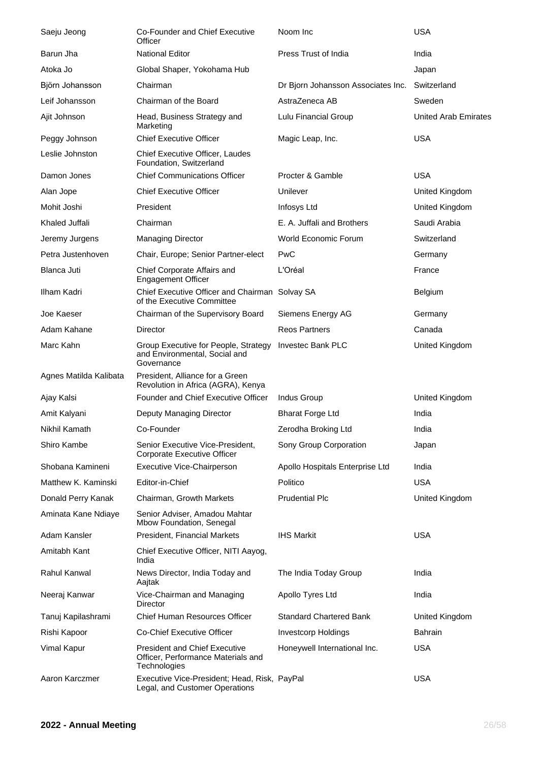| | | | |
|---|---|---|---|
| Saeju Jeong | Co-Founder and Chief Executive Officer | Noom Inc | USA |
| Barun Jha | National Editor | Press Trust of India | India |
| Atoka Jo | Global Shaper, Yokohama Hub | | Japan |
| Björn Johansson | Chairman | Dr Bjorn Johansson Associates Inc. | Switzerland |
| Leif Johansson | Chairman of the Board | AstraZeneca AB | Sweden |
| Ajit Johnson | Head, Business Strategy and Marketing | Lulu Financial Group | United Arab Emirates |
| Peggy Johnson | Chief Executive Officer | Magic Leap, Inc. | USA |
| Leslie Johnston | Chief Executive Officer, Laudes Foundation, Switzerland | | |
| Damon Jones | Chief Communications Officer | Procter & Gamble | USA |
| Alan Jope | Chief Executive Officer | Unilever | United Kingdom |
| Mohit Joshi | President | Infosys Ltd | United Kingdom |
| Khaled Juffali | Chairman | E. A. Juffali and Brothers | Saudi Arabia |
| Jeremy Jurgens | Managing Director | World Economic Forum | Switzerland |
| Petra Justenhoven | Chair, Europe; Senior Partner-elect | PwC | Germany |
| Blanca Juti | Chief Corporate Affairs and Engagement Officer | L'Oréal | France |
| Ilham Kadri | Chief Executive Officer and Chairman of the Executive Committee | Solvay SA | Belgium |
| Joe Kaeser | Chairman of the Supervisory Board | Siemens Energy AG | Germany |
| Adam Kahane | Director | Reos Partners | Canada |
| Marc Kahn | Group Executive for People, Strategy and Environmental, Social and Governance | Investec Bank PLC | United Kingdom |
| Agnes Matilda Kalibata | President, Alliance for a Green Revolution in Africa (AGRA), Kenya | | |
| Ajay Kalsi | Founder and Chief Executive Officer | Indus Group | United Kingdom |
| Amit Kalyani | Deputy Managing Director | Bharat Forge Ltd | India |
| Nikhil Kamath | Co-Founder | Zerodha Broking Ltd | India |
| Shiro Kambe | Senior Executive Vice-President, Corporate Executive Officer | Sony Group Corporation | Japan |
| Shobana Kamineni | Executive Vice-Chairperson | Apollo Hospitals Enterprise Ltd | India |
| Matthew K. Kaminski | Editor-in-Chief | Politico | USA |
| Donald Perry Kanak | Chairman, Growth Markets | Prudential Plc | United Kingdom |
| Aminata Kane Ndiaye | Senior Adviser, Amadou Mahtar Mbow Foundation, Senegal | | |
| Adam Kansler | President, Financial Markets | IHS Markit | USA |
| Amitabh Kant | Chief Executive Officer, NITI Aayog, India | | |
| Rahul Kanwal | News Director, India Today and Aajtak | The India Today Group | India |
| Neeraj Kanwar | Vice-Chairman and Managing Director | Apollo Tyres Ltd | India |
| Tanuj Kapilashrami | Chief Human Resources Officer | Standard Chartered Bank | United Kingdom |
| Rishi Kapoor | Co-Chief Executive Officer | Investcorp Holdings | Bahrain |
| Vimal Kapur | President and Chief Executive Officer, Performance Materials and Technologies | Honeywell International Inc. | USA |
| Aaron Karczmer | Executive Vice-President; Head, Risk, Legal, and Customer Operations | PayPal | USA |

**2022 - Annual Meeting**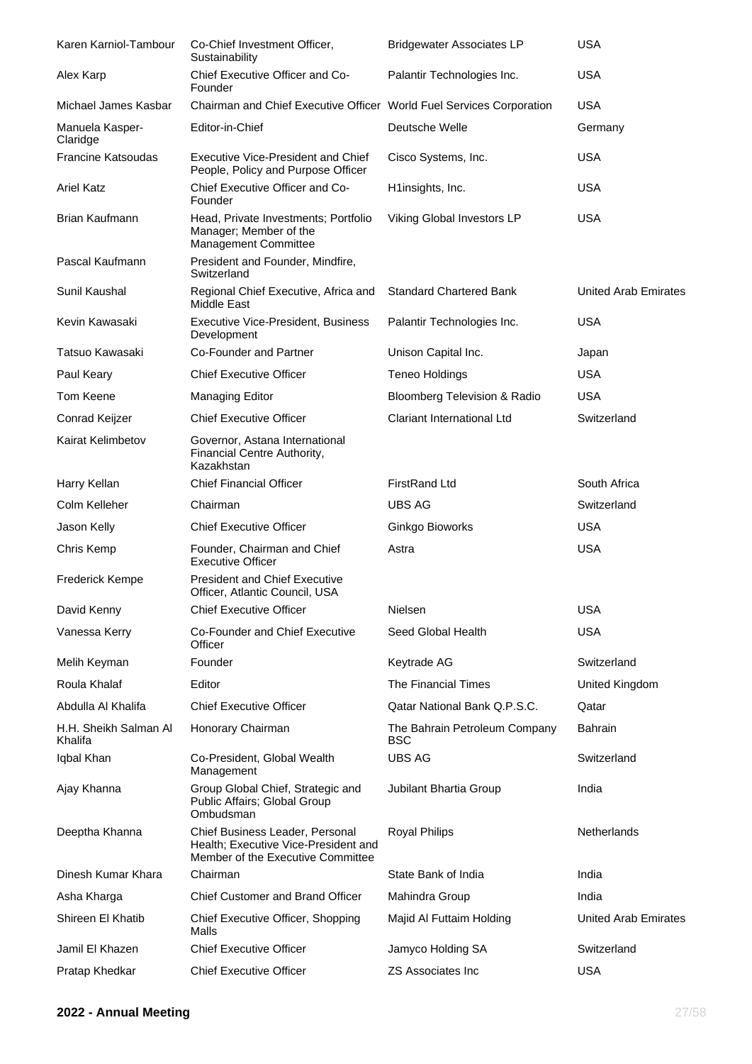| | | | |
|---|---|---|---|
| Karen Karniol-Tambour | Co-Chief Investment Officer, Sustainability | Bridgewater Associates LP | USA |
| Alex Karp | Chief Executive Officer and Co-Founder | Palantir Technologies Inc. | USA |
| Michael James Kasbar | Chairman and Chief Executive Officer | World Fuel Services Corporation | USA |
| Manuela Kasper-Claridge | Editor-in-Chief | Deutsche Welle | Germany |
| Francine Katsoudas | Executive Vice-President and Chief People, Policy and Purpose Officer | Cisco Systems, Inc. | USA |
| Ariel Katz | Chief Executive Officer and Co-Founder | H1insights, Inc. | USA |
| Brian Kaufmann | Head, Private Investments; Portfolio Manager; Member of the Management Committee | Viking Global Investors LP | USA |
| Pascal Kaufmann | President and Founder, Mindfire, Switzerland | | |
| Sunil Kaushal | Regional Chief Executive, Africa and Middle East | Standard Chartered Bank | United Arab Emirates |
| Kevin Kawasaki | Executive Vice-President, Business Development | Palantir Technologies Inc. | USA |
| Tatsuo Kawasaki | Co-Founder and Partner | Unison Capital Inc. | Japan |
| Paul Keary | Chief Executive Officer | Teneo Holdings | USA |
| Tom Keene | Managing Editor | Bloomberg Television & Radio | USA |
| Conrad Keijzer | Chief Executive Officer | Clariant International Ltd | Switzerland |
| Kairat Kelimbetov | Governor, Astana International Financial Centre Authority, Kazakhstan | | |
| Harry Kellan | Chief Financial Officer | FirstRand Ltd | South Africa |
| Colm Kelleher | Chairman | UBS AG | Switzerland |
| Jason Kelly | Chief Executive Officer | Ginkgo Bioworks | USA |
| Chris Kemp | Founder, Chairman and Chief Executive Officer | Astra | USA |
| Frederick Kempe | President and Chief Executive Officer, Atlantic Council, USA | | |
| David Kenny | Chief Executive Officer | Nielsen | USA |
| Vanessa Kerry | Co-Founder and Chief Executive Officer | Seed Global Health | USA |
| Melih Keyman | Founder | Keytrade AG | Switzerland |
| Roula Khalaf | Editor | The Financial Times | United Kingdom |
| Abdulla Al Khalifa | Chief Executive Officer | Qatar National Bank Q.P.S.C. | Qatar |
| H.H. Sheikh Salman Al Khalifa | Honorary Chairman | The Bahrain Petroleum Company BSC | Bahrain |
| Iqbal Khan | Co-President, Global Wealth Management | UBS AG | Switzerland |
| Ajay Khanna | Group Global Chief, Strategic and Public Affairs; Global Group Ombudsman | Jubilant Bhartia Group | India |
| Deeptha Khanna | Chief Business Leader, Personal Health; Executive Vice-President and Member of the Executive Committee | Royal Philips | Netherlands |
| Dinesh Kumar Khara | Chairman | State Bank of India | India |
| Asha Kharga | Chief Customer and Brand Officer | Mahindra Group | India |
| Shireen El Khatib | Chief Executive Officer, Shopping Malls | Majid Al Futtaim Holding | United Arab Emirates |
| Jamil El Khazen | Chief Executive Officer | Jamyco Holding SA | Switzerland |
| Pratap Khedkar | Chief Executive Officer | ZS Associates Inc | USA |

**2022 - Annual Meeting**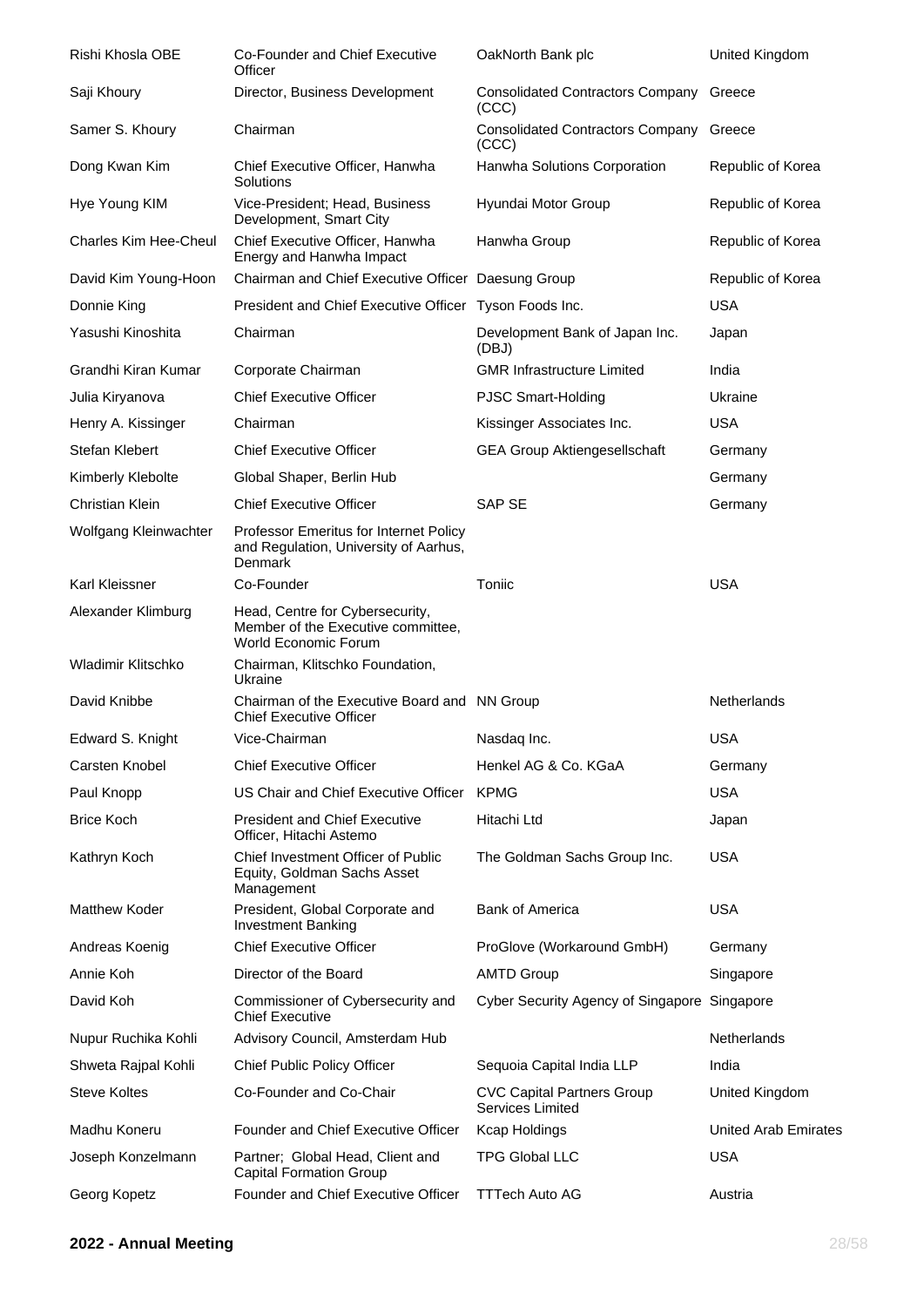| | | | |
|---|---|---|---|
| Rishi Khosla OBE | Co-Founder and Chief Executive Officer | OakNorth Bank plc | United Kingdom |
| Saji Khoury | Director, Business Development | Consolidated Contractors Company (CCC) | Greece |
| Samer S. Khoury | Chairman | Consolidated Contractors Company (CCC) | Greece |
| Dong Kwan Kim | Chief Executive Officer, Hanwha Solutions | Hanwha Solutions Corporation | Republic of Korea |
| Hye Young KIM | Vice-President; Head, Business Development, Smart City | Hyundai Motor Group | Republic of Korea |
| Charles Kim Hee-Cheul | Chief Executive Officer, Hanwha Energy and Hanwha Impact | Hanwha Group | Republic of Korea |
| David Kim Young-Hoon | Chairman and Chief Executive Officer | Daesung Group | Republic of Korea |
| Donnie King | President and Chief Executive Officer | Tyson Foods Inc. | USA |
| Yasushi Kinoshita | Chairman | Development Bank of Japan Inc. (DBJ) | Japan |
| Grandhi Kiran Kumar | Corporate Chairman | GMR Infrastructure Limited | India |
| Julia Kiryanova | Chief Executive Officer | PJSC Smart-Holding | Ukraine |
| Henry A. Kissinger | Chairman | Kissinger Associates Inc. | USA |
| Stefan Klebert | Chief Executive Officer | GEA Group Aktiengesellschaft | Germany |
| Kimberly Klebolte | Global Shaper, Berlin Hub | | Germany |
| Christian Klein | Chief Executive Officer | SAP SE | Germany |
| Wolfgang Kleinwachter | Professor Emeritus for Internet Policy and Regulation, University of Aarhus, Denmark | | |
| Karl Kleissner | Co-Founder | Toniic | USA |
| Alexander Klimburg | Head, Centre for Cybersecurity, Member of the Executive committee, World Economic Forum | | |
| Wladimir Klitschko | Chairman, Klitschko Foundation, Ukraine | | |
| David Knibbe | Chairman of the Executive Board and Chief Executive Officer | NN Group | Netherlands |
| Edward S. Knight | Vice-Chairman | Nasdaq Inc. | USA |
| Carsten Knobel | Chief Executive Officer | Henkel AG & Co. KGaA | Germany |
| Paul Knopp | US Chair and Chief Executive Officer | KPMG | USA |
| Brice Koch | President and Chief Executive Officer, Hitachi Astemo | Hitachi Ltd | Japan |
| Kathryn Koch | Chief Investment Officer of Public Equity, Goldman Sachs Asset Management | The Goldman Sachs Group Inc. | USA |
| Matthew Koder | President, Global Corporate and Investment Banking | Bank of America | USA |
| Andreas Koenig | Chief Executive Officer | ProGlove (Workaround GmbH) | Germany |
| Annie Koh | Director of the Board | AMTD Group | Singapore |
| David Koh | Commissioner of Cybersecurity and Chief Executive | Cyber Security Agency of Singapore | Singapore |
| Nupur Ruchika Kohli | Advisory Council, Amsterdam Hub | | Netherlands |
| Shweta Rajpal Kohli | Chief Public Policy Officer | Sequoia Capital India LLP | India |
| Steve Koltes | Co-Founder and Co-Chair | CVC Capital Partners Group Services Limited | United Kingdom |
| Madhu Koneru | Founder and Chief Executive Officer | Kcap Holdings | United Arab Emirates |
| Joseph Konzelmann | Partner; Global Head, Client and Capital Formation Group | TPG Global LLC | USA |
| Georg Kopetz | Founder and Chief Executive Officer | TTTech Auto AG | Austria |

**2022 - Annual Meeting**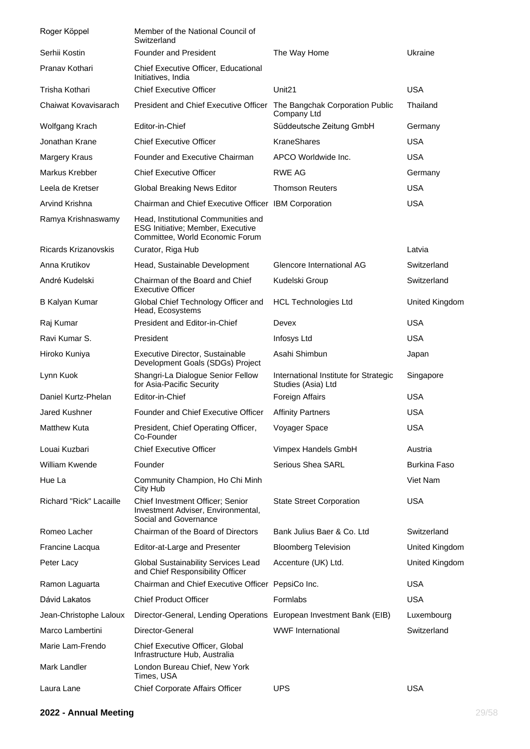| Name | Position | Organization | Country |
|---|---|---|---|
| Roger Köppel | Member of the National Council of Switzerland | | |
| Serhii Kostin | Founder and President | The Way Home | Ukraine |
| Pranav Kothari | Chief Executive Officer, Educational Initiatives, India | | |
| Trisha Kothari | Chief Executive Officer | Unit21 | USA |
| Chaiwat Kovavisarach | President and Chief Executive Officer | The Bangchak Corporation Public Company Ltd | Thailand |
| Wolfgang Krach | Editor-in-Chief | Süddeutsche Zeitung GmbH | Germany |
| Jonathan Krane | Chief Executive Officer | KraneShares | USA |
| Margery Kraus | Founder and Executive Chairman | APCO Worldwide Inc. | USA |
| Markus Krebber | Chief Executive Officer | RWE AG | Germany |
| Leela de Kretser | Global Breaking News Editor | Thomson Reuters | USA |
| Arvind Krishna | Chairman and Chief Executive Officer | IBM Corporation | USA |
| Ramya Krishnaswamy | Head, Institutional Communities and ESG Initiative; Member, Executive Committee, World Economic Forum | | |
| Ricards Krizanovskis | Curator, Riga Hub | | Latvia |
| Anna Krutikov | Head, Sustainable Development | Glencore International AG | Switzerland |
| André Kudelski | Chairman of the Board and Chief Executive Officer | Kudelski Group | Switzerland |
| B Kalyan Kumar | Global Chief Technology Officer and Head, Ecosystems | HCL Technologies Ltd | United Kingdom |
| Raj Kumar | President and Editor-in-Chief | Devex | USA |
| Ravi Kumar S. | President | Infosys Ltd | USA |
| Hiroko Kuniya | Executive Director, Sustainable Development Goals (SDGs) Project | Asahi Shimbun | Japan |
| Lynn Kuok | Shangri-La Dialogue Senior Fellow for Asia-Pacific Security | International Institute for Strategic Studies (Asia) Ltd | Singapore |
| Daniel Kurtz-Phelan | Editor-in-Chief | Foreign Affairs | USA |
| Jared Kushner | Founder and Chief Executive Officer | Affinity Partners | USA |
| Matthew Kuta | President, Chief Operating Officer, Co-Founder | Voyager Space | USA |
| Louai Kuzbari | Chief Executive Officer | Vimpex Handels GmbH | Austria |
| William Kwende | Founder | Serious Shea SARL | Burkina Faso |
| Hue La | Community Champion, Ho Chi Minh City Hub | | Viet Nam |
| Richard "Rick" Lacaille | Chief Investment Officer; Senior Investment Adviser, Environmental, Social and Governance | State Street Corporation | USA |
| Romeo Lacher | Chairman of the Board of Directors | Bank Julius Baer & Co. Ltd | Switzerland |
| Francine Lacqua | Editor-at-Large and Presenter | Bloomberg Television | United Kingdom |
| Peter Lacy | Global Sustainability Services Lead and Chief Responsibility Officer | Accenture (UK) Ltd. | United Kingdom |
| Ramon Laguarta | Chairman and Chief Executive Officer | PepsiCo Inc. | USA |
| Dávid Lakatos | Chief Product Officer | Formlabs | USA |
| Jean-Christophe Laloux | Director-General, Lending Operations | European Investment Bank (EIB) | Luxembourg |
| Marco Lambertini | Director-General | WWF International | Switzerland |
| Marie Lam-Frendo | Chief Executive Officer, Global Infrastructure Hub, Australia | | |
| Mark Landler | London Bureau Chief, New York Times, USA | | |
| Laura Lane | Chief Corporate Affairs Officer | UPS | USA |

**2022 - Annual Meeting**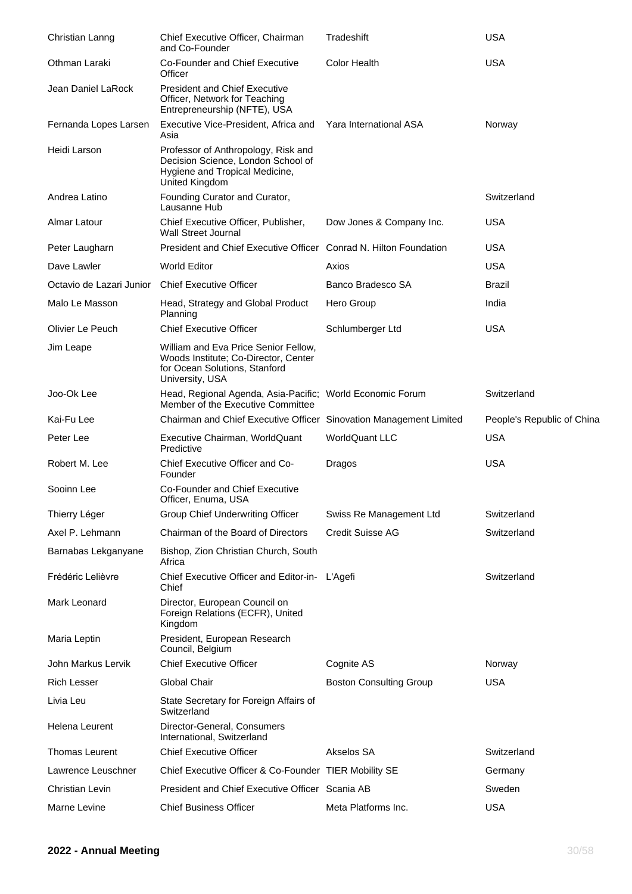| | | | |
|---|---|---|---|
| Christian Lanng | Chief Executive Officer, Chairman and Co-Founder | Tradeshift | USA |
| Othman Laraki | Co-Founder and Chief Executive Officer | Color Health | USA |
| Jean Daniel LaRock | President and Chief Executive Officer, Network for Teaching Entrepreneurship (NFTE), USA | | |
| Fernanda Lopes Larsen | Executive Vice-President, Africa and Asia | Yara International ASA | Norway |
| Heidi Larson | Professor of Anthropology, Risk and Decision Science, London School of Hygiene and Tropical Medicine, United Kingdom | | |
| Andrea Latino | Founding Curator and Curator, Lausanne Hub | | Switzerland |
| Almar Latour | Chief Executive Officer, Publisher, Wall Street Journal | Dow Jones & Company Inc. | USA |
| Peter Laugharn | President and Chief Executive Officer | Conrad N. Hilton Foundation | USA |
| Dave Lawler | World Editor | Axios | USA |
| Octavio de Lazari Junior | Chief Executive Officer | Banco Bradesco SA | Brazil |
| Malo Le Masson | Head, Strategy and Global Product Planning | Hero Group | India |
| Olivier Le Peuch | Chief Executive Officer | Schlumberger Ltd | USA |
| Jim Leape | William and Eva Price Senior Fellow, Woods Institute; Co-Director, Center for Ocean Solutions, Stanford University, USA | | |
| Joo-Ok Lee | Head, Regional Agenda, Asia-Pacific; Member of the Executive Committee | World Economic Forum | Switzerland |
| Kai-Fu Lee | Chairman and Chief Executive Officer | Sinovation Management Limited | People's Republic of China |
| Peter Lee | Executive Chairman, WorldQuant Predictive | WorldQuant LLC | USA |
| Robert M. Lee | Chief Executive Officer and Co-Founder | Dragos | USA |
| Sooinn Lee | Co-Founder and Chief Executive Officer, Enuma, USA | | |
| Thierry Léger | Group Chief Underwriting Officer | Swiss Re Management Ltd | Switzerland |
| Axel P. Lehmann | Chairman of the Board of Directors | Credit Suisse AG | Switzerland |
| Barnabas Lekganyane | Bishop, Zion Christian Church, South Africa | | |
| Frédéric Lelièvre | Chief Executive Officer and Editor-in-Chief | L'Agefi | Switzerland |
| Mark Leonard | Director, European Council on Foreign Relations (ECFR), United Kingdom | | |
| Maria Leptin | President, European Research Council, Belgium | | |
| John Markus Lervik | Chief Executive Officer | Cognite AS | Norway |
| Rich Lesser | Global Chair | Boston Consulting Group | USA |
| Livia Leu | State Secretary for Foreign Affairs of Switzerland | | |
| Helena Leurent | Director-General, Consumers International, Switzerland | | |
| Thomas Leurent | Chief Executive Officer | Akselos SA | Switzerland |
| Lawrence Leuschner | Chief Executive Officer & Co-Founder | TIER Mobility SE | Germany |
| Christian Levin | President and Chief Executive Officer | Scania AB | Sweden |
| Marne Levine | Chief Business Officer | Meta Platforms Inc. | USA |

**2022 - Annual Meeting**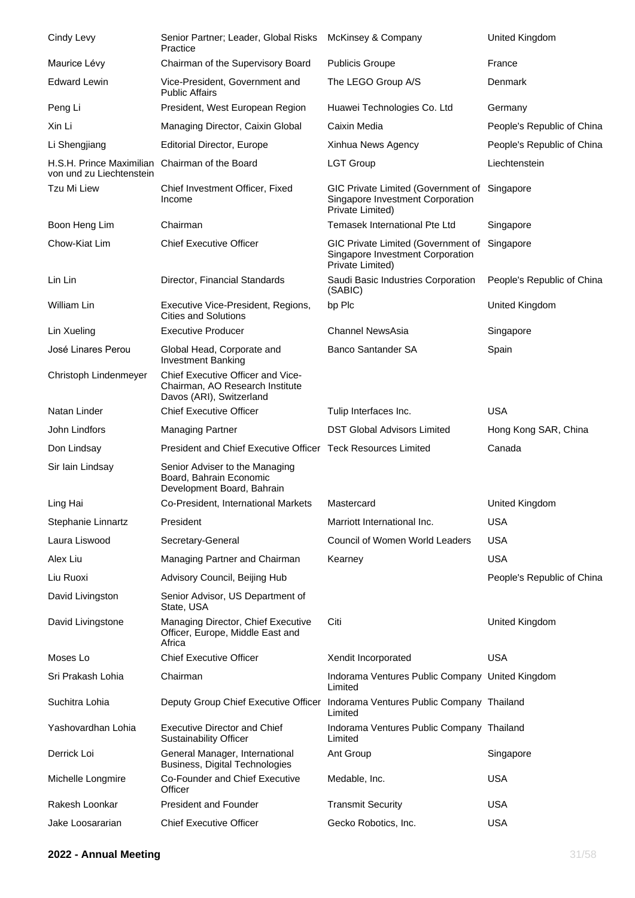| | | | |
|---|---|---|---|
| Cindy Levy | Senior Partner; Leader, Global Risks Practice | McKinsey & Company | United Kingdom |
| Maurice Lévy | Chairman of the Supervisory Board | Publicis Groupe | France |
| Edward Lewin | Vice-President, Government and Public Affairs | The LEGO Group A/S | Denmark |
| Peng Li | President, West European Region | Huawei Technologies Co. Ltd | Germany |
| Xin Li | Managing Director, Caixin Global | Caixin Media | People's Republic of China |
| Li Shengjiang | Editorial Director, Europe | Xinhua News Agency | People's Republic of China |
| H.S.H. Prince Maximilian von und zu Liechtenstein | Chairman of the Board | LGT Group | Liechtenstein |
| Tzu Mi Liew | Chief Investment Officer, Fixed Income | GIC Private Limited (Government of Singapore Investment Corporation Private Limited) | Singapore |
| Boon Heng Lim | Chairman | Temasek International Pte Ltd | Singapore |
| Chow-Kiat Lim | Chief Executive Officer | GIC Private Limited (Government of Singapore Investment Corporation Private Limited) | Singapore |
| Lin Lin | Director, Financial Standards | Saudi Basic Industries Corporation (SABIC) | People's Republic of China |
| William Lin | Executive Vice-President, Regions, Cities and Solutions | bp Plc | United Kingdom |
| Lin Xueling | Executive Producer | Channel NewsAsia | Singapore |
| José Linares Perou | Global Head, Corporate and Investment Banking | Banco Santander SA | Spain |
| Christoph Lindenmeyer | Chief Executive Officer and Vice-Chairman, AO Research Institute Davos (ARI), Switzerland | | |
| Natan Linder | Chief Executive Officer | Tulip Interfaces Inc. | USA |
| John Lindfors | Managing Partner | DST Global Advisors Limited | Hong Kong SAR, China |
| Don Lindsay | President and Chief Executive Officer | Teck Resources Limited | Canada |
| Sir Iain Lindsay | Senior Adviser to the Managing Board, Bahrain Economic Development Board, Bahrain | | |
| Ling Hai | Co-President, International Markets | Mastercard | United Kingdom |
| Stephanie Linnartz | President | Marriott International Inc. | USA |
| Laura Liswood | Secretary-General | Council of Women World Leaders | USA |
| Alex Liu | Managing Partner and Chairman | Kearney | USA |
| Liu Ruoxi | Advisory Council, Beijing Hub | | People's Republic of China |
| David Livingston | Senior Advisor, US Department of State, USA | | |
| David Livingstone | Managing Director, Chief Executive Officer, Europe, Middle East and Africa | Citi | United Kingdom |
| Moses Lo | Chief Executive Officer | Xendit Incorporated | USA |
| Sri Prakash Lohia | Chairman | Indorama Ventures Public Company Limited | United Kingdom |
| Suchitra Lohia | Deputy Group Chief Executive Officer | Indorama Ventures Public Company Limited | Thailand |
| Yashovardhan Lohia | Executive Director and Chief Sustainability Officer | Indorama Ventures Public Company Limited | Thailand |
| Derrick Loi | General Manager, International Business, Digital Technologies | Ant Group | Singapore |
| Michelle Longmire | Co-Founder and Chief Executive Officer | Medable, Inc. | USA |
| Rakesh Loonkar | President and Founder | Transmit Security | USA |
| Jake Loosararian | Chief Executive Officer | Gecko Robotics, Inc. | USA |

**2022 - Annual Meeting**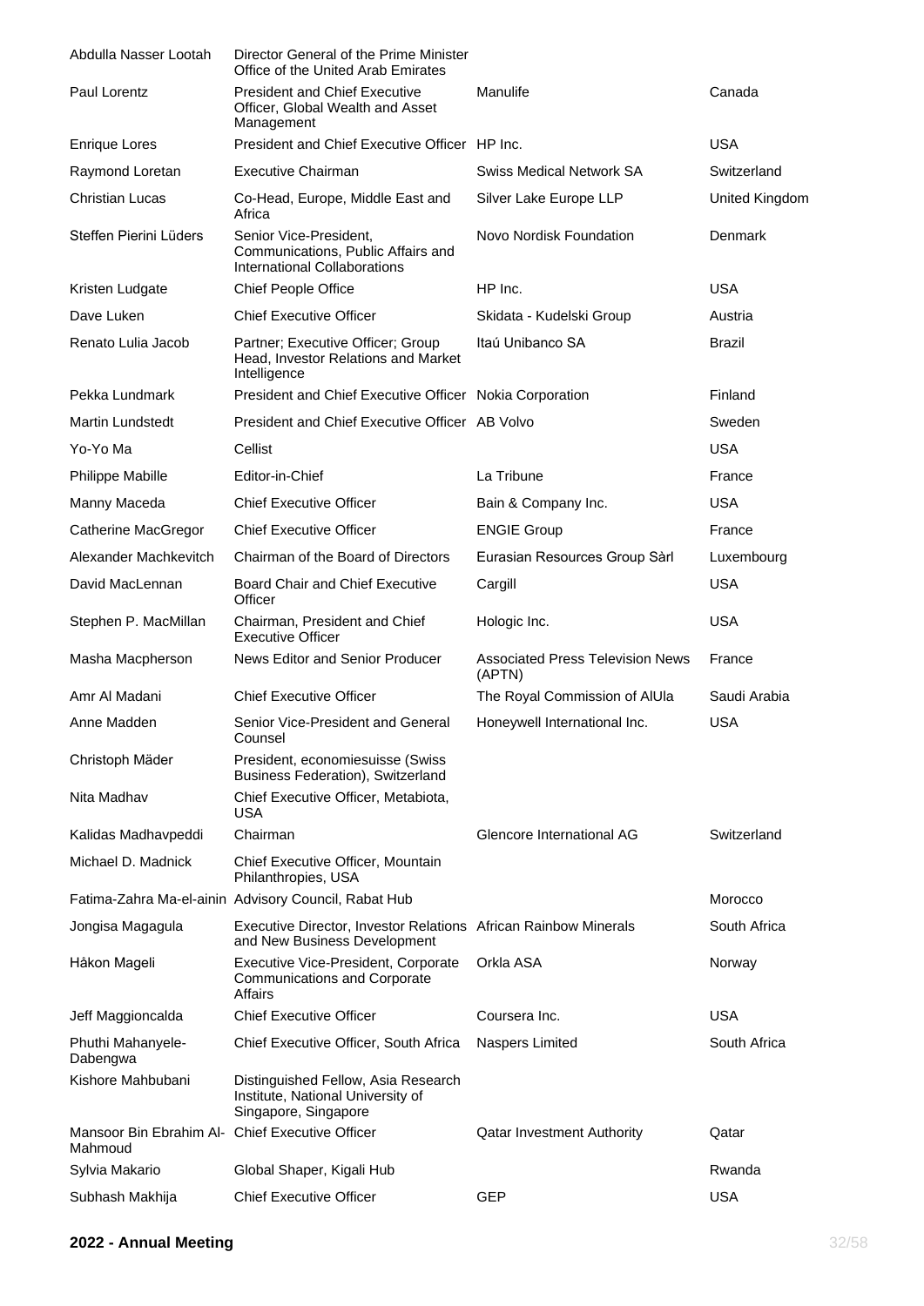| | | | |
|---|---|---|---|
| Abdulla Nasser Lootah | Director General of the Prime Minister Office of the United Arab Emirates | | |
| Paul Lorentz | President and Chief Executive Officer, Global Wealth and Asset Management | Manulife | Canada |
| Enrique Lores | President and Chief Executive Officer | HP Inc. | USA |
| Raymond Loretan | Executive Chairman | Swiss Medical Network SA | Switzerland |
| Christian Lucas | Co-Head, Europe, Middle East and Africa | Silver Lake Europe LLP | United Kingdom |
| Steffen Pierini Lüders | Senior Vice-President, Communications, Public Affairs and International Collaborations | Novo Nordisk Foundation | Denmark |
| Kristen Ludgate | Chief People Office | HP Inc. | USA |
| Dave Luken | Chief Executive Officer | Skidata - Kudelski Group | Austria |
| Renato Lulia Jacob | Partner; Executive Officer; Group Head, Investor Relations and Market Intelligence | Itaú Unibanco SA | Brazil |
| Pekka Lundmark | President and Chief Executive Officer | Nokia Corporation | Finland |
| Martin Lundstedt | President and Chief Executive Officer | AB Volvo | Sweden |
| Yo-Yo Ma | Cellist | | USA |
| Philippe Mabille | Editor-in-Chief | La Tribune | France |
| Manny Maceda | Chief Executive Officer | Bain & Company Inc. | USA |
| Catherine MacGregor | Chief Executive Officer | ENGIE Group | France |
| Alexander Machkevitch | Chairman of the Board of Directors | Eurasian Resources Group Sàrl | Luxembourg |
| David MacLennan | Board Chair and Chief Executive Officer | Cargill | USA |
| Stephen P. MacMillan | Chairman, President and Chief Executive Officer | Hologic Inc. | USA |
| Masha Macpherson | News Editor and Senior Producer | Associated Press Television News (APTN) | France |
| Amr Al Madani | Chief Executive Officer | The Royal Commission of AlUla | Saudi Arabia |
| Anne Madden | Senior Vice-President and General Counsel | Honeywell International Inc. | USA |
| Christoph Mäder | President, economiesuisse (Swiss Business Federation), Switzerland | | |
| Nita Madhav | Chief Executive Officer, Metabiota, USA | | |
| Kalidas Madhavpeddi | Chairman | Glencore International AG | Switzerland |
| Michael D. Madnick | Chief Executive Officer, Mountain Philanthropies, USA | | |
| Fatima-Zahra Ma-el-ainin | Advisory Council, Rabat Hub | | Morocco |
| Jongisa Magagula | Executive Director, Investor Relations and New Business Development | African Rainbow Minerals | South Africa |
| Håkon Mageli | Executive Vice-President, Corporate Communications and Corporate Affairs | Orkla ASA | Norway |
| Jeff Maggioncalda | Chief Executive Officer | Coursera Inc. | USA |
| Phuthi Mahanyele-Dabengwa | Chief Executive Officer, South Africa | Naspers Limited | South Africa |
| Kishore Mahbubani | Distinguished Fellow, Asia Research Institute, National University of Singapore, Singapore | | |
| Mansoor Bin Ebrahim Al-Mahmoud | Chief Executive Officer | Qatar Investment Authority | Qatar |
| Sylvia Makario | Global Shaper, Kigali Hub | | Rwanda |
| Subhash Makhija | Chief Executive Officer | GEP | USA |

**2022 - Annual Meeting**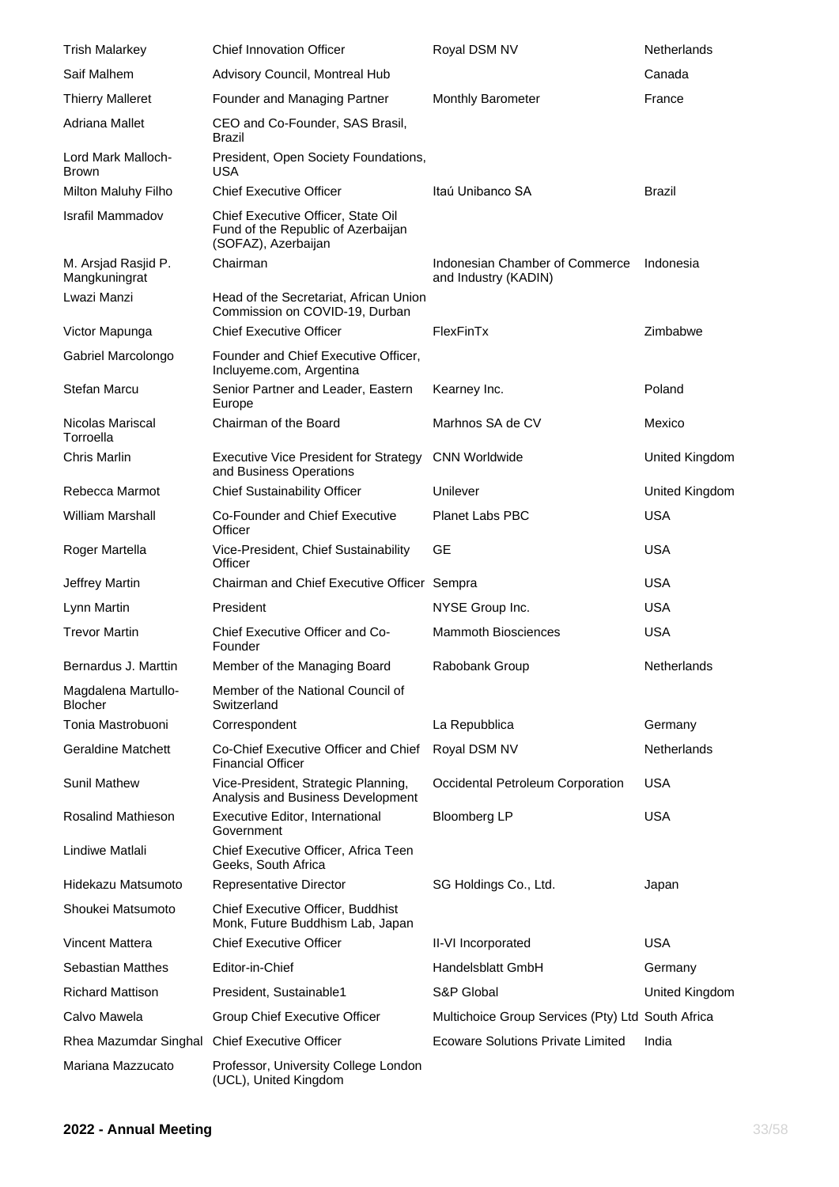| | | | |
|---|---|---|---|
| Trish Malarkey | Chief Innovation Officer | Royal DSM NV | Netherlands |
| Saif Malhem | Advisory Council, Montreal Hub | | Canada |
| Thierry Malleret | Founder and Managing Partner | Monthly Barometer | France |
| Adriana Mallet | CEO and Co-Founder, SAS Brasil, Brazil | | |
| Lord Mark Malloch-Brown | President, Open Society Foundations, USA | | |
| Milton Maluhy Filho | Chief Executive Officer | Itaú Unibanco SA | Brazil |
| Israfil Mammadov | Chief Executive Officer, State Oil Fund of the Republic of Azerbaijan (SOFAZ), Azerbaijan | | |
| M. Arsjad Rasjid P. Mangkuningrat | Chairman | Indonesian Chamber of Commerce and Industry (KADIN) | Indonesia |
| Lwazi Manzi | Head of the Secretariat, African Union Commission on COVID-19, Durban | | |
| Victor Mapunga | Chief Executive Officer | FlexFinTx | Zimbabwe |
| Gabriel Marcolongo | Founder and Chief Executive Officer, Incluyeme.com, Argentina | | |
| Stefan Marcu | Senior Partner and Leader, Eastern Europe | Kearney Inc. | Poland |
| Nicolas Mariscal Torroella | Chairman of the Board | Marhnos SA de CV | Mexico |
| Chris Marlin | Executive Vice President for Strategy and Business Operations | CNN Worldwide | United Kingdom |
| Rebecca Marmot | Chief Sustainability Officer | Unilever | United Kingdom |
| William Marshall | Co-Founder and Chief Executive Officer | Planet Labs PBC | USA |
| Roger Martella | Vice-President, Chief Sustainability Officer | GE | USA |
| Jeffrey Martin | Chairman and Chief Executive Officer | Sempra | USA |
| Lynn Martin | President | NYSE Group Inc. | USA |
| Trevor Martin | Chief Executive Officer and Co-Founder | Mammoth Biosciences | USA |
| Bernardus J. Marttin | Member of the Managing Board | Rabobank Group | Netherlands |
| Magdalena Martullo-Blocher | Member of the National Council of Switzerland | | |
| Tonia Mastrobuoni | Correspondent | La Repubblica | Germany |
| Geraldine Matchett | Co-Chief Executive Officer and Chief Financial Officer | Royal DSM NV | Netherlands |
| Sunil Mathew | Vice-President, Strategic Planning, Analysis and Business Development | Occidental Petroleum Corporation | USA |
| Rosalind Mathieson | Executive Editor, International Government | Bloomberg LP | USA |
| Lindiwe Matlali | Chief Executive Officer, Africa Teen Geeks, South Africa | | |
| Hidekazu Matsumoto | Representative Director | SG Holdings Co., Ltd. | Japan |
| Shoukei Matsumoto | Chief Executive Officer, Buddhist Monk, Future Buddhism Lab, Japan | | |
| Vincent Mattera | Chief Executive Officer | II-VI Incorporated | USA |
| Sebastian Matthes | Editor-in-Chief | Handelsblatt GmbH | Germany |
| Richard Mattison | President, Sustainable1 | S&P Global | United Kingdom |
| Calvo Mawela | Group Chief Executive Officer | Multichoice Group Services (Pty) Ltd | South Africa |
| Rhea Mazumdar Singhal | Chief Executive Officer | Ecoware Solutions Private Limited | India |
| Mariana Mazzucato | Professor, University College London (UCL), United Kingdom | | |

**2022 - Annual Meeting**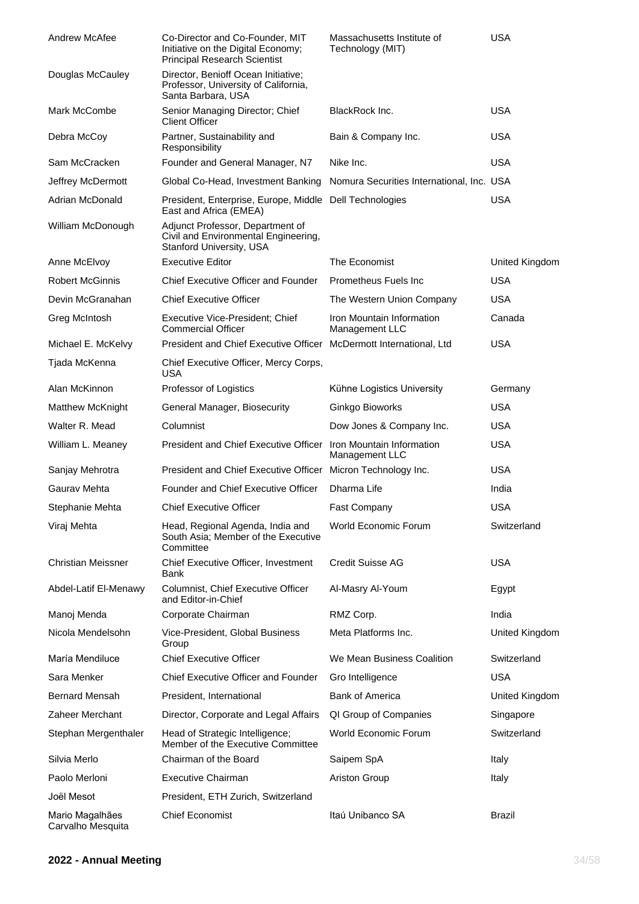| | | | |
|---|---|---|---|
| Andrew McAfee | Co-Director and Co-Founder, MIT Initiative on the Digital Economy; Principal Research Scientist | Massachusetts Institute of Technology (MIT) | USA |
| Douglas McCauley | Director, Benioff Ocean Initiative; Professor, University of California, Santa Barbara, USA | | |
| Mark McCombe | Senior Managing Director; Chief Client Officer | BlackRock Inc. | USA |
| Debra McCoy | Partner, Sustainability and Responsibility | Bain & Company Inc. | USA |
| Sam McCracken | Founder and General Manager, N7 | Nike Inc. | USA |
| Jeffrey McDermott | Global Co-Head, Investment Banking | Nomura Securities International, Inc. | USA |
| Adrian McDonald | President, Enterprise, Europe, Middle East and Africa (EMEA) | Dell Technologies | USA |
| William McDonough | Adjunct Professor, Department of Civil and Environmental Engineering, Stanford University, USA | | |
| Anne McElvoy | Executive Editor | The Economist | United Kingdom |
| Robert McGinnis | Chief Executive Officer and Founder | Prometheus Fuels Inc | USA |
| Devin McGranahan | Chief Executive Officer | The Western Union Company | USA |
| Greg McIntosh | Executive Vice-President; Chief Commercial Officer | Iron Mountain Information Management LLC | Canada |
| Michael E. McKelvy | President and Chief Executive Officer | McDermott International, Ltd | USA |
| Tjada McKenna | Chief Executive Officer, Mercy Corps, USA | | |
| Alan McKinnon | Professor of Logistics | Kühne Logistics University | Germany |
| Matthew McKnight | General Manager, Biosecurity | Ginkgo Bioworks | USA |
| Walter R. Mead | Columnist | Dow Jones & Company Inc. | USA |
| William L. Meaney | President and Chief Executive Officer | Iron Mountain Information Management LLC | USA |
| Sanjay Mehrotra | President and Chief Executive Officer | Micron Technology Inc. | USA |
| Gaurav Mehta | Founder and Chief Executive Officer | Dharma Life | India |
| Stephanie Mehta | Chief Executive Officer | Fast Company | USA |
| Viraj Mehta | Head, Regional Agenda, India and South Asia; Member of the Executive Committee | World Economic Forum | Switzerland |
| Christian Meissner | Chief Executive Officer, Investment Bank | Credit Suisse AG | USA |
| Abdel-Latif El-Menawy | Columnist, Chief Executive Officer and Editor-in-Chief | Al-Masry Al-Youm | Egypt |
| Manoj Menda | Corporate Chairman | RMZ Corp. | India |
| Nicola Mendelsohn | Vice-President, Global Business Group | Meta Platforms Inc. | United Kingdom |
| María Mendiluce | Chief Executive Officer | We Mean Business Coalition | Switzerland |
| Sara Menker | Chief Executive Officer and Founder | Gro Intelligence | USA |
| Bernard Mensah | President, International | Bank of America | United Kingdom |
| Zaheer Merchant | Director, Corporate and Legal Affairs | QI Group of Companies | Singapore |
| Stephan Mergenthaler | Head of Strategic Intelligence; Member of the Executive Committee | World Economic Forum | Switzerland |
| Silvia Merlo | Chairman of the Board | Saipem SpA | Italy |
| Paolo Merloni | Executive Chairman | Ariston Group | Italy |
| Joël Mesot | President, ETH Zurich, Switzerland | | |
| Mario Magalhães Carvalho Mesquita | Chief Economist | Itaú Unibanco SA | Brazil |

**2022 - Annual Meeting**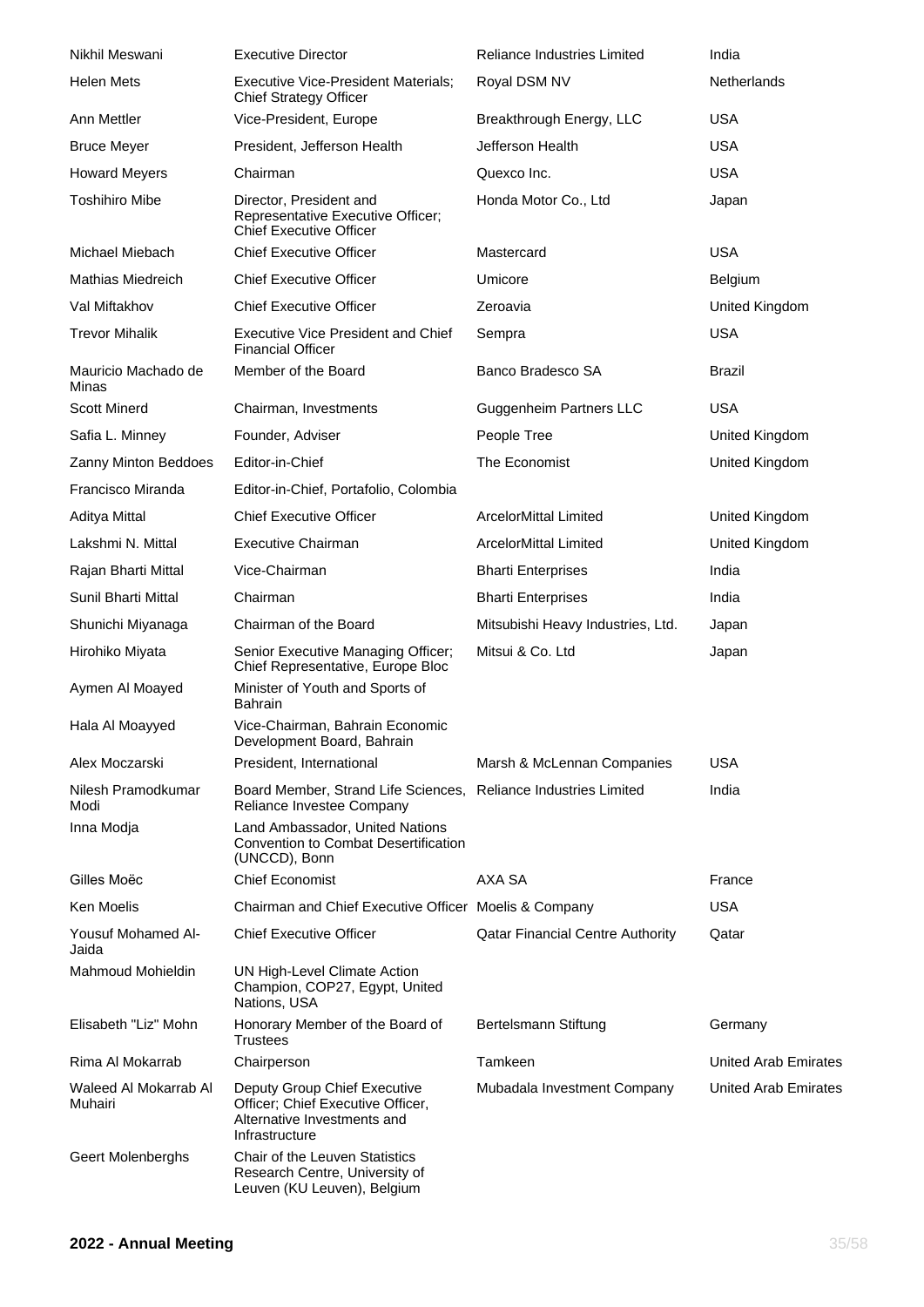| | | | |
|---|---|---|---|
| Nikhil Meswani | Executive Director | Reliance Industries Limited | India |
| Helen Mets | Executive Vice-President Materials; Chief Strategy Officer | Royal DSM NV | Netherlands |
| Ann Mettler | Vice-President, Europe | Breakthrough Energy, LLC | USA |
| Bruce Meyer | President, Jefferson Health | Jefferson Health | USA |
| Howard Meyers | Chairman | Quexco Inc. | USA |
| Toshihiro Mibe | Director, President and Representative Executive Officer; Chief Executive Officer | Honda Motor Co., Ltd | Japan |
| Michael Miebach | Chief Executive Officer | Mastercard | USA |
| Mathias Miedreich | Chief Executive Officer | Umicore | Belgium |
| Val Miftakhov | Chief Executive Officer | Zeroavia | United Kingdom |
| Trevor Mihalik | Executive Vice President and Chief Financial Officer | Sempra | USA |
| Mauricio Machado de Minas | Member of the Board | Banco Bradesco SA | Brazil |
| Scott Minerd | Chairman, Investments | Guggenheim Partners LLC | USA |
| Safia L. Minney | Founder, Adviser | People Tree | United Kingdom |
| Zanny Minton Beddoes | Editor-in-Chief | The Economist | United Kingdom |
| Francisco Miranda | Editor-in-Chief, Portafolio, Colombia | | |
| Aditya Mittal | Chief Executive Officer | ArcelorMittal Limited | United Kingdom |
| Lakshmi N. Mittal | Executive Chairman | ArcelorMittal Limited | United Kingdom |
| Rajan Bharti Mittal | Vice-Chairman | Bharti Enterprises | India |
| Sunil Bharti Mittal | Chairman | Bharti Enterprises | India |
| Shunichi Miyanaga | Chairman of the Board | Mitsubishi Heavy Industries, Ltd. | Japan |
| Hirohiko Miyata | Senior Executive Managing Officer; Chief Representative, Europe Bloc | Mitsui & Co. Ltd | Japan |
| Aymen Al Moayed | Minister of Youth and Sports of Bahrain | | |
| Hala Al Moayyed | Vice-Chairman, Bahrain Economic Development Board, Bahrain | | |
| Alex Moczarski | President, International | Marsh & McLennan Companies | USA |
| Nilesh Pramodkumar Modi | Board Member, Strand Life Sciences, Reliance Investee Company | Reliance Industries Limited | India |
| Inna Modja | Land Ambassador, United Nations Convention to Combat Desertification (UNCCD), Bonn | | |
| Gilles Moëc | Chief Economist | AXA SA | France |
| Ken Moelis | Chairman and Chief Executive Officer | Moelis & Company | USA |
| Yousuf Mohamed Al-Jaida | Chief Executive Officer | Qatar Financial Centre Authority | Qatar |
| Mahmoud Mohieldin | UN High-Level Climate Action Champion, COP27, Egypt, United Nations, USA | | |
| Elisabeth "Liz" Mohn | Honorary Member of the Board of Trustees | Bertelsmann Stiftung | Germany |
| Rima Al Mokarrab | Chairperson | Tamkeen | United Arab Emirates |
| Waleed Al Mokarrab Al Muhairi | Deputy Group Chief Executive Officer; Chief Executive Officer, Alternative Investments and Infrastructure | Mubadala Investment Company | United Arab Emirates |
| Geert Molenberghs | Chair of the Leuven Statistics Research Centre, University of Leuven (KU Leuven), Belgium | | |

**2022 - Annual Meeting**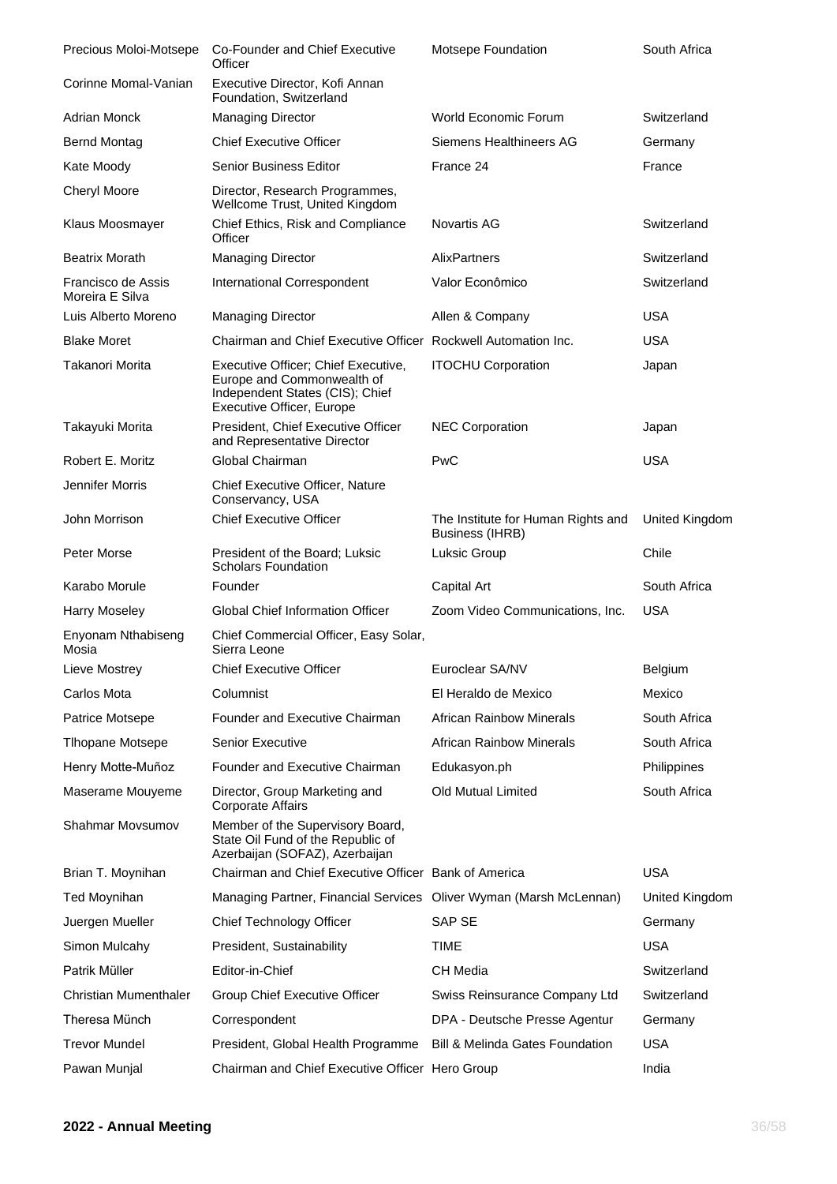| | | | |
|---|---|---|---|
| Precious Moloi-Motsepe | Co-Founder and Chief Executive Officer | Motsepe Foundation | South Africa |
| Corinne Momal-Vanian | Executive Director, Kofi Annan Foundation, Switzerland | | |
| Adrian Monck | Managing Director | World Economic Forum | Switzerland |
| Bernd Montag | Chief Executive Officer | Siemens Healthineers AG | Germany |
| Kate Moody | Senior Business Editor | France 24 | France |
| Cheryl Moore | Director, Research Programmes, Wellcome Trust, United Kingdom | | |
| Klaus Moosmayer | Chief Ethics, Risk and Compliance Officer | Novartis AG | Switzerland |
| Beatrix Morath | Managing Director | AlixPartners | Switzerland |
| Francisco de Assis Moreira E Silva | International Correspondent | Valor Econômico | Switzerland |
| Luis Alberto Moreno | Managing Director | Allen & Company | USA |
| Blake Moret | Chairman and Chief Executive Officer | Rockwell Automation Inc. | USA |
| Takanori Morita | Executive Officer; Chief Executive, Europe and Commonwealth of Independent States (CIS); Chief Executive Officer, Europe | ITOCHU Corporation | Japan |
| Takayuki Morita | President, Chief Executive Officer and Representative Director | NEC Corporation | Japan |
| Robert E. Moritz | Global Chairman | PwC | USA |
| Jennifer Morris | Chief Executive Officer, Nature Conservancy, USA | | |
| John Morrison | Chief Executive Officer | The Institute for Human Rights and Business (IHRB) | United Kingdom |
| Peter Morse | President of the Board; Luksic Scholars Foundation | Luksic Group | Chile |
| Karabo Morule | Founder | Capital Art | South Africa |
| Harry Moseley | Global Chief Information Officer | Zoom Video Communications, Inc. | USA |
| Enyonam Nthabiseng Mosia | Chief Commercial Officer, Easy Solar, Sierra Leone | | |
| Lieve Mostrey | Chief Executive Officer | Euroclear SA/NV | Belgium |
| Carlos Mota | Columnist | El Heraldo de Mexico | Mexico |
| Patrice Motsepe | Founder and Executive Chairman | African Rainbow Minerals | South Africa |
| Tlhopane Motsepe | Senior Executive | African Rainbow Minerals | South Africa |
| Henry Motte-Muñoz | Founder and Executive Chairman | Edukasyon.ph | Philippines |
| Maserame Mouyeme | Director, Group Marketing and Corporate Affairs | Old Mutual Limited | South Africa |
| Shahmar Movsumov | Member of the Supervisory Board, State Oil Fund of the Republic of Azerbaijan (SOFAZ), Azerbaijan | | |
| Brian T. Moynihan | Chairman and Chief Executive Officer | Bank of America | USA |
| Ted Moynihan | Managing Partner, Financial Services | Oliver Wyman (Marsh McLennan) | United Kingdom |
| Juergen Mueller | Chief Technology Officer | SAP SE | Germany |
| Simon Mulcahy | President, Sustainability | TIME | USA |
| Patrik Müller | Editor-in-Chief | CH Media | Switzerland |
| Christian Mumenthaler | Group Chief Executive Officer | Swiss Reinsurance Company Ltd | Switzerland |
| Theresa Münch | Correspondent | DPA - Deutsche Presse Agentur | Germany |
| Trevor Mundel | President, Global Health Programme | Bill & Melinda Gates Foundation | USA |
| Pawan Munjal | Chairman and Chief Executive Officer | Hero Group | India |

**2022 - Annual Meeting**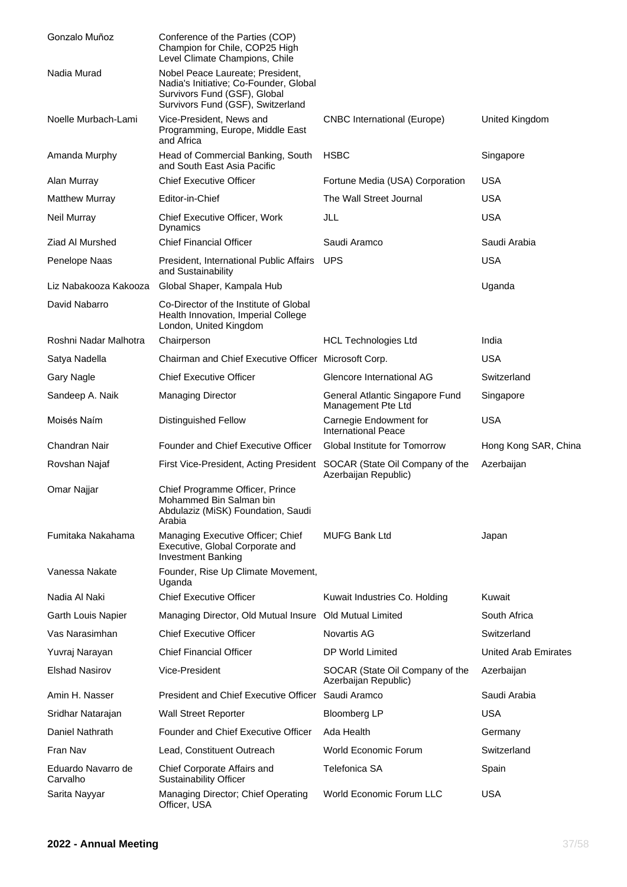| | | | |
|---|---|---|---|
| Gonzalo Muñoz | Conference of the Parties (COP) Champion for Chile, COP25 High Level Climate Champions, Chile | | |
| Nadia Murad | Nobel Peace Laureate; President, Nadia's Initiative; Co-Founder, Global Survivors Fund (GSF), Global Survivors Fund (GSF), Switzerland | | |
| Noelle Murbach-Lami | Vice-President, News and Programming, Europe, Middle East and Africa | CNBC International (Europe) | United Kingdom |
| Amanda Murphy | Head of Commercial Banking, South and South East Asia Pacific | HSBC | Singapore |
| Alan Murray | Chief Executive Officer | Fortune Media (USA) Corporation | USA |
| Matthew Murray | Editor-in-Chief | The Wall Street Journal | USA |
| Neil Murray | Chief Executive Officer, Work Dynamics | JLL | USA |
| Ziad Al Murshed | Chief Financial Officer | Saudi Aramco | Saudi Arabia |
| Penelope Naas | President, International Public Affairs and Sustainability | UPS | USA |
| Liz Nabakooza Kakooza | Global Shaper, Kampala Hub | | Uganda |
| David Nabarro | Co-Director of the Institute of Global Health Innovation, Imperial College London, United Kingdom | | |
| Roshni Nadar Malhotra | Chairperson | HCL Technologies Ltd | India |
| Satya Nadella | Chairman and Chief Executive Officer | Microsoft Corp. | USA |
| Gary Nagle | Chief Executive Officer | Glencore International AG | Switzerland |
| Sandeep A. Naik | Managing Director | General Atlantic Singapore Fund Management Pte Ltd | Singapore |
| Moisés Naím | Distinguished Fellow | Carnegie Endowment for International Peace | USA |
| Chandran Nair | Founder and Chief Executive Officer | Global Institute for Tomorrow | Hong Kong SAR, China |
| Rovshan Najaf | First Vice-President, Acting President | SOCAR (State Oil Company of the Azerbaijan Republic) | Azerbaijan |
| Omar Najjar | Chief Programme Officer, Prince Mohammed Bin Salman bin Abdulaziz (MiSK) Foundation, Saudi Arabia | | |
| Fumitaka Nakahama | Managing Executive Officer; Chief Executive, Global Corporate and Investment Banking | MUFG Bank Ltd | Japan |
| Vanessa Nakate | Founder, Rise Up Climate Movement, Uganda | | |
| Nadia Al Naki | Chief Executive Officer | Kuwait Industries Co. Holding | Kuwait |
| Garth Louis Napier | Managing Director, Old Mutual Insure | Old Mutual Limited | South Africa |
| Vas Narasimhan | Chief Executive Officer | Novartis AG | Switzerland |
| Yuvraj Narayan | Chief Financial Officer | DP World Limited | United Arab Emirates |
| Elshad Nasirov | Vice-President | SOCAR (State Oil Company of the Azerbaijan Republic) | Azerbaijan |
| Amin H. Nasser | President and Chief Executive Officer | Saudi Aramco | Saudi Arabia |
| Sridhar Natarajan | Wall Street Reporter | Bloomberg LP | USA |
| Daniel Nathrath | Founder and Chief Executive Officer | Ada Health | Germany |
| Fran Nav | Lead, Constituent Outreach | World Economic Forum | Switzerland |
| Eduardo Navarro de Carvalho | Chief Corporate Affairs and Sustainability Officer | Telefonica SA | Spain |
| Sarita Nayyar | Managing Director; Chief Operating Officer, USA | World Economic Forum LLC | USA |

**2022 - Annual Meeting**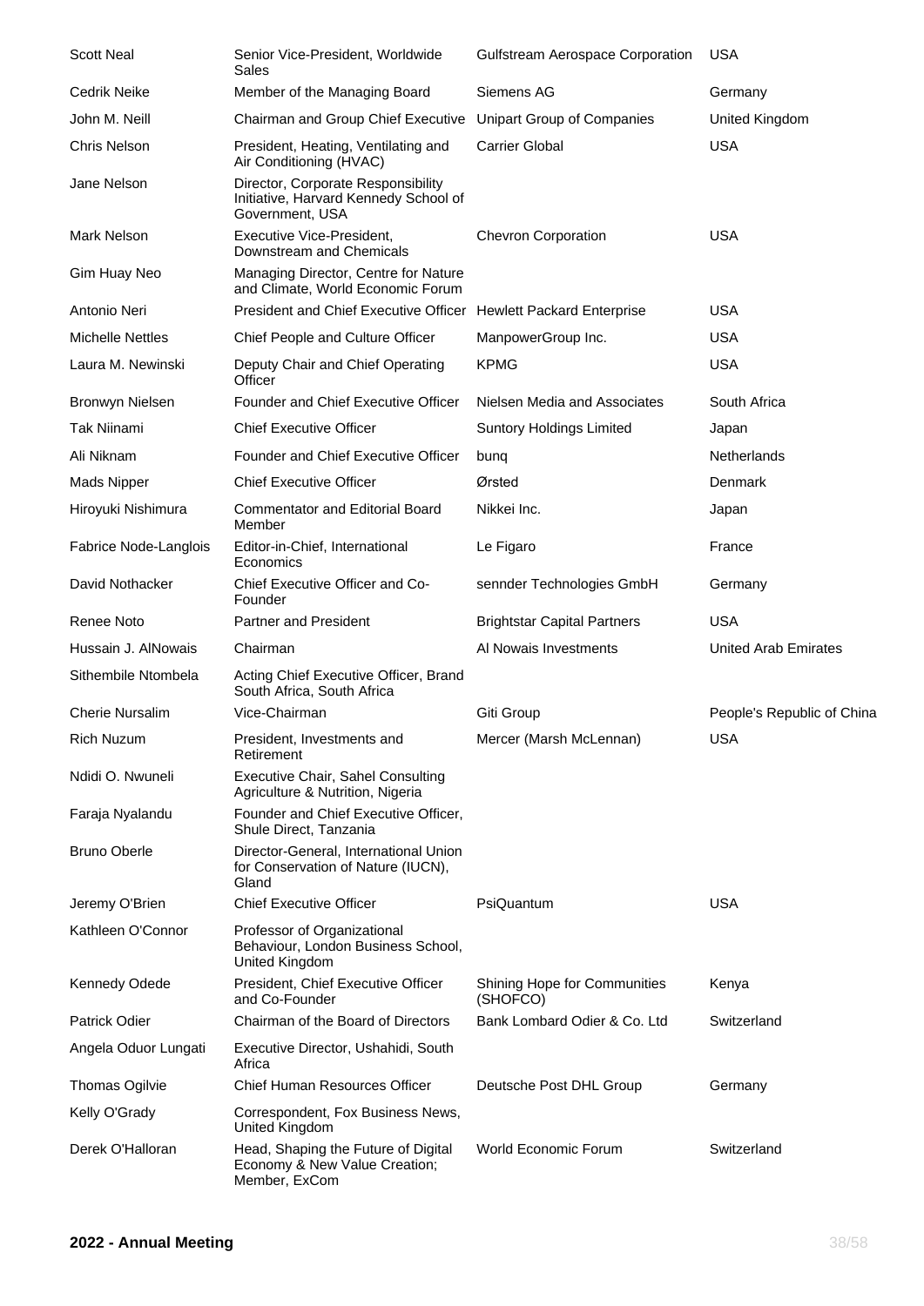| | | | |
|---|---|---|---|
| Scott Neal | Senior Vice-President, Worldwide Sales | Gulfstream Aerospace Corporation | USA |
| Cedrik Neike | Member of the Managing Board | Siemens AG | Germany |
| John M. Neill | Chairman and Group Chief Executive | Unipart Group of Companies | United Kingdom |
| Chris Nelson | President, Heating, Ventilating and Air Conditioning (HVAC) | Carrier Global | USA |
| Jane Nelson | Director, Corporate Responsibility Initiative, Harvard Kennedy School of Government, USA | | |
| Mark Nelson | Executive Vice-President, Downstream and Chemicals | Chevron Corporation | USA |
| Gim Huay Neo | Managing Director, Centre for Nature and Climate, World Economic Forum | | |
| Antonio Neri | President and Chief Executive Officer | Hewlett Packard Enterprise | USA |
| Michelle Nettles | Chief People and Culture Officer | ManpowerGroup Inc. | USA |
| Laura M. Newinski | Deputy Chair and Chief Operating Officer | KPMG | USA |
| Bronwyn Nielsen | Founder and Chief Executive Officer | Nielsen Media and Associates | South Africa |
| Tak Niinami | Chief Executive Officer | Suntory Holdings Limited | Japan |
| Ali Niknam | Founder and Chief Executive Officer | bunq | Netherlands |
| Mads Nipper | Chief Executive Officer | Ørsted | Denmark |
| Hiroyuki Nishimura | Commentator and Editorial Board Member | Nikkei Inc. | Japan |
| Fabrice Node-Langlois | Editor-in-Chief, International Economics | Le Figaro | France |
| David Nothacker | Chief Executive Officer and Co-Founder | sennder Technologies GmbH | Germany |
| Renee Noto | Partner and President | Brightstar Capital Partners | USA |
| Hussain J. AlNowais | Chairman | Al Nowais Investments | United Arab Emirates |
| Sithembile Ntombela | Acting Chief Executive Officer, Brand South Africa, South Africa | | |
| Cherie Nursalim | Vice-Chairman | Giti Group | People's Republic of China |
| Rich Nuzum | President, Investments and Retirement | Mercer (Marsh McLennan) | USA |
| Ndidi O. Nwuneli | Executive Chair, Sahel Consulting Agriculture & Nutrition, Nigeria | | |
| Faraja Nyalandu | Founder and Chief Executive Officer, Shule Direct, Tanzania | | |
| Bruno Oberle | Director-General, International Union for Conservation of Nature (IUCN), Gland | | |
| Jeremy O'Brien | Chief Executive Officer | PsiQuantum | USA |
| Kathleen O'Connor | Professor of Organizational Behaviour, London Business School, United Kingdom | | |
| Kennedy Odede | President, Chief Executive Officer and Co-Founder | Shining Hope for Communities (SHOFCO) | Kenya |
| Patrick Odier | Chairman of the Board of Directors | Bank Lombard Odier & Co. Ltd | Switzerland |
| Angela Oduor Lungati | Executive Director, Ushahidi, South Africa | | |
| Thomas Ogilvie | Chief Human Resources Officer | Deutsche Post DHL Group | Germany |
| Kelly O'Grady | Correspondent, Fox Business News, United Kingdom | | |
| Derek O'Halloran | Head, Shaping the Future of Digital Economy & New Value Creation; Member, ExCom | World Economic Forum | Switzerland |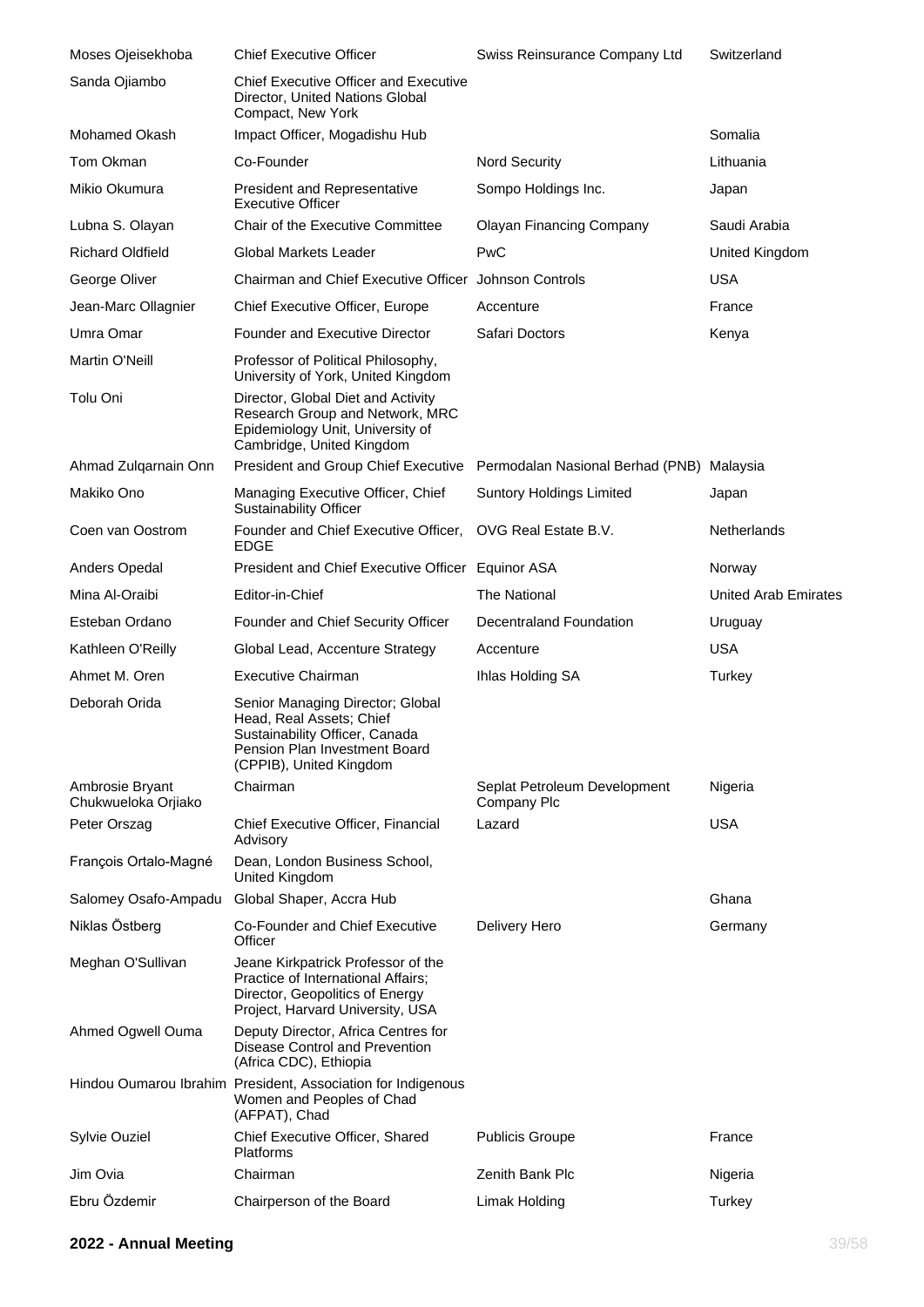| | | | |
|---|---|---|---|
| Moses Ojeisekhoba | Chief Executive Officer | Swiss Reinsurance Company Ltd | Switzerland |
| Sanda Ojiambo | Chief Executive Officer and Executive Director, United Nations Global Compact, New York | | |
| Mohamed Okash | Impact Officer, Mogadishu Hub | | Somalia |
| Tom Okman | Co-Founder | Nord Security | Lithuania |
| Mikio Okumura | President and Representative Executive Officer | Sompo Holdings Inc. | Japan |
| Lubna S. Olayan | Chair of the Executive Committee | Olayan Financing Company | Saudi Arabia |
| Richard Oldfield | Global Markets Leader | PwC | United Kingdom |
| George Oliver | Chairman and Chief Executive Officer | Johnson Controls | USA |
| Jean-Marc Ollagnier | Chief Executive Officer, Europe | Accenture | France |
| Umra Omar | Founder and Executive Director | Safari Doctors | Kenya |
| Martin O'Neill | Professor of Political Philosophy, University of York, United Kingdom | | |
| Tolu Oni | Director, Global Diet and Activity Research Group and Network, MRC Epidemiology Unit, University of Cambridge, United Kingdom | | |
| Ahmad Zulqarnain Onn | President and Group Chief Executive | Permodalan Nasional Berhad (PNB) | Malaysia |
| Makiko Ono | Managing Executive Officer, Chief Sustainability Officer | Suntory Holdings Limited | Japan |
| Coen van Oostrom | Founder and Chief Executive Officer, EDGE | OVG Real Estate B.V. | Netherlands |
| Anders Opedal | President and Chief Executive Officer | Equinor ASA | Norway |
| Mina Al-Oraibi | Editor-in-Chief | The National | United Arab Emirates |
| Esteban Ordano | Founder and Chief Security Officer | Decentraland Foundation | Uruguay |
| Kathleen O'Reilly | Global Lead, Accenture Strategy | Accenture | USA |
| Ahmet M. Oren | Executive Chairman | Ihlas Holding SA | Turkey |
| Deborah Orida | Senior Managing Director; Global Head, Real Assets; Chief Sustainability Officer, Canada Pension Plan Investment Board (CPPIB), United Kingdom | | |
| Ambrosie Bryant Chukwueloka Orjiako | Chairman | Seplat Petroleum Development Company Plc | Nigeria |
| Peter Orszag | Chief Executive Officer, Financial Advisory | Lazard | USA |
| François Ortalo-Magné | Dean, London Business School, United Kingdom | | |
| Salomey Osafo-Ampadu | Global Shaper, Accra Hub | | Ghana |
| Niklas Östberg | Co-Founder and Chief Executive Officer | Delivery Hero | Germany |
| Meghan O'Sullivan | Jeane Kirkpatrick Professor of the Practice of International Affairs; Director, Geopolitics of Energy Project, Harvard University, USA | | |
| Ahmed Ogwell Ouma | Deputy Director, Africa Centres for Disease Control and Prevention (Africa CDC), Ethiopia | | |
| Hindou Oumarou Ibrahim | President, Association for Indigenous Women and Peoples of Chad (AFPAT), Chad | | |
| Sylvie Ouziel | Chief Executive Officer, Shared Platforms | Publicis Groupe | France |
| Jim Ovia | Chairman | Zenith Bank Plc | Nigeria |
| Ebru Özdemir | Chairperson of the Board | Limak Holding | Turkey |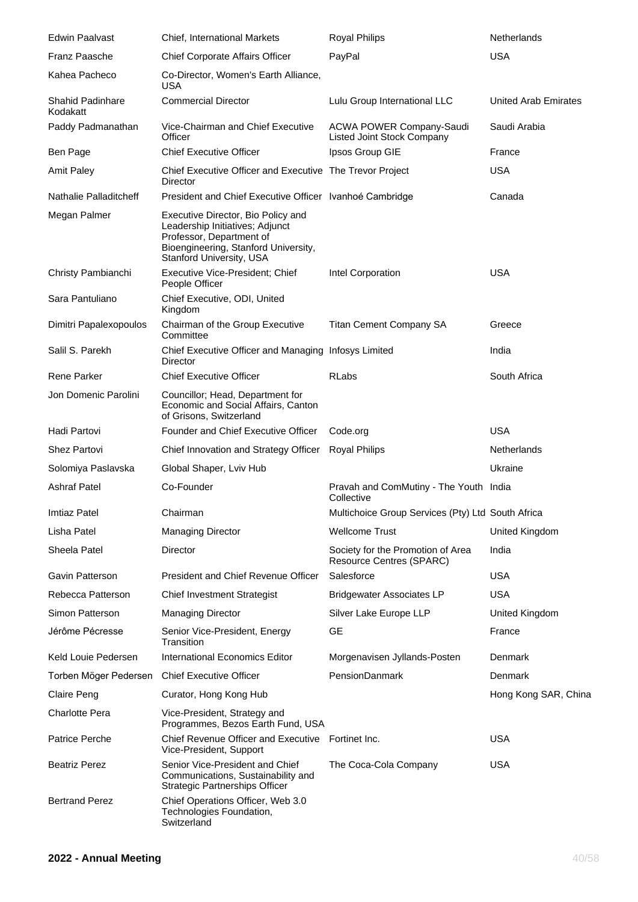| | | | |
|---|---|---|---|
| Edwin Paalvast | Chief, International Markets | Royal Philips | Netherlands |
| Franz Paasche | Chief Corporate Affairs Officer | PayPal | USA |
| Kahea Pacheco | Co-Director, Women's Earth Alliance, USA | | |
| Shahid Padinhare Kodakatt | Commercial Director | Lulu Group International LLC | United Arab Emirates |
| Paddy Padmanathan | Vice-Chairman and Chief Executive Officer | ACWA POWER Company-Saudi Listed Joint Stock Company | Saudi Arabia |
| Ben Page | Chief Executive Officer | Ipsos Group GIE | France |
| Amit Paley | Chief Executive Officer and Executive Director | The Trevor Project | USA |
| Nathalie Palladitcheff | President and Chief Executive Officer | Ivanhoé Cambridge | Canada |
| Megan Palmer | Executive Director, Bio Policy and Leadership Initiatives; Adjunct Professor, Department of Bioengineering, Stanford University, Stanford University, USA | | |
| Christy Pambianchi | Executive Vice-President; Chief People Officer | Intel Corporation | USA |
| Sara Pantuliano | Chief Executive, ODI, United Kingdom | | |
| Dimitri Papalexopoulos | Chairman of the Group Executive Committee | Titan Cement Company SA | Greece |
| Salil S. Parekh | Chief Executive Officer and Managing Director | Infosys Limited | India |
| Rene Parker | Chief Executive Officer | RLabs | South Africa |
| Jon Domenic Parolini | Councillor; Head, Department for Economic and Social Affairs, Canton of Grisons, Switzerland | | |
| Hadi Partovi | Founder and Chief Executive Officer | Code.org | USA |
| Shez Partovi | Chief Innovation and Strategy Officer | Royal Philips | Netherlands |
| Solomiya Paslavska | Global Shaper, Lviv Hub | | Ukraine |
| Ashraf Patel | Co-Founder | Pravah and ComMutiny - The Youth Collective | India |
| Imtiaz Patel | Chairman | Multichoice Group Services (Pty) Ltd | South Africa |
| Lisha Patel | Managing Director | Wellcome Trust | United Kingdom |
| Sheela Patel | Director | Society for the Promotion of Area Resource Centres (SPARC) | India |
| Gavin Patterson | President and Chief Revenue Officer | Salesforce | USA |
| Rebecca Patterson | Chief Investment Strategist | Bridgewater Associates LP | USA |
| Simon Patterson | Managing Director | Silver Lake Europe LLP | United Kingdom |
| Jérôme Pécresse | Senior Vice-President, Energy Transition | GE | France |
| Keld Louie Pedersen | International Economics Editor | Morgenavisen Jyllands-Posten | Denmark |
| Torben Möger Pedersen | Chief Executive Officer | PensionDanmark | Denmark |
| Claire Peng | Curator, Hong Kong Hub | | Hong Kong SAR, China |
| Charlotte Pera | Vice-President, Strategy and Programmes, Bezos Earth Fund, USA | | |
| Patrice Perche | Chief Revenue Officer and Executive Vice-President, Support | Fortinet Inc. | USA |
| Beatriz Perez | Senior Vice-President and Chief Communications, Sustainability and Strategic Partnerships Officer | The Coca-Cola Company | USA |
| Bertrand Perez | Chief Operations Officer, Web 3.0 Technologies Foundation, Switzerland | | |

**2022 - Annual Meeting**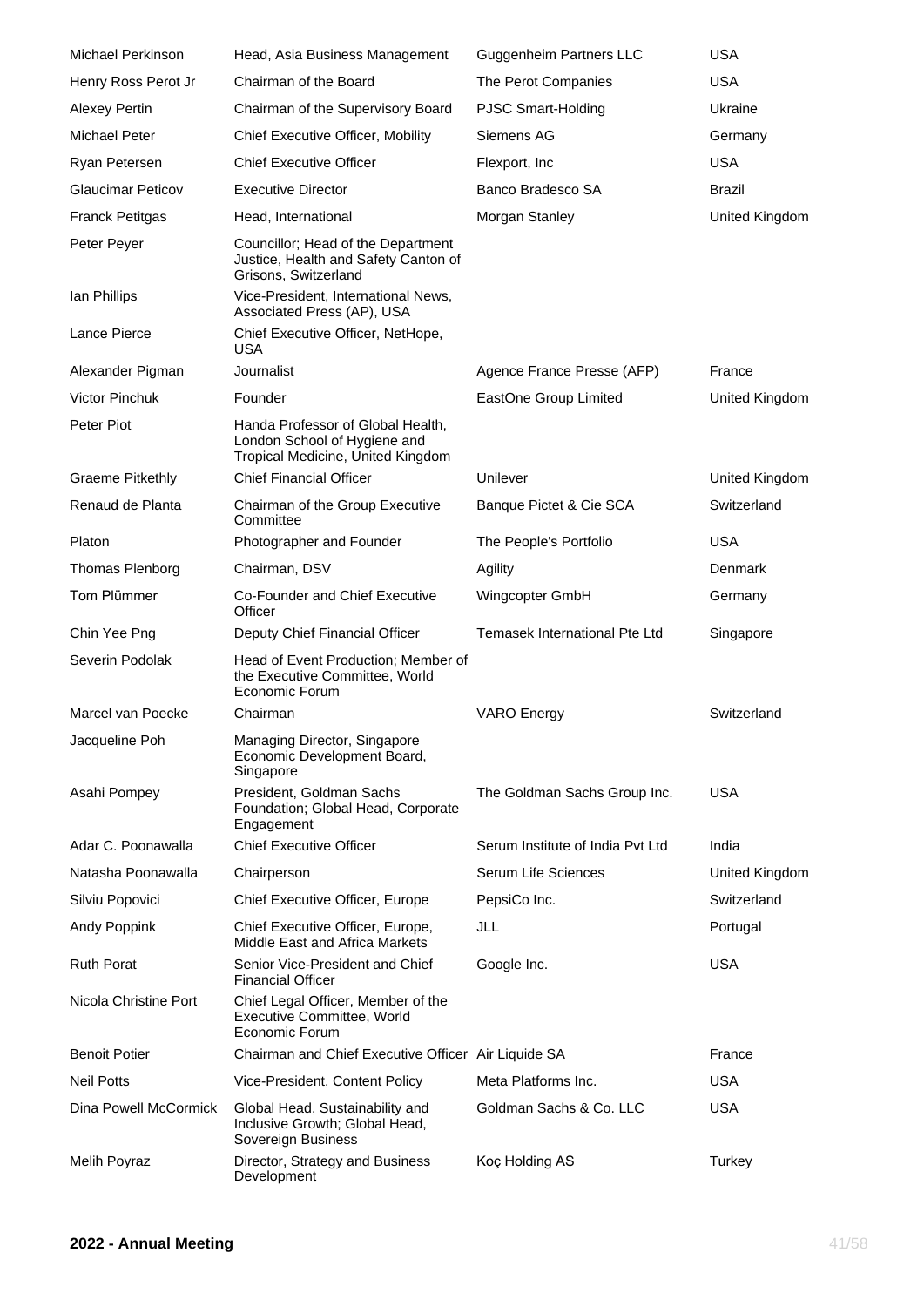| | | | |
|---|---|---|---|
| Michael Perkinson | Head, Asia Business Management | Guggenheim Partners LLC | USA |
| Henry Ross Perot Jr | Chairman of the Board | The Perot Companies | USA |
| Alexey Pertin | Chairman of the Supervisory Board | PJSC Smart-Holding | Ukraine |
| Michael Peter | Chief Executive Officer, Mobility | Siemens AG | Germany |
| Ryan Petersen | Chief Executive Officer | Flexport, Inc | USA |
| Glaucimar Peticov | Executive Director | Banco Bradesco SA | Brazil |
| Franck Petitgas | Head, International | Morgan Stanley | United Kingdom |
| Peter Peyer | Councillor; Head of the Department Justice, Health and Safety Canton of Grisons, Switzerland | | |
| Ian Phillips | Vice-President, International News, Associated Press (AP), USA | | |
| Lance Pierce | Chief Executive Officer, NetHope, USA | | |
| Alexander Pigman | Journalist | Agence France Presse (AFP) | France |
| Victor Pinchuk | Founder | EastOne Group Limited | United Kingdom |
| Peter Piot | Handa Professor of Global Health, London School of Hygiene and Tropical Medicine, United Kingdom | | |
| Graeme Pitkethly | Chief Financial Officer | Unilever | United Kingdom |
| Renaud de Planta | Chairman of the Group Executive Committee | Banque Pictet & Cie SCA | Switzerland |
| Platon | Photographer and Founder | The People's Portfolio | USA |
| Thomas Plenborg | Chairman, DSV | Agility | Denmark |
| Tom Plümmer | Co-Founder and Chief Executive Officer | Wingcopter GmbH | Germany |
| Chin Yee Png | Deputy Chief Financial Officer | Temasek International Pte Ltd | Singapore |
| Severin Podolak | Head of Event Production; Member of the Executive Committee, World Economic Forum | | |
| Marcel van Poecke | Chairman | VARO Energy | Switzerland |
| Jacqueline Poh | Managing Director, Singapore Economic Development Board, Singapore | | |
| Asahi Pompey | President, Goldman Sachs Foundation; Global Head, Corporate Engagement | The Goldman Sachs Group Inc. | USA |
| Adar C. Poonawalla | Chief Executive Officer | Serum Institute of India Pvt Ltd | India |
| Natasha Poonawalla | Chairperson | Serum Life Sciences | United Kingdom |
| Silviu Popovici | Chief Executive Officer, Europe | PepsiCo Inc. | Switzerland |
| Andy Poppink | Chief Executive Officer, Europe, Middle East and Africa Markets | JLL | Portugal |
| Ruth Porat | Senior Vice-President and Chief Financial Officer | Google Inc. | USA |
| Nicola Christine Port | Chief Legal Officer, Member of the Executive Committee, World Economic Forum | | |
| Benoit Potier | Chairman and Chief Executive Officer | Air Liquide SA | France |
| Neil Potts | Vice-President, Content Policy | Meta Platforms Inc. | USA |
| Dina Powell McCormick | Global Head, Sustainability and Inclusive Growth; Global Head, Sovereign Business | Goldman Sachs & Co. LLC | USA |
| Melih Poyraz | Director, Strategy and Business Development | Koç Holding AS | Turkey |

**2022 - Annual Meeting**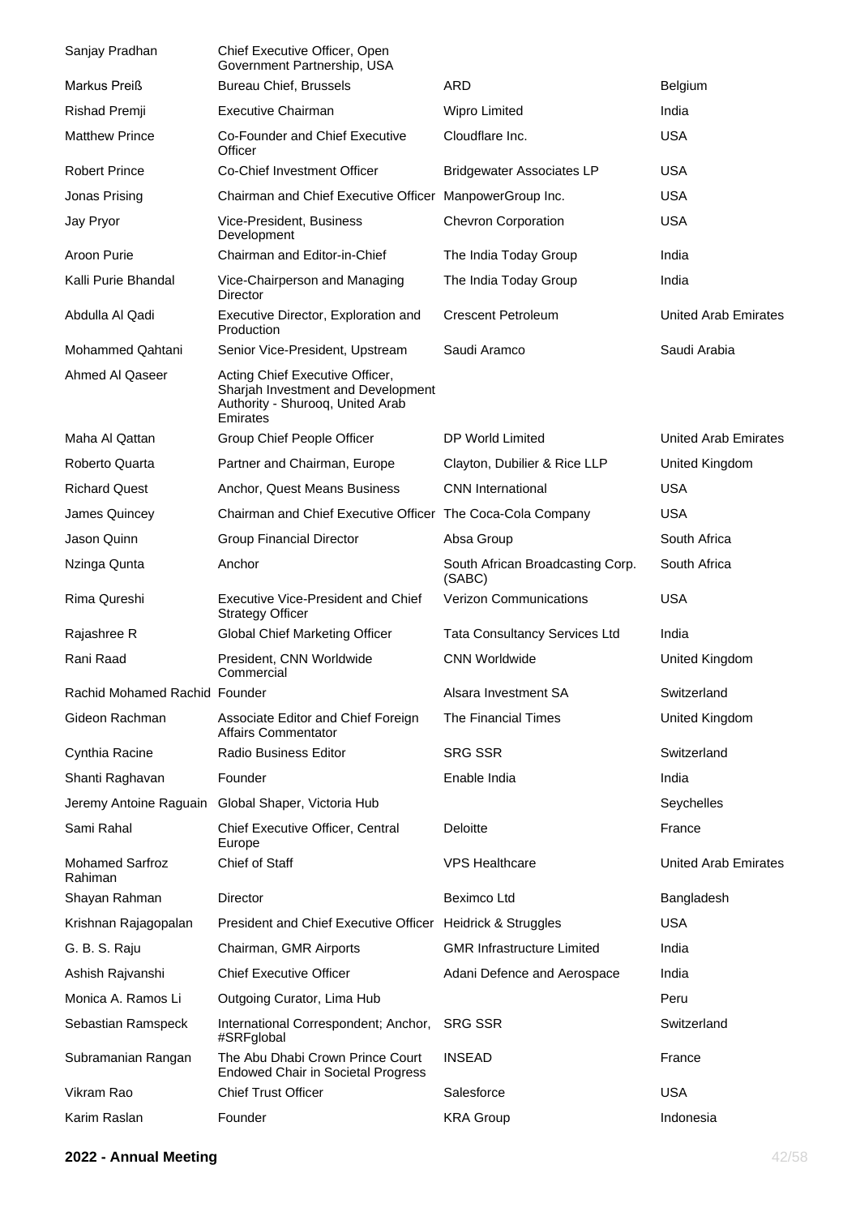| Name | Title | Organization | Country |
|---|---|---|---|
| Sanjay Pradhan | Chief Executive Officer, Open Government Partnership, USA | | |
| Markus Preiß | Bureau Chief, Brussels | ARD | Belgium |
| Rishad Premji | Executive Chairman | Wipro Limited | India |
| Matthew Prince | Co-Founder and Chief Executive Officer | Cloudflare Inc. | USA |
| Robert Prince | Co-Chief Investment Officer | Bridgewater Associates LP | USA |
| Jonas Prising | Chairman and Chief Executive Officer | ManpowerGroup Inc. | USA |
| Jay Pryor | Vice-President, Business Development | Chevron Corporation | USA |
| Aroon Purie | Chairman and Editor-in-Chief | The India Today Group | India |
| Kalli Purie Bhandal | Vice-Chairperson and Managing Director | The India Today Group | India |
| Abdulla Al Qadi | Executive Director, Exploration and Production | Crescent Petroleum | United Arab Emirates |
| Mohammed Qahtani | Senior Vice-President, Upstream | Saudi Aramco | Saudi Arabia |
| Ahmed Al Qaseer | Acting Chief Executive Officer, Sharjah Investment and Development Authority - Shurooq, United Arab Emirates | | |
| Maha Al Qattan | Group Chief People Officer | DP World Limited | United Arab Emirates |
| Roberto Quarta | Partner and Chairman, Europe | Clayton, Dubilier & Rice LLP | United Kingdom |
| Richard Quest | Anchor, Quest Means Business | CNN International | USA |
| James Quincey | Chairman and Chief Executive Officer | The Coca-Cola Company | USA |
| Jason Quinn | Group Financial Director | Absa Group | South Africa |
| Nzinga Qunta | Anchor | South African Broadcasting Corp. (SABC) | South Africa |
| Rima Qureshi | Executive Vice-President and Chief Strategy Officer | Verizon Communications | USA |
| Rajashree R | Global Chief Marketing Officer | Tata Consultancy Services Ltd | India |
| Rani Raad | President, CNN Worldwide Commercial | CNN Worldwide | United Kingdom |
| Rachid Mohamed Rachid | Founder | Alsara Investment SA | Switzerland |
| Gideon Rachman | Associate Editor and Chief Foreign Affairs Commentator | The Financial Times | United Kingdom |
| Cynthia Racine | Radio Business Editor | SRG SSR | Switzerland |
| Shanti Raghavan | Founder | Enable India | India |
| Jeremy Antoine Raguain | Global Shaper, Victoria Hub | | Seychelles |
| Sami Rahal | Chief Executive Officer, Central Europe | Deloitte | France |
| Mohamed Sarfroz Rahiman | Chief of Staff | VPS Healthcare | United Arab Emirates |
| Shayan Rahman | Director | Beximco Ltd | Bangladesh |
| Krishnan Rajagopalan | President and Chief Executive Officer | Heidrick & Struggles | USA |
| G. B. S. Raju | Chairman, GMR Airports | GMR Infrastructure Limited | India |
| Ashish Rajvanshi | Chief Executive Officer | Adani Defence and Aerospace | India |
| Monica A. Ramos Li | Outgoing Curator, Lima Hub | | Peru |
| Sebastian Ramspeck | International Correspondent; Anchor, #SRFglobal | SRG SSR | Switzerland |
| Subramanian Rangan | The Abu Dhabi Crown Prince Court Endowed Chair in Societal Progress | INSEAD | France |
| Vikram Rao | Chief Trust Officer | Salesforce | USA |
| Karim Raslan | Founder | KRA Group | Indonesia |

**2022 - Annual Meeting**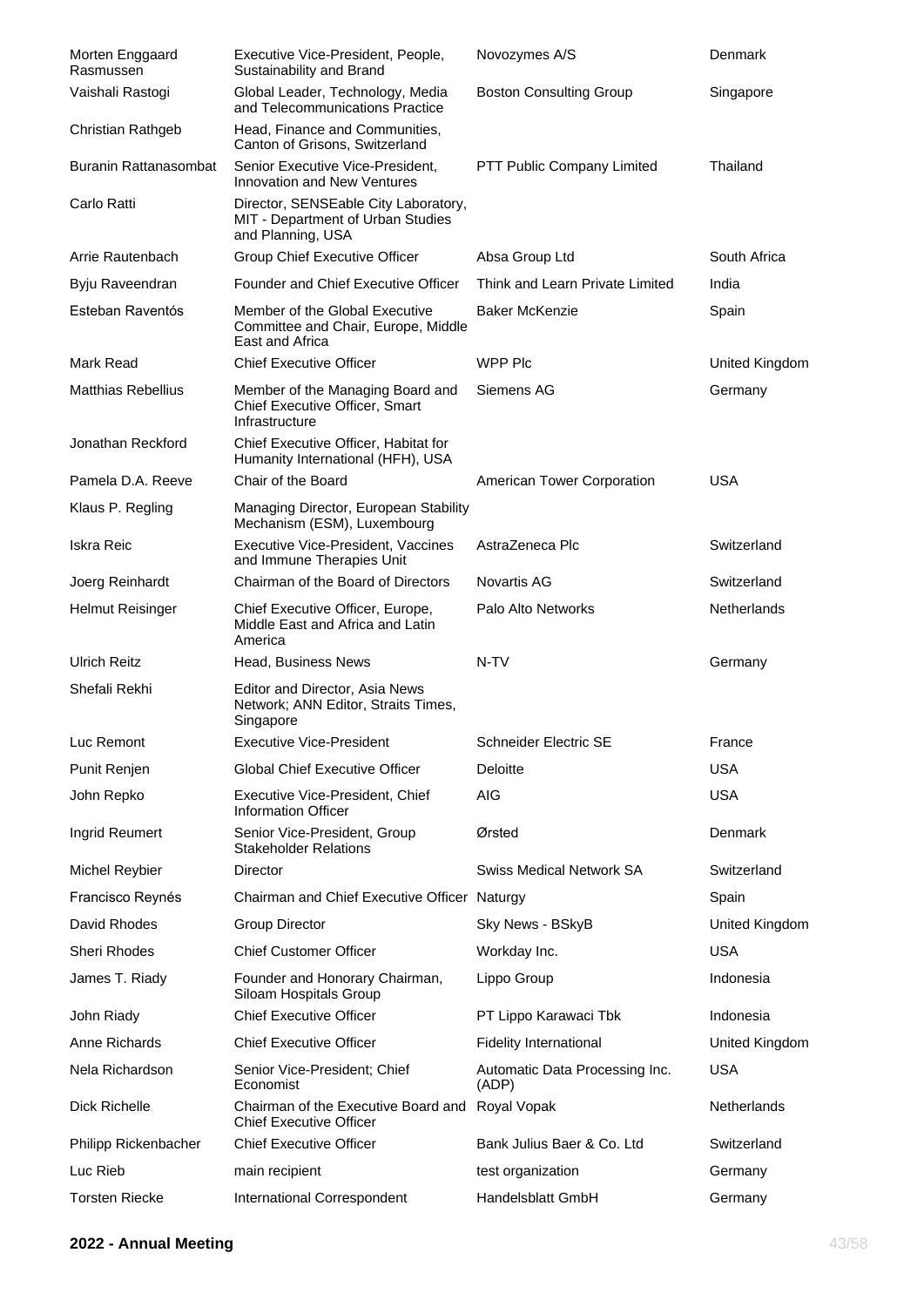| | | | |
|---|---|---|---|
| Morten Enggaard Rasmussen | Executive Vice-President, People, Sustainability and Brand | Novozymes A/S | Denmark |
| Vaishali Rastogi | Global Leader, Technology, Media and Telecommunications Practice | Boston Consulting Group | Singapore |
| Christian Rathgeb | Head, Finance and Communities, Canton of Grisons, Switzerland | | |
| Buranin Rattanasombat | Senior Executive Vice-President, Innovation and New Ventures | PTT Public Company Limited | Thailand |
| Carlo Ratti | Director, SENSEable City Laboratory, MIT - Department of Urban Studies and Planning, USA | | |
| Arrie Rautenbach | Group Chief Executive Officer | Absa Group Ltd | South Africa |
| Byju Raveendran | Founder and Chief Executive Officer | Think and Learn Private Limited | India |
| Esteban Raventós | Member of the Global Executive Committee and Chair, Europe, Middle East and Africa | Baker McKenzie | Spain |
| Mark Read | Chief Executive Officer | WPP Plc | United Kingdom |
| Matthias Rebellius | Member of the Managing Board and Chief Executive Officer, Smart Infrastructure | Siemens AG | Germany |
| Jonathan Reckford | Chief Executive Officer, Habitat for Humanity International (HFH), USA | | |
| Pamela D.A. Reeve | Chair of the Board | American Tower Corporation | USA |
| Klaus P. Regling | Managing Director, European Stability Mechanism (ESM), Luxembourg | | |
| Iskra Reic | Executive Vice-President, Vaccines and Immune Therapies Unit | AstraZeneca Plc | Switzerland |
| Joerg Reinhardt | Chairman of the Board of Directors | Novartis AG | Switzerland |
| Helmut Reisinger | Chief Executive Officer, Europe, Middle East and Africa and Latin America | Palo Alto Networks | Netherlands |
| Ulrich Reitz | Head, Business News | N-TV | Germany |
| Shefali Rekhi | Editor and Director, Asia News Network; ANN Editor, Straits Times, Singapore | | |
| Luc Remont | Executive Vice-President | Schneider Electric SE | France |
| Punit Renjen | Global Chief Executive Officer | Deloitte | USA |
| John Repko | Executive Vice-President, Chief Information Officer | AIG | USA |
| Ingrid Reumert | Senior Vice-President, Group Stakeholder Relations | Ørsted | Denmark |
| Michel Reybier | Director | Swiss Medical Network SA | Switzerland |
| Francisco Reynés | Chairman and Chief Executive Officer | Naturgy | Spain |
| David Rhodes | Group Director | Sky News - BSkyB | United Kingdom |
| Sheri Rhodes | Chief Customer Officer | Workday Inc. | USA |
| James T. Riady | Founder and Honorary Chairman, Siloam Hospitals Group | Lippo Group | Indonesia |
| John Riady | Chief Executive Officer | PT Lippo Karawaci Tbk | Indonesia |
| Anne Richards | Chief Executive Officer | Fidelity International | United Kingdom |
| Nela Richardson | Senior Vice-President; Chief Economist | Automatic Data Processing Inc. (ADP) | USA |
| Dick Richelle | Chairman of the Executive Board and Chief Executive Officer | Royal Vopak | Netherlands |
| Philipp Rickenbacher | Chief Executive Officer | Bank Julius Baer & Co. Ltd | Switzerland |
| Luc Rieb | main recipient | test organization | Germany |
| Torsten Riecke | International Correspondent | Handelsblatt GmbH | Germany |

**2022 - Annual Meeting**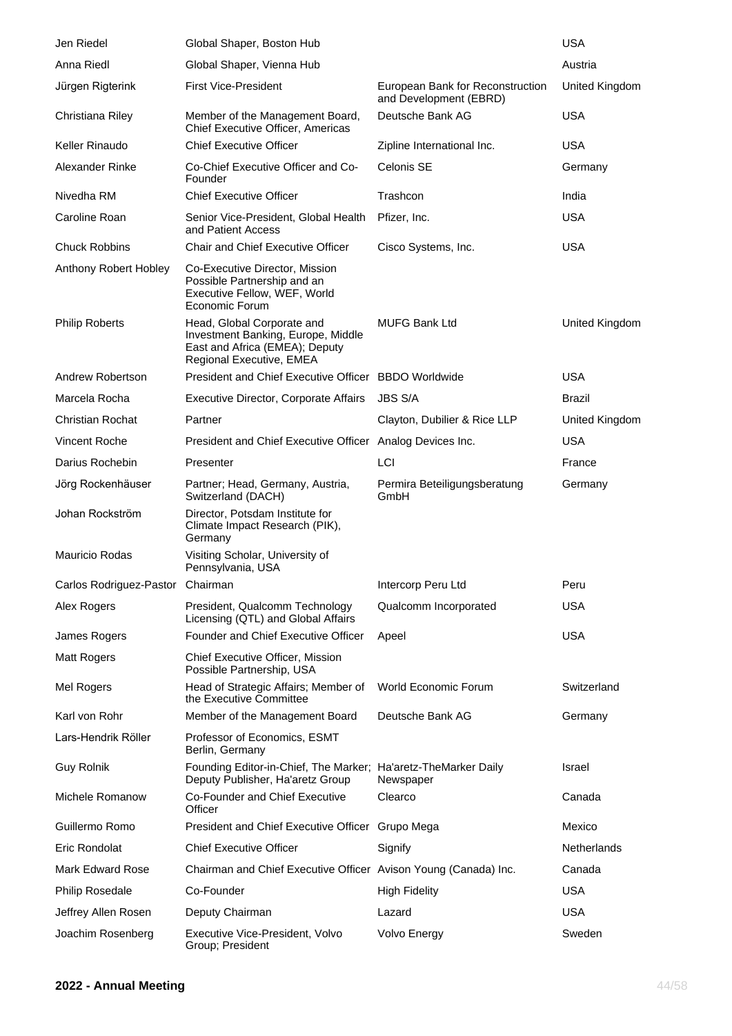| | | | |
|---|---|---|---|
| Jen Riedel | Global Shaper, Boston Hub | | USA |
| Anna Riedl | Global Shaper, Vienna Hub | | Austria |
| Jürgen Rigterink | First Vice-President | European Bank for Reconstruction and Development (EBRD) | United Kingdom |
| Christiana Riley | Member of the Management Board, Chief Executive Officer, Americas | Deutsche Bank AG | USA |
| Keller Rinaudo | Chief Executive Officer | Zipline International Inc. | USA |
| Alexander Rinke | Co-Chief Executive Officer and Co-Founder | Celonis SE | Germany |
| Nivedha RM | Chief Executive Officer | Trashcon | India |
| Caroline Roan | Senior Vice-President, Global Health and Patient Access | Pfizer, Inc. | USA |
| Chuck Robbins | Chair and Chief Executive Officer | Cisco Systems, Inc. | USA |
| Anthony Robert Hobley | Co-Executive Director, Mission Possible Partnership and an Executive Fellow, WEF, World Economic Forum | | |
| Philip Roberts | Head, Global Corporate and Investment Banking, Europe, Middle East and Africa (EMEA); Deputy Regional Executive, EMEA | MUFG Bank Ltd | United Kingdom |
| Andrew Robertson | President and Chief Executive Officer | BBDO Worldwide | USA |
| Marcela Rocha | Executive Director, Corporate Affairs | JBS S/A | Brazil |
| Christian Rochat | Partner | Clayton, Dubilier & Rice LLP | United Kingdom |
| Vincent Roche | President and Chief Executive Officer | Analog Devices Inc. | USA |
| Darius Rochebin | Presenter | LCI | France |
| Jörg Rockenhäuser | Partner; Head, Germany, Austria, Switzerland (DACH) | Permira Beteiligungsberatung GmbH | Germany |
| Johan Rockström | Director, Potsdam Institute for Climate Impact Research (PIK), Germany | | |
| Mauricio Rodas | Visiting Scholar, University of Pennsylvania, USA | | |
| Carlos Rodriguez-Pastor | Chairman | Intercorp Peru Ltd | Peru |
| Alex Rogers | President, Qualcomm Technology Licensing (QTL) and Global Affairs | Qualcomm Incorporated | USA |
| James Rogers | Founder and Chief Executive Officer | Apeel | USA |
| Matt Rogers | Chief Executive Officer, Mission Possible Partnership, USA | | |
| Mel Rogers | Head of Strategic Affairs; Member of the Executive Committee | World Economic Forum | Switzerland |
| Karl von Rohr | Member of the Management Board | Deutsche Bank AG | Germany |
| Lars-Hendrik Röller | Professor of Economics, ESMT Berlin, Germany | | |
| Guy Rolnik | Founding Editor-in-Chief, The Marker; Deputy Publisher, Ha'aretz Group | Ha'aretz-TheMarker Daily Newspaper | Israel |
| Michele Romanow | Co-Founder and Chief Executive Officer | Clearco | Canada |
| Guillermo Romo | President and Chief Executive Officer | Grupo Mega | Mexico |
| Eric Rondolat | Chief Executive Officer | Signify | Netherlands |
| Mark Edward Rose | Chairman and Chief Executive Officer | Avison Young (Canada) Inc. | Canada |
| Philip Rosedale | Co-Founder | High Fidelity | USA |
| Jeffrey Allen Rosen | Deputy Chairman | Lazard | USA |
| Joachim Rosenberg | Executive Vice-President, Volvo Group; President | Volvo Energy | Sweden |

**2022 - Annual Meeting**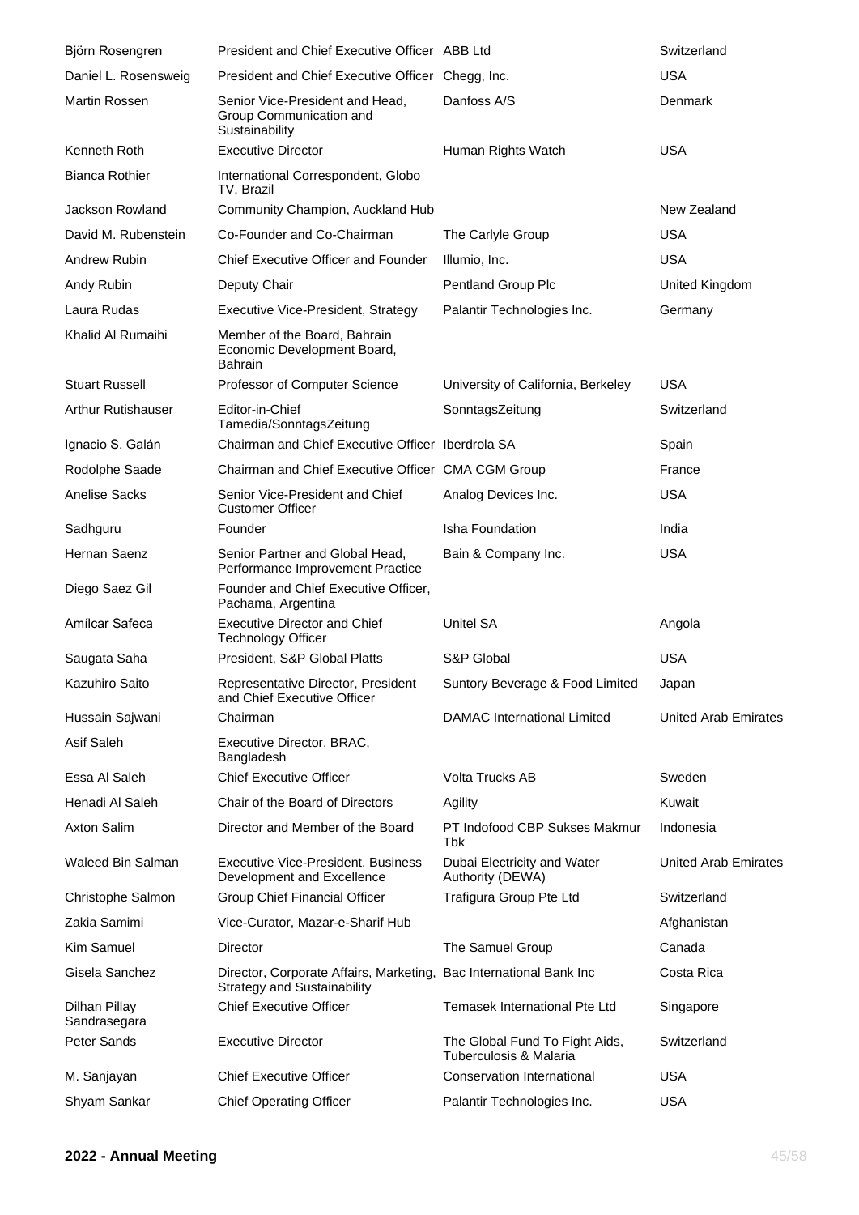| | | | |
|---|---|---|---|
| Björn Rosengren | President and Chief Executive Officer | ABB Ltd | Switzerland |
| Daniel L. Rosensweig | President and Chief Executive Officer | Chegg, Inc. | USA |
| Martin Rossen | Senior Vice-President and Head, Group Communication and Sustainability | Danfoss A/S | Denmark |
| Kenneth Roth | Executive Director | Human Rights Watch | USA |
| Bianca Rothier | International Correspondent, Globo TV, Brazil | | |
| Jackson Rowland | Community Champion, Auckland Hub | | New Zealand |
| David M. Rubenstein | Co-Founder and Co-Chairman | The Carlyle Group | USA |
| Andrew Rubin | Chief Executive Officer and Founder | Illumio, Inc. | USA |
| Andy Rubin | Deputy Chair | Pentland Group Plc | United Kingdom |
| Laura Rudas | Executive Vice-President, Strategy | Palantir Technologies Inc. | Germany |
| Khalid Al Rumaihi | Member of the Board, Bahrain Economic Development Board, Bahrain | | |
| Stuart Russell | Professor of Computer Science | University of California, Berkeley | USA |
| Arthur Rutishauser | Editor-in-Chief Tamedia/SonntagsZeitung | SonntagsZeitung | Switzerland |
| Ignacio S. Galán | Chairman and Chief Executive Officer | Iberdrola SA | Spain |
| Rodolphe Saade | Chairman and Chief Executive Officer | CMA CGM Group | France |
| Anelise Sacks | Senior Vice-President and Chief Customer Officer | Analog Devices Inc. | USA |
| Sadhguru | Founder | Isha Foundation | India |
| Hernan Saenz | Senior Partner and Global Head, Performance Improvement Practice | Bain & Company Inc. | USA |
| Diego Saez Gil | Founder and Chief Executive Officer, Pachama, Argentina | | |
| Amílcar Safeca | Executive Director and Chief Technology Officer | Unitel SA | Angola |
| Saugata Saha | President, S&P Global Platts | S&P Global | USA |
| Kazuhiro Saito | Representative Director, President and Chief Executive Officer | Suntory Beverage & Food Limited | Japan |
| Hussain Sajwani | Chairman | DAMAC International Limited | United Arab Emirates |
| Asif Saleh | Executive Director, BRAC, Bangladesh | | |
| Essa Al Saleh | Chief Executive Officer | Volta Trucks AB | Sweden |
| Henadi Al Saleh | Chair of the Board of Directors | Agility | Kuwait |
| Axton Salim | Director and Member of the Board | PT Indofood CBP Sukses Makmur Tbk | Indonesia |
| Waleed Bin Salman | Executive Vice-President, Business Development and Excellence | Dubai Electricity and Water Authority (DEWA) | United Arab Emirates |
| Christophe Salmon | Group Chief Financial Officer | Trafigura Group Pte Ltd | Switzerland |
| Zakia Samimi | Vice-Curator, Mazar-e-Sharif Hub | | Afghanistan |
| Kim Samuel | Director | The Samuel Group | Canada |
| Gisela Sanchez | Director, Corporate Affairs, Marketing, Strategy and Sustainability | Bac International Bank Inc | Costa Rica |
| Dilhan Pillay Sandrasegara | Chief Executive Officer | Temasek International Pte Ltd | Singapore |
| Peter Sands | Executive Director | The Global Fund To Fight Aids, Tuberculosis & Malaria | Switzerland |
| M. Sanjayan | Chief Executive Officer | Conservation International | USA |
| Shyam Sankar | Chief Operating Officer | Palantir Technologies Inc. | USA |

**2022 - Annual Meeting**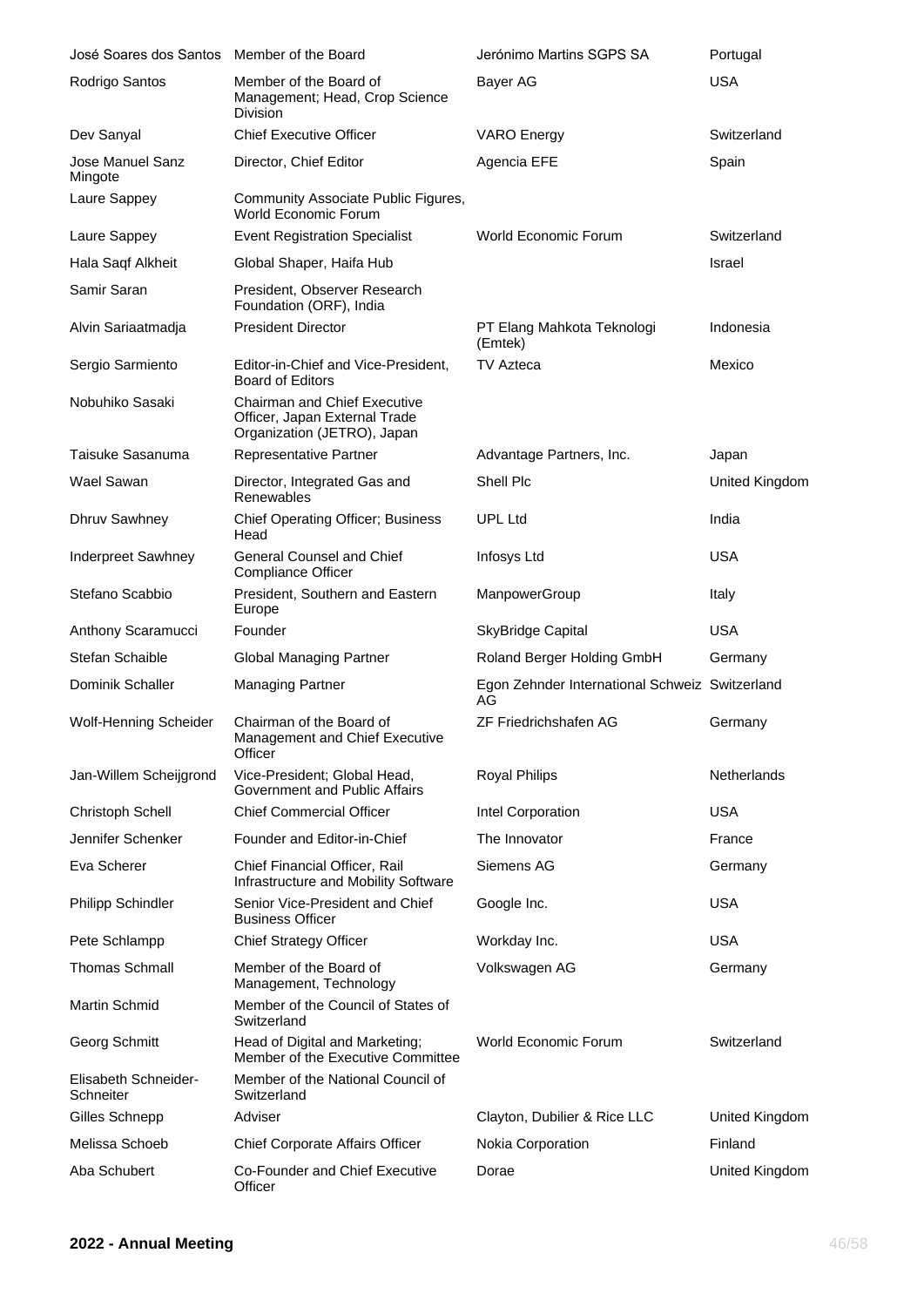| | | | |
|---|---|---|---|
| José Soares dos Santos | Member of the Board | Jerónimo Martins SGPS SA | Portugal |
| Rodrigo Santos | Member of the Board of Management; Head, Crop Science Division | Bayer AG | USA |
| Dev Sanyal | Chief Executive Officer | VARO Energy | Switzerland |
| Jose Manuel Sanz Mingote | Director, Chief Editor | Agencia EFE | Spain |
| Laure Sappey | Community Associate Public Figures, World Economic Forum | | |
| Laure Sappey | Event Registration Specialist | World Economic Forum | Switzerland |
| Hala Saqf Alkheit | Global Shaper, Haifa Hub | | Israel |
| Samir Saran | President, Observer Research Foundation (ORF), India | | |
| Alvin Sariaatmadja | President Director | PT Elang Mahkota Teknologi (Emtek) | Indonesia |
| Sergio Sarmiento | Editor-in-Chief and Vice-President, Board of Editors | TV Azteca | Mexico |
| Nobuhiko Sasaki | Chairman and Chief Executive Officer, Japan External Trade Organization (JETRO), Japan | | |
| Taisuke Sasanuma | Representative Partner | Advantage Partners, Inc. | Japan |
| Wael Sawan | Director, Integrated Gas and Renewables | Shell Plc | United Kingdom |
| Dhruv Sawhney | Chief Operating Officer; Business Head | UPL Ltd | India |
| Inderpreet Sawhney | General Counsel and Chief Compliance Officer | Infosys Ltd | USA |
| Stefano Scabbio | President, Southern and Eastern Europe | ManpowerGroup | Italy |
| Anthony Scaramucci | Founder | SkyBridge Capital | USA |
| Stefan Schaible | Global Managing Partner | Roland Berger Holding GmbH | Germany |
| Dominik Schaller | Managing Partner | Egon Zehnder International Schweiz AG | Switzerland |
| Wolf-Henning Scheider | Chairman of the Board of Management and Chief Executive Officer | ZF Friedrichshafen AG | Germany |
| Jan-Willem Scheijgrond | Vice-President; Global Head, Government and Public Affairs | Royal Philips | Netherlands |
| Christoph Schell | Chief Commercial Officer | Intel Corporation | USA |
| Jennifer Schenker | Founder and Editor-in-Chief | The Innovator | France |
| Eva Scherer | Chief Financial Officer, Rail Infrastructure and Mobility Software | Siemens AG | Germany |
| Philipp Schindler | Senior Vice-President and Chief Business Officer | Google Inc. | USA |
| Pete Schlampp | Chief Strategy Officer | Workday Inc. | USA |
| Thomas Schmall | Member of the Board of Management, Technology | Volkswagen AG | Germany |
| Martin Schmid | Member of the Council of States of Switzerland | | |
| Georg Schmitt | Head of Digital and Marketing; Member of the Executive Committee | World Economic Forum | Switzerland |
| Elisabeth Schneider-Schneiter | Member of the National Council of Switzerland | | |
| Gilles Schnepp | Adviser | Clayton, Dubilier & Rice LLC | United Kingdom |
| Melissa Schoeb | Chief Corporate Affairs Officer | Nokia Corporation | Finland |
| Aba Schubert | Co-Founder and Chief Executive Officer | Dorae | United Kingdom |

**2022 - Annual Meeting**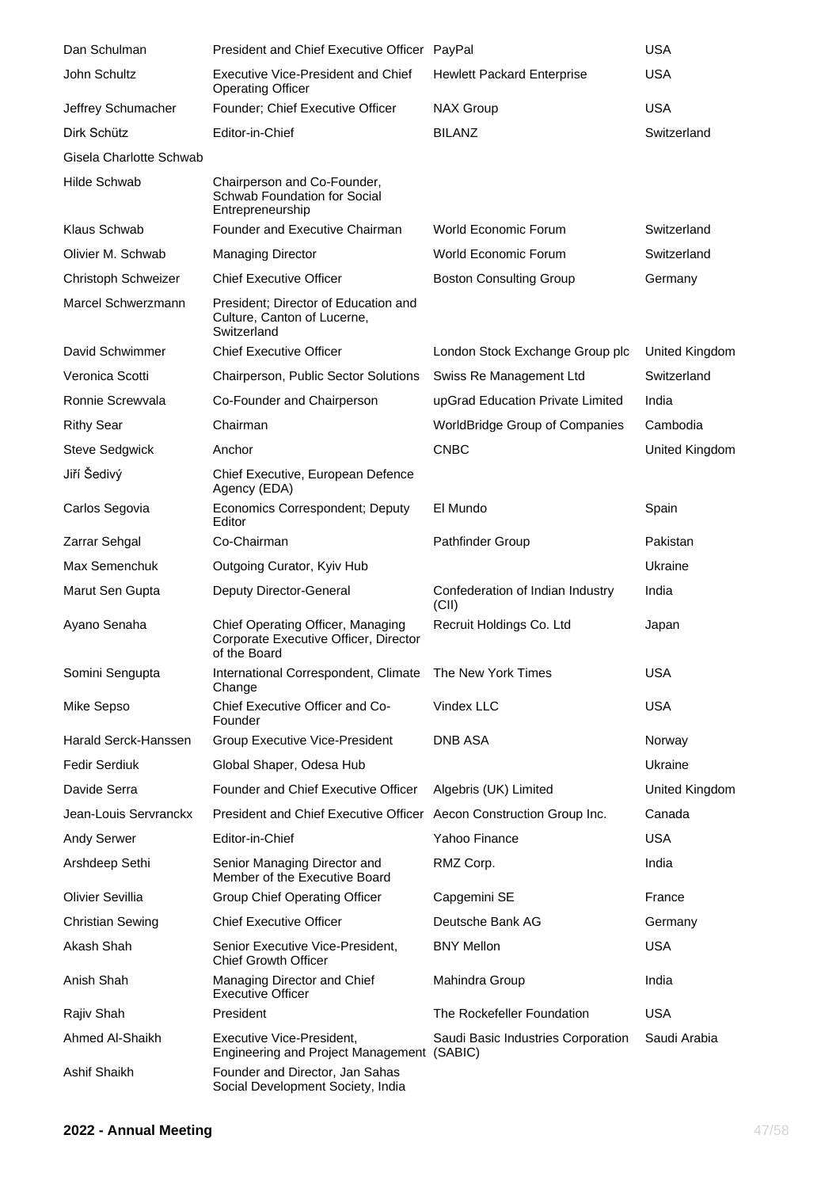| | | | |
|---|---|---|---|
| Dan Schulman | President and Chief Executive Officer | PayPal | USA |
| John Schultz | Executive Vice-President and Chief Operating Officer | Hewlett Packard Enterprise | USA |
| Jeffrey Schumacher | Founder; Chief Executive Officer | NAX Group | USA |
| Dirk Schütz | Editor-in-Chief | BILANZ | Switzerland |
| Gisela Charlotte Schwab | | | |
| Hilde Schwab | Chairperson and Co-Founder, Schwab Foundation for Social Entrepreneurship | | |
| Klaus Schwab | Founder and Executive Chairman | World Economic Forum | Switzerland |
| Olivier M. Schwab | Managing Director | World Economic Forum | Switzerland |
| Christoph Schweizer | Chief Executive Officer | Boston Consulting Group | Germany |
| Marcel Schwerzmann | President; Director of Education and Culture, Canton of Lucerne, Switzerland | | |
| David Schwimmer | Chief Executive Officer | London Stock Exchange Group plc | United Kingdom |
| Veronica Scotti | Chairperson, Public Sector Solutions | Swiss Re Management Ltd | Switzerland |
| Ronnie Screwvala | Co-Founder and Chairperson | upGrad Education Private Limited | India |
| Rithy Sear | Chairman | WorldBridge Group of Companies | Cambodia |
| Steve Sedgwick | Anchor | CNBC | United Kingdom |
| Jiří Šedivý | Chief Executive, European Defence Agency (EDA) | | |
| Carlos Segovia | Economics Correspondent; Deputy Editor | El Mundo | Spain |
| Zarrar Sehgal | Co-Chairman | Pathfinder Group | Pakistan |
| Max Semenchuk | Outgoing Curator, Kyiv Hub | | Ukraine |
| Marut Sen Gupta | Deputy Director-General | Confederation of Indian Industry (CII) | India |
| Ayano Senaha | Chief Operating Officer, Managing Corporate Executive Officer, Director of the Board | Recruit Holdings Co. Ltd | Japan |
| Somini Sengupta | International Correspondent, Climate Change | The New York Times | USA |
| Mike Sepso | Chief Executive Officer and Co-Founder | Vindex LLC | USA |
| Harald Serck-Hanssen | Group Executive Vice-President | DNB ASA | Norway |
| Fedir Serdiuk | Global Shaper, Odesa Hub | | Ukraine |
| Davide Serra | Founder and Chief Executive Officer | Algebris (UK) Limited | United Kingdom |
| Jean-Louis Servranckx | President and Chief Executive Officer | Aecon Construction Group Inc. | Canada |
| Andy Serwer | Editor-in-Chief | Yahoo Finance | USA |
| Arshdeep Sethi | Senior Managing Director and Member of the Executive Board | RMZ Corp. | India |
| Olivier Sevillia | Group Chief Operating Officer | Capgemini SE | France |
| Christian Sewing | Chief Executive Officer | Deutsche Bank AG | Germany |
| Akash Shah | Senior Executive Vice-President, Chief Growth Officer | BNY Mellon | USA |
| Anish Shah | Managing Director and Chief Executive Officer | Mahindra Group | India |
| Rajiv Shah | President | The Rockefeller Foundation | USA |
| Ahmed Al-Shaikh | Executive Vice-President, Engineering and Project Management | Saudi Basic Industries Corporation (SABIC) | Saudi Arabia |
| Ashif Shaikh | Founder and Director, Jan Sahas Social Development Society, India | | |

**2022 - Annual Meeting**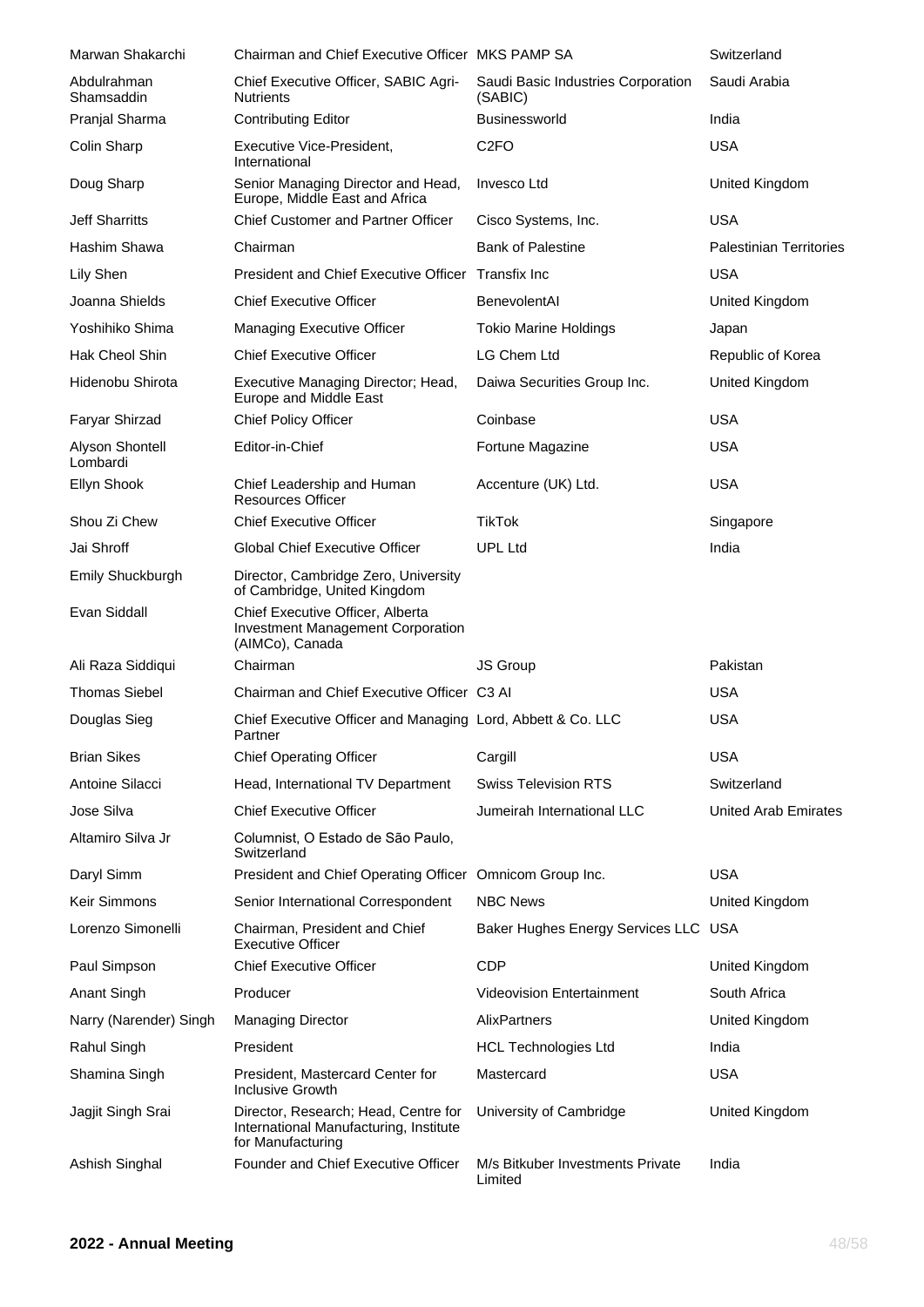| Name | Title | Organization | Country |
|---|---|---|---|
| Marwan Shakarchi | Chairman and Chief Executive Officer | MKS PAMP SA | Switzerland |
| Abdulrahman Shamsaddin | Chief Executive Officer, SABIC Agri-Nutrients | Saudi Basic Industries Corporation (SABIC) | Saudi Arabia |
| Pranjal Sharma | Contributing Editor | Businessworld | India |
| Colin Sharp | Executive Vice-President, International | C2FO | USA |
| Doug Sharp | Senior Managing Director and Head, Europe, Middle East and Africa | Invesco Ltd | United Kingdom |
| Jeff Sharritts | Chief Customer and Partner Officer | Cisco Systems, Inc. | USA |
| Hashim Shawa | Chairman | Bank of Palestine | Palestinian Territories |
| Lily Shen | President and Chief Executive Officer | Transfix Inc | USA |
| Joanna Shields | Chief Executive Officer | BenevolentAI | United Kingdom |
| Yoshihiko Shima | Managing Executive Officer | Tokio Marine Holdings | Japan |
| Hak Cheol Shin | Chief Executive Officer | LG Chem Ltd | Republic of Korea |
| Hidenobu Shirota | Executive Managing Director; Head, Europe and Middle East | Daiwa Securities Group Inc. | United Kingdom |
| Faryar Shirzad | Chief Policy Officer | Coinbase | USA |
| Alyson Shontell Lombardi | Editor-in-Chief | Fortune Magazine | USA |
| Ellyn Shook | Chief Leadership and Human Resources Officer | Accenture (UK) Ltd. | USA |
| Shou Zi Chew | Chief Executive Officer | TikTok | Singapore |
| Jai Shroff | Global Chief Executive Officer | UPL Ltd | India |
| Emily Shuckburgh | Director, Cambridge Zero, University of Cambridge, United Kingdom | | |
| Evan Siddall | Chief Executive Officer, Alberta Investment Management Corporation (AIMCo), Canada | | |
| Ali Raza Siddiqui | Chairman | JS Group | Pakistan |
| Thomas Siebel | Chairman and Chief Executive Officer | C3 AI | USA |
| Douglas Sieg | Chief Executive Officer and Managing Partner | Lord, Abbett & Co. LLC | USA |
| Brian Sikes | Chief Operating Officer | Cargill | USA |
| Antoine Silacci | Head, International TV Department | Swiss Television RTS | Switzerland |
| Jose Silva | Chief Executive Officer | Jumeirah International LLC | United Arab Emirates |
| Altamiro Silva Jr | Columnist, O Estado de São Paulo, Switzerland | | |
| Daryl Simm | President and Chief Operating Officer | Omnicom Group Inc. | USA |
| Keir Simmons | Senior International Correspondent | NBC News | United Kingdom |
| Lorenzo Simonelli | Chairman, President and Chief Executive Officer | Baker Hughes Energy Services LLC | USA |
| Paul Simpson | Chief Executive Officer | CDP | United Kingdom |
| Anant Singh | Producer | Videovision Entertainment | South Africa |
| Narry (Narender) Singh | Managing Director | AlixPartners | United Kingdom |
| Rahul Singh | President | HCL Technologies Ltd | India |
| Shamina Singh | President, Mastercard Center for Inclusive Growth | Mastercard | USA |
| Jagjit Singh Srai | Director, Research; Head, Centre for International Manufacturing, Institute for Manufacturing | University of Cambridge | United Kingdom |
| Ashish Singhal | Founder and Chief Executive Officer | M/s Bitkuber Investments Private Limited | India |

**2022 - Annual Meeting**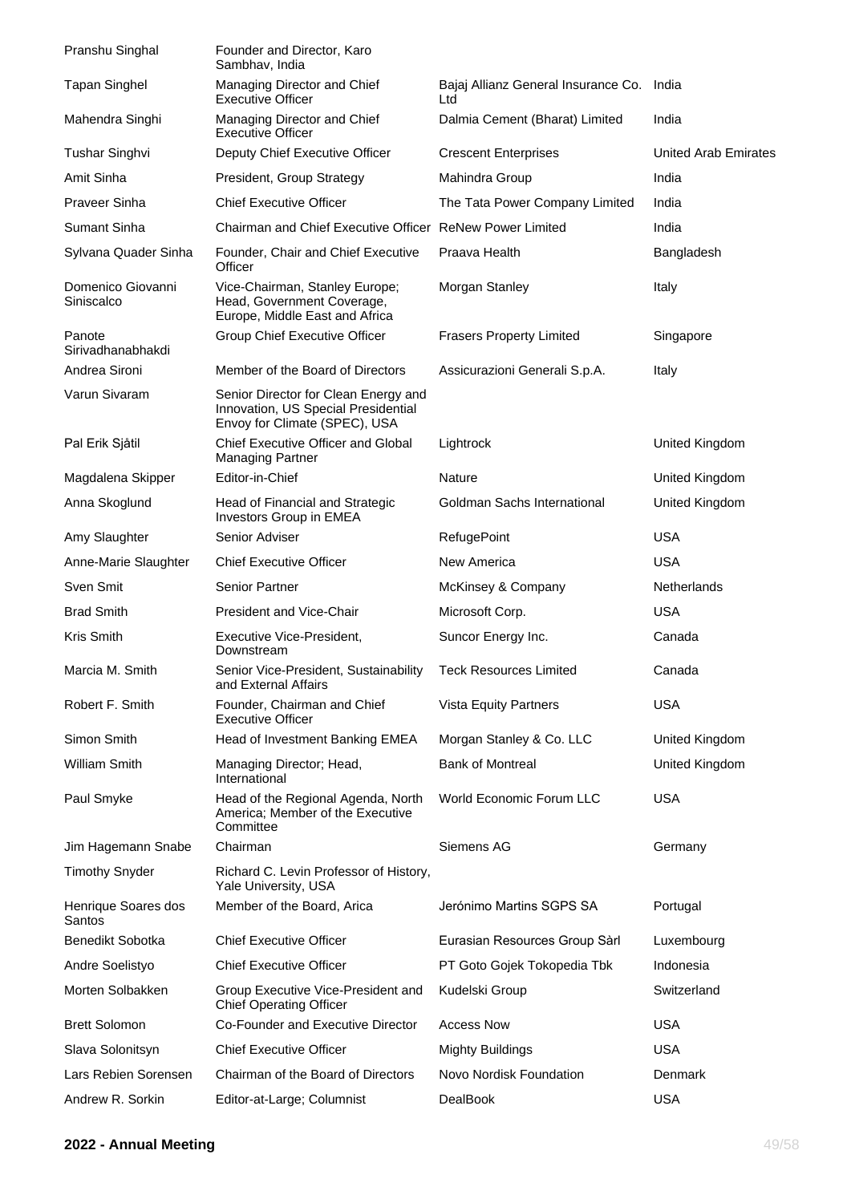| | | | |
|---|---|---|---|
| Pranshu Singhal | Founder and Director, Karo Sambhav, India | | |
| Tapan Singhel | Managing Director and Chief Executive Officer | Bajaj Allianz General Insurance Co. Ltd | India |
| Mahendra Singhi | Managing Director and Chief Executive Officer | Dalmia Cement (Bharat) Limited | India |
| Tushar Singhvi | Deputy Chief Executive Officer | Crescent Enterprises | United Arab Emirates |
| Amit Sinha | President, Group Strategy | Mahindra Group | India |
| Praveer Sinha | Chief Executive Officer | The Tata Power Company Limited | India |
| Sumant Sinha | Chairman and Chief Executive Officer | ReNew Power Limited | India |
| Sylvana Quader Sinha | Founder, Chair and Chief Executive Officer | Praava Health | Bangladesh |
| Domenico Giovanni Siniscalco | Vice-Chairman, Stanley Europe; Head, Government Coverage, Europe, Middle East and Africa | Morgan Stanley | Italy |
| Panote Sirivadhanabhakdi | Group Chief Executive Officer | Frasers Property Limited | Singapore |
| Andrea Sironi | Member of the Board of Directors | Assicurazioni Generali S.p.A. | Italy |
| Varun Sivaram | Senior Director for Clean Energy and Innovation, US Special Presidential Envoy for Climate (SPEC), USA | | |
| Pal Erik Sjåtil | Chief Executive Officer and Global Managing Partner | Lightrock | United Kingdom |
| Magdalena Skipper | Editor-in-Chief | Nature | United Kingdom |
| Anna Skoglund | Head of Financial and Strategic Investors Group in EMEA | Goldman Sachs International | United Kingdom |
| Amy Slaughter | Senior Adviser | RefugePoint | USA |
| Anne-Marie Slaughter | Chief Executive Officer | New America | USA |
| Sven Smit | Senior Partner | McKinsey & Company | Netherlands |
| Brad Smith | President and Vice-Chair | Microsoft Corp. | USA |
| Kris Smith | Executive Vice-President, Downstream | Suncor Energy Inc. | Canada |
| Marcia M. Smith | Senior Vice-President, Sustainability and External Affairs | Teck Resources Limited | Canada |
| Robert F. Smith | Founder, Chairman and Chief Executive Officer | Vista Equity Partners | USA |
| Simon Smith | Head of Investment Banking EMEA | Morgan Stanley & Co. LLC | United Kingdom |
| William Smith | Managing Director; Head, International | Bank of Montreal | United Kingdom |
| Paul Smyke | Head of the Regional Agenda, North America; Member of the Executive Committee | World Economic Forum LLC | USA |
| Jim Hagemann Snabe | Chairman | Siemens AG | Germany |
| Timothy Snyder | Richard C. Levin Professor of History, Yale University, USA | | |
| Henrique Soares dos Santos | Member of the Board, Arica | Jerónimo Martins SGPS SA | Portugal |
| Benedikt Sobotka | Chief Executive Officer | Eurasian Resources Group Sàrl | Luxembourg |
| Andre Soelistyo | Chief Executive Officer | PT Goto Gojek Tokopedia Tbk | Indonesia |
| Morten Solbakken | Group Executive Vice-President and Chief Operating Officer | Kudelski Group | Switzerland |
| Brett Solomon | Co-Founder and Executive Director | Access Now | USA |
| Slava Solonitsyn | Chief Executive Officer | Mighty Buildings | USA |
| Lars Rebien Sorensen | Chairman of the Board of Directors | Novo Nordisk Foundation | Denmark |
| Andrew R. Sorkin | Editor-at-Large; Columnist | DealBook | USA |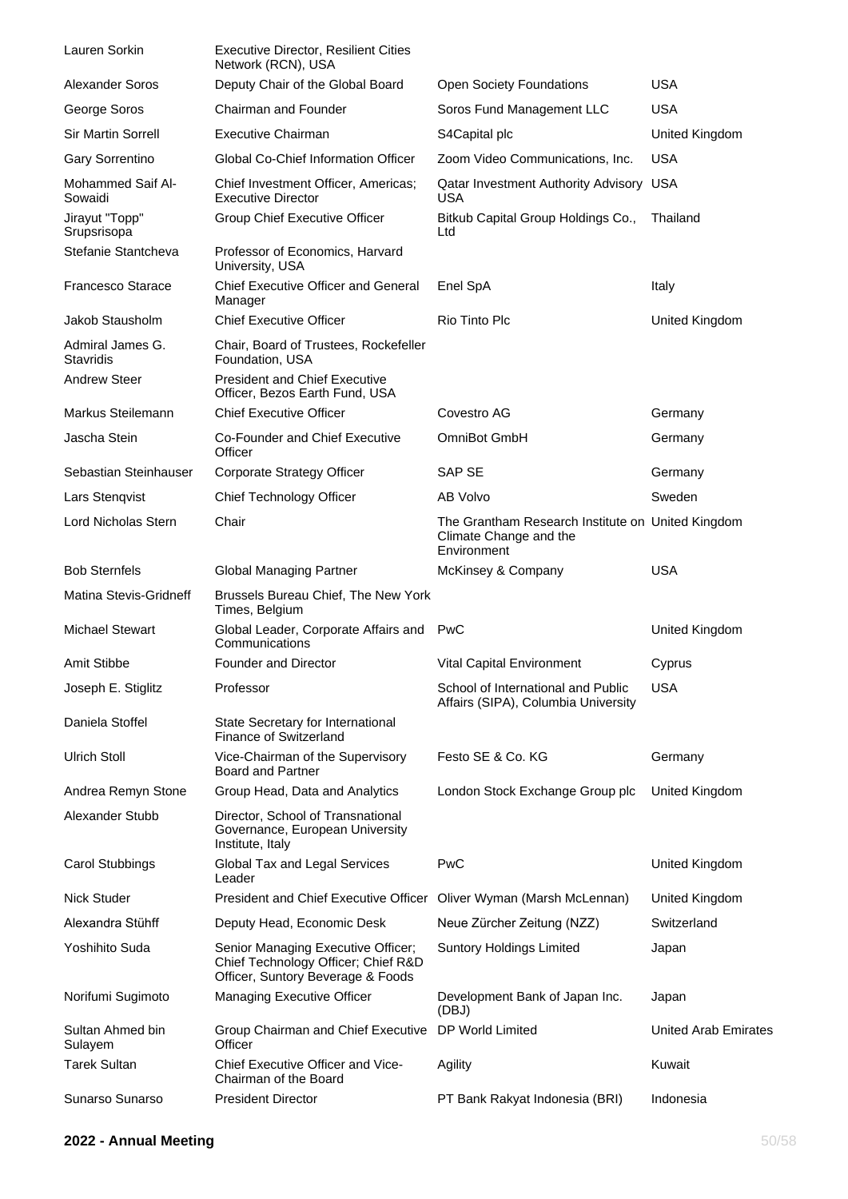| | | | |
|---|---|---|---|
| Lauren Sorkin | Executive Director, Resilient Cities Network (RCN), USA | | |
| Alexander Soros | Deputy Chair of the Global Board | Open Society Foundations | USA |
| George Soros | Chairman and Founder | Soros Fund Management LLC | USA |
| Sir Martin Sorrell | Executive Chairman | S4Capital plc | United Kingdom |
| Gary Sorrentino | Global Co-Chief Information Officer | Zoom Video Communications, Inc. | USA |
| Mohammed Saif Al-Sowaidi | Chief Investment Officer, Americas; Executive Director | Qatar Investment Authority Advisory USA | USA |
| Jirayut "Topp" Srupsrisopa | Group Chief Executive Officer | Bitkub Capital Group Holdings Co., Ltd | Thailand |
| Stefanie Stantcheva | Professor of Economics, Harvard University, USA | | |
| Francesco Starace | Chief Executive Officer and General Manager | Enel SpA | Italy |
| Jakob Stausholm | Chief Executive Officer | Rio Tinto Plc | United Kingdom |
| Admiral James G. Stavridis | Chair, Board of Trustees, Rockefeller Foundation, USA | | |
| Andrew Steer | President and Chief Executive Officer, Bezos Earth Fund, USA | | |
| Markus Steilemann | Chief Executive Officer | Covestro AG | Germany |
| Jascha Stein | Co-Founder and Chief Executive Officer | OmniBot GmbH | Germany |
| Sebastian Steinhauser | Corporate Strategy Officer | SAP SE | Germany |
| Lars Stenqvist | Chief Technology Officer | AB Volvo | Sweden |
| Lord Nicholas Stern | Chair | The Grantham Research Institute on Climate Change and the Environment | United Kingdom |
| Bob Sternfels | Global Managing Partner | McKinsey & Company | USA |
| Matina Stevis-Gridneff | Brussels Bureau Chief, The New York Times, Belgium | | |
| Michael Stewart | Global Leader, Corporate Affairs and Communications | PwC | United Kingdom |
| Amit Stibbe | Founder and Director | Vital Capital Environment | Cyprus |
| Joseph E. Stiglitz | Professor | School of International and Public Affairs (SIPA), Columbia University | USA |
| Daniela Stoffel | State Secretary for International Finance of Switzerland | | |
| Ulrich Stoll | Vice-Chairman of the Supervisory Board and Partner | Festo SE & Co. KG | Germany |
| Andrea Remyn Stone | Group Head, Data and Analytics | London Stock Exchange Group plc | United Kingdom |
| Alexander Stubb | Director, School of Transnational Governance, European University Institute, Italy | | |
| Carol Stubbings | Global Tax and Legal Services Leader | PwC | United Kingdom |
| Nick Studer | President and Chief Executive Officer | Oliver Wyman (Marsh McLennan) | United Kingdom |
| Alexandra Stühff | Deputy Head, Economic Desk | Neue Zürcher Zeitung (NZZ) | Switzerland |
| Yoshihito Suda | Senior Managing Executive Officer; Chief Technology Officer; Chief R&D Officer, Suntory Beverage & Foods | Suntory Holdings Limited | Japan |
| Norifumi Sugimoto | Managing Executive Officer | Development Bank of Japan Inc. (DBJ) | Japan |
| Sultan Ahmed bin Sulayem | Group Chairman and Chief Executive Officer | DP World Limited | United Arab Emirates |
| Tarek Sultan | Chief Executive Officer and Vice-Chairman of the Board | Agility | Kuwait |
| Sunarso Sunarso | President Director | PT Bank Rakyat Indonesia (BRI) | Indonesia |

**2022 - Annual Meeting**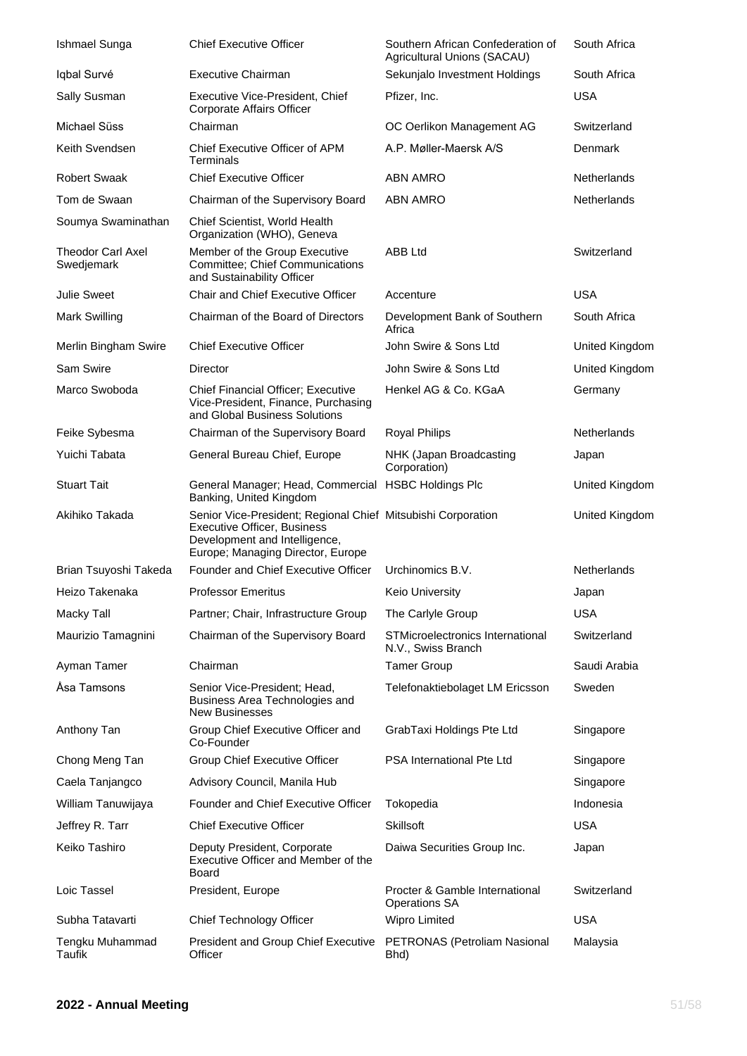| | | | |
|---|---|---|---|
| Ishmael Sunga | Chief Executive Officer | Southern African Confederation of Agricultural Unions (SACAU) | South Africa |
| Iqbal Survé | Executive Chairman | Sekunjalo Investment Holdings | South Africa |
| Sally Susman | Executive Vice-President, Chief Corporate Affairs Officer | Pfizer, Inc. | USA |
| Michael Süss | Chairman | OC Oerlikon Management AG | Switzerland |
| Keith Svendsen | Chief Executive Officer of APM Terminals | A.P. Møller-Maersk A/S | Denmark |
| Robert Swaak | Chief Executive Officer | ABN AMRO | Netherlands |
| Tom de Swaan | Chairman of the Supervisory Board | ABN AMRO | Netherlands |
| Soumya Swaminathan | Chief Scientist, World Health Organization (WHO), Geneva | | |
| Theodor Carl Axel Swedjemark | Member of the Group Executive Committee; Chief Communications and Sustainability Officer | ABB Ltd | Switzerland |
| Julie Sweet | Chair and Chief Executive Officer | Accenture | USA |
| Mark Swilling | Chairman of the Board of Directors | Development Bank of Southern Africa | South Africa |
| Merlin Bingham Swire | Chief Executive Officer | John Swire & Sons Ltd | United Kingdom |
| Sam Swire | Director | John Swire & Sons Ltd | United Kingdom |
| Marco Swoboda | Chief Financial Officer; Executive Vice-President, Finance, Purchasing and Global Business Solutions | Henkel AG & Co. KGaA | Germany |
| Feike Sybesma | Chairman of the Supervisory Board | Royal Philips | Netherlands |
| Yuichi Tabata | General Bureau Chief, Europe | NHK (Japan Broadcasting Corporation) | Japan |
| Stuart Tait | General Manager; Head, Commercial Banking, United Kingdom | HSBC Holdings Plc | United Kingdom |
| Akihiko Takada | Senior Vice-President; Regional Chief Executive Officer, Business Development and Intelligence, Europe; Managing Director, Europe | Mitsubishi Corporation | United Kingdom |
| Brian Tsuyoshi Takeda | Founder and Chief Executive Officer | Urchinomics B.V. | Netherlands |
| Heizo Takenaka | Professor Emeritus | Keio University | Japan |
| Macky Tall | Partner; Chair, Infrastructure Group | The Carlyle Group | USA |
| Maurizio Tamagnini | Chairman of the Supervisory Board | STMicroelectronics International N.V., Swiss Branch | Switzerland |
| Ayman Tamer | Chairman | Tamer Group | Saudi Arabia |
| Åsa Tamsons | Senior Vice-President; Head, Business Area Technologies and New Businesses | Telefonaktiebolaget LM Ericsson | Sweden |
| Anthony Tan | Group Chief Executive Officer and Co-Founder | GrabTaxi Holdings Pte Ltd | Singapore |
| Chong Meng Tan | Group Chief Executive Officer | PSA International Pte Ltd | Singapore |
| Caela Tanjangco | Advisory Council, Manila Hub | | Singapore |
| William Tanuwijaya | Founder and Chief Executive Officer | Tokopedia | Indonesia |
| Jeffrey R. Tarr | Chief Executive Officer | Skillsoft | USA |
| Keiko Tashiro | Deputy President, Corporate Executive Officer and Member of the Board | Daiwa Securities Group Inc. | Japan |
| Loic Tassel | President, Europe | Procter & Gamble International Operations SA | Switzerland |
| Subha Tatavarti | Chief Technology Officer | Wipro Limited | USA |
| Tengku Muhammad Taufik | President and Group Chief Executive Officer | PETRONAS (Petroliam Nasional Bhd) | Malaysia |

**2022 - Annual Meeting**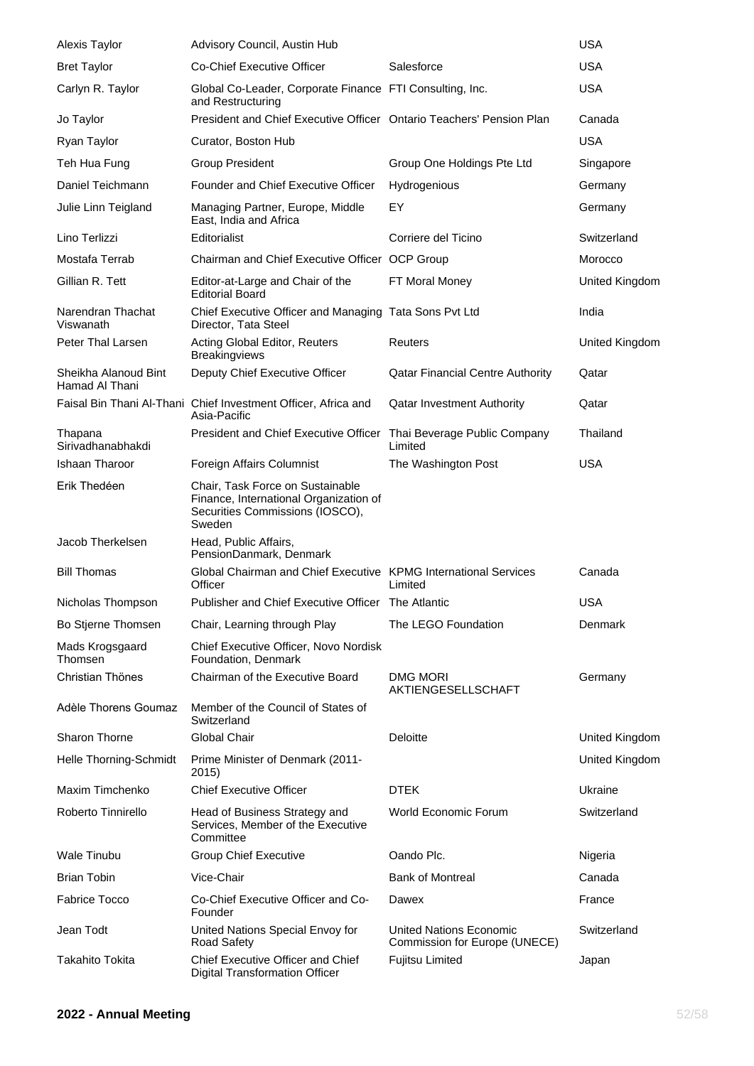| | | | |
|---|---|---|---|
| Alexis Taylor | Advisory Council, Austin Hub | | USA |
| Bret Taylor | Co-Chief Executive Officer | Salesforce | USA |
| Carlyn R. Taylor | Global Co-Leader, Corporate Finance and Restructuring | FTI Consulting, Inc. | USA |
| Jo Taylor | President and Chief Executive Officer | Ontario Teachers' Pension Plan | Canada |
| Ryan Taylor | Curator, Boston Hub | | USA |
| Teh Hua Fung | Group President | Group One Holdings Pte Ltd | Singapore |
| Daniel Teichmann | Founder and Chief Executive Officer | Hydrogenious | Germany |
| Julie Linn Teigland | Managing Partner, Europe, Middle East, India and Africa | EY | Germany |
| Lino Terlizzi | Editorialist | Corriere del Ticino | Switzerland |
| Mostafa Terrab | Chairman and Chief Executive Officer | OCP Group | Morocco |
| Gillian R. Tett | Editor-at-Large and Chair of the Editorial Board | FT Moral Money | United Kingdom |
| Narendran Thachat Viswanath | Chief Executive Officer and Managing Director, Tata Steel | Tata Sons Pvt Ltd | India |
| Peter Thal Larsen | Acting Global Editor, Reuters Breakingviews | Reuters | United Kingdom |
| Sheikha Alanoud Bint Hamad Al Thani | Deputy Chief Executive Officer | Qatar Financial Centre Authority | Qatar |
| Faisal Bin Thani Al-Thani | Chief Investment Officer, Africa and Asia-Pacific | Qatar Investment Authority | Qatar |
| Thapana Sirivadhanabhakdi | President and Chief Executive Officer | Thai Beverage Public Company Limited | Thailand |
| Ishaan Tharoor | Foreign Affairs Columnist | The Washington Post | USA |
| Erik Thedéen | Chair, Task Force on Sustainable Finance, International Organization of Securities Commissions (IOSCO), Sweden | | |
| Jacob Therkelsen | Head, Public Affairs, PensionDanmark, Denmark | | |
| Bill Thomas | Global Chairman and Chief Executive Officer | KPMG International Services Limited | Canada |
| Nicholas Thompson | Publisher and Chief Executive Officer | The Atlantic | USA |
| Bo Stjerne Thomsen | Chair, Learning through Play | The LEGO Foundation | Denmark |
| Mads Krogsgaard Thomsen | Chief Executive Officer, Novo Nordisk Foundation, Denmark | | |
| Christian Thönes | Chairman of the Executive Board | DMG MORI AKTIENGESELLSCHAFT | Germany |
| Adèle Thorens Goumaz | Member of the Council of States of Switzerland | | |
| Sharon Thorne | Global Chair | Deloitte | United Kingdom |
| Helle Thorning-Schmidt | Prime Minister of Denmark (2011-2015) | | United Kingdom |
| Maxim Timchenko | Chief Executive Officer | DTEK | Ukraine |
| Roberto Tinnirello | Head of Business Strategy and Services, Member of the Executive Committee | World Economic Forum | Switzerland |
| Wale Tinubu | Group Chief Executive | Oando Plc. | Nigeria |
| Brian Tobin | Vice-Chair | Bank of Montreal | Canada |
| Fabrice Tocco | Co-Chief Executive Officer and Co-Founder | Dawex | France |
| Jean Todt | United Nations Special Envoy for Road Safety | United Nations Economic Commission for Europe (UNECE) | Switzerland |
| Takahito Tokita | Chief Executive Officer and Chief Digital Transformation Officer | Fujitsu Limited | Japan |

**2022 - Annual Meeting**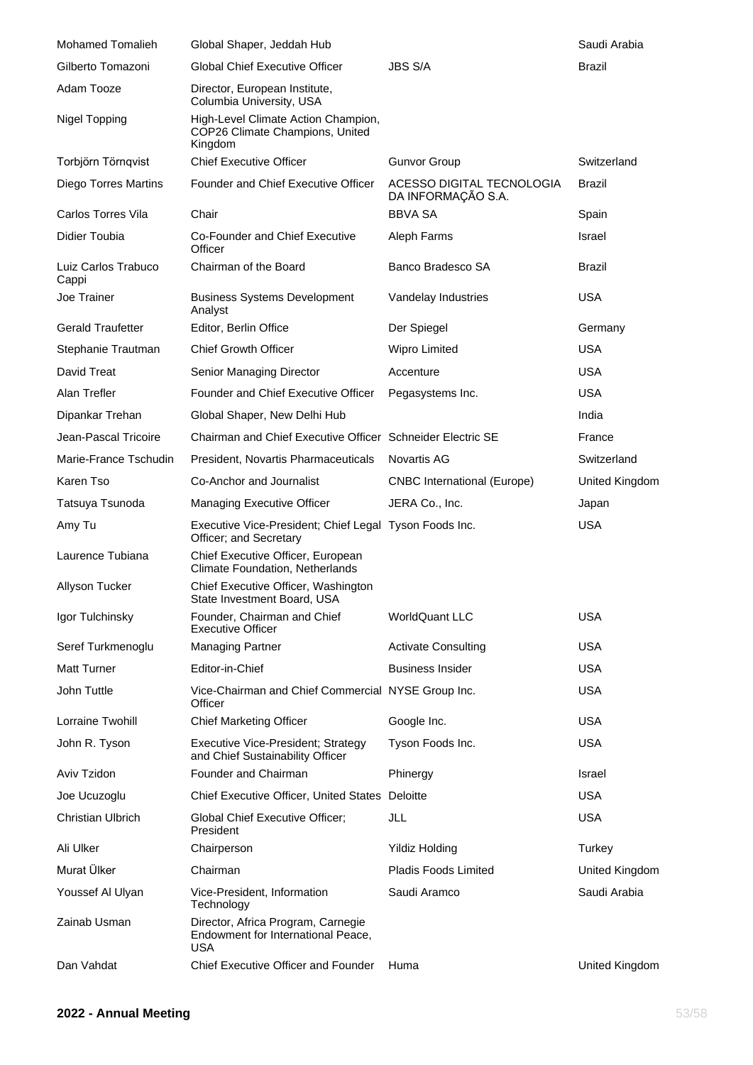| | | | |
|---|---|---|---|
| Mohamed Tomalieh | Global Shaper, Jeddah Hub | | Saudi Arabia |
| Gilberto Tomazoni | Global Chief Executive Officer | JBS S/A | Brazil |
| Adam Tooze | Director, European Institute, Columbia University, USA | | |
| Nigel Topping | High-Level Climate Action Champion, COP26 Climate Champions, United Kingdom | | |
| Torbjörn Törnqvist | Chief Executive Officer | Gunvor Group | Switzerland |
| Diego Torres Martins | Founder and Chief Executive Officer | ACESSO DIGITAL TECNOLOGIA DA INFORMAÇÃO S.A. | Brazil |
| Carlos Torres Vila | Chair | BBVA SA | Spain |
| Didier Toubia | Co-Founder and Chief Executive Officer | Aleph Farms | Israel |
| Luiz Carlos Trabuco Cappi | Chairman of the Board | Banco Bradesco SA | Brazil |
| Joe Trainer | Business Systems Development Analyst | Vandelay Industries | USA |
| Gerald Traufetter | Editor, Berlin Office | Der Spiegel | Germany |
| Stephanie Trautman | Chief Growth Officer | Wipro Limited | USA |
| David Treat | Senior Managing Director | Accenture | USA |
| Alan Trefler | Founder and Chief Executive Officer | Pegasystems Inc. | USA |
| Dipankar Trehan | Global Shaper, New Delhi Hub | | India |
| Jean-Pascal Tricoire | Chairman and Chief Executive Officer | Schneider Electric SE | France |
| Marie-France Tschudin | President, Novartis Pharmaceuticals | Novartis AG | Switzerland |
| Karen Tso | Co-Anchor and Journalist | CNBC International (Europe) | United Kingdom |
| Tatsuya Tsunoda | Managing Executive Officer | JERA Co., Inc. | Japan |
| Amy Tu | Executive Vice-President; Chief Legal Officer; and Secretary | Tyson Foods Inc. | USA |
| Laurence Tubiana | Chief Executive Officer, European Climate Foundation, Netherlands | | |
| Allyson Tucker | Chief Executive Officer, Washington State Investment Board, USA | | |
| Igor Tulchinsky | Founder, Chairman and Chief Executive Officer | WorldQuant LLC | USA |
| Seref Turkmenoglu | Managing Partner | Activate Consulting | USA |
| Matt Turner | Editor-in-Chief | Business Insider | USA |
| John Tuttle | Vice-Chairman and Chief Commercial Officer | NYSE Group Inc. | USA |
| Lorraine Twohill | Chief Marketing Officer | Google Inc. | USA |
| John R. Tyson | Executive Vice-President; Strategy and Chief Sustainability Officer | Tyson Foods Inc. | USA |
| Aviv Tzidon | Founder and Chairman | Phinergy | Israel |
| Joe Ucuzoglu | Chief Executive Officer, United States | Deloitte | USA |
| Christian Ulbrich | Global Chief Executive Officer; President | JLL | USA |
| Ali Ulker | Chairperson | Yildiz Holding | Turkey |
| Murat Ülker | Chairman | Pladis Foods Limited | United Kingdom |
| Youssef Al Ulyan | Vice-President, Information Technology | Saudi Aramco | Saudi Arabia |
| Zainab Usman | Director, Africa Program, Carnegie Endowment for International Peace, USA | | |
| Dan Vahdat | Chief Executive Officer and Founder | Huma | United Kingdom |

**2022 - Annual Meeting**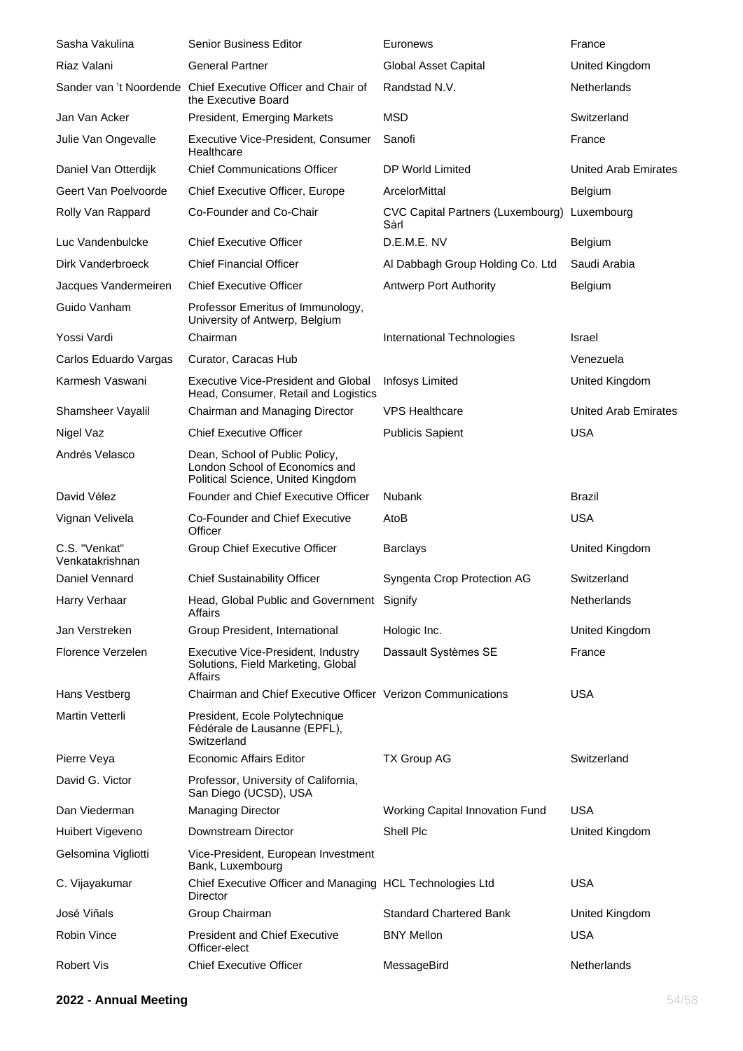| | | | |
|---|---|---|---|
| Sasha Vakulina | Senior Business Editor | Euronews | France |
| Riaz Valani | General Partner | Global Asset Capital | United Kingdom |
| Sander van 't Noordende | Chief Executive Officer and Chair of the Executive Board | Randstad N.V. | Netherlands |
| Jan Van Acker | President, Emerging Markets | MSD | Switzerland |
| Julie Van Ongevalle | Executive Vice-President, Consumer Healthcare | Sanofi | France |
| Daniel Van Otterdijk | Chief Communications Officer | DP World Limited | United Arab Emirates |
| Geert Van Poelvoorde | Chief Executive Officer, Europe | ArcelorMittal | Belgium |
| Rolly Van Rappard | Co-Founder and Co-Chair | CVC Capital Partners (Luxembourg) Sàrl | Luxembourg |
| Luc Vandenbulcke | Chief Executive Officer | D.E.M.E. NV | Belgium |
| Dirk Vanderbroeck | Chief Financial Officer | Al Dabbagh Group Holding Co. Ltd | Saudi Arabia |
| Jacques Vandermeiren | Chief Executive Officer | Antwerp Port Authority | Belgium |
| Guido Vanham | Professor Emeritus of Immunology, University of Antwerp, Belgium | | |
| Yossi Vardi | Chairman | International Technologies | Israel |
| Carlos Eduardo Vargas | Curator, Caracas Hub | | Venezuela |
| Karmesh Vaswani | Executive Vice-President and Global Head, Consumer, Retail and Logistics | Infosys Limited | United Kingdom |
| Shamsheer Vayalil | Chairman and Managing Director | VPS Healthcare | United Arab Emirates |
| Nigel Vaz | Chief Executive Officer | Publicis Sapient | USA |
| Andrés Velasco | Dean, School of Public Policy, London School of Economics and Political Science, United Kingdom | | |
| David Vélez | Founder and Chief Executive Officer | Nubank | Brazil |
| Vignan Velivela | Co-Founder and Chief Executive Officer | AtoB | USA |
| C.S. "Venkat" Venkatakrishnan | Group Chief Executive Officer | Barclays | United Kingdom |
| Daniel Vennard | Chief Sustainability Officer | Syngenta Crop Protection AG | Switzerland |
| Harry Verhaar | Head, Global Public and Government Affairs | Signify | Netherlands |
| Jan Verstreken | Group President, International | Hologic Inc. | United Kingdom |
| Florence Verzelen | Executive Vice-President, Industry Solutions, Field Marketing, Global Affairs | Dassault Systèmes SE | France |
| Hans Vestberg | Chairman and Chief Executive Officer | Verizon Communications | USA |
| Martin Vetterli | President, Ecole Polytechnique Fédérale de Lausanne (EPFL), Switzerland | | |
| Pierre Veya | Economic Affairs Editor | TX Group AG | Switzerland |
| David G. Victor | Professor, University of California, San Diego (UCSD), USA | | |
| Dan Viederman | Managing Director | Working Capital Innovation Fund | USA |
| Huibert Vigeveno | Downstream Director | Shell Plc | United Kingdom |
| Gelsomina Vigliotti | Vice-President, European Investment Bank, Luxembourg | | |
| C. Vijayakumar | Chief Executive Officer and Managing Director | HCL Technologies Ltd | USA |
| José Viñals | Group Chairman | Standard Chartered Bank | United Kingdom |
| Robin Vince | President and Chief Executive Officer-elect | BNY Mellon | USA |
| Robert Vis | Chief Executive Officer | MessageBird | Netherlands |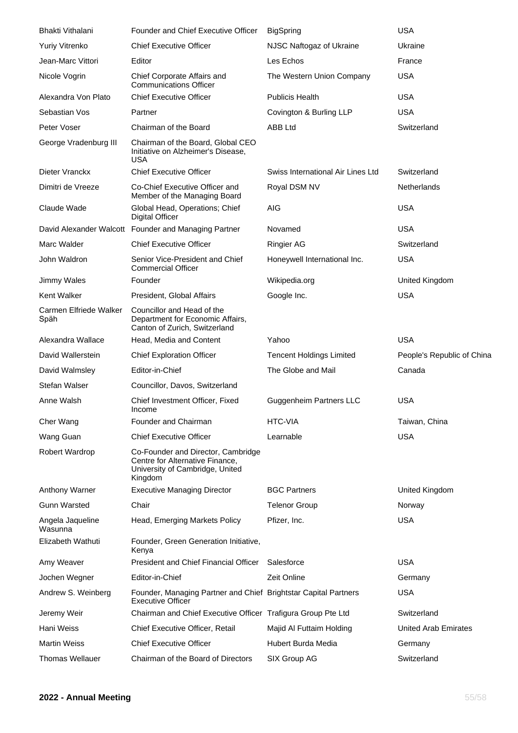| | | | |
|---|---|---|---|
| Bhakti Vithalani | Founder and Chief Executive Officer | BigSpring | USA |
| Yuriy Vitrenko | Chief Executive Officer | NJSC Naftogaz of Ukraine | Ukraine |
| Jean-Marc Vittori | Editor | Les Echos | France |
| Nicole Vogrin | Chief Corporate Affairs and Communications Officer | The Western Union Company | USA |
| Alexandra Von Plato | Chief Executive Officer | Publicis Health | USA |
| Sebastian Vos | Partner | Covington & Burling LLP | USA |
| Peter Voser | Chairman of the Board | ABB Ltd | Switzerland |
| George Vradenburg III | Chairman of the Board, Global CEO Initiative on Alzheimer's Disease, USA | | |
| Dieter Vranckx | Chief Executive Officer | Swiss International Air Lines Ltd | Switzerland |
| Dimitri de Vreeze | Co-Chief Executive Officer and Member of the Managing Board | Royal DSM NV | Netherlands |
| Claude Wade | Global Head, Operations; Chief Digital Officer | AIG | USA |
| David Alexander Walcott | Founder and Managing Partner | Novamed | USA |
| Marc Walder | Chief Executive Officer | Ringier AG | Switzerland |
| John Waldron | Senior Vice-President and Chief Commercial Officer | Honeywell International Inc. | USA |
| Jimmy Wales | Founder | Wikipedia.org | United Kingdom |
| Kent Walker | President, Global Affairs | Google Inc. | USA |
| Carmen Elfriede Walker Späh | Councillor and Head of the Department for Economic Affairs, Canton of Zurich, Switzerland | | |
| Alexandra Wallace | Head, Media and Content | Yahoo | USA |
| David Wallerstein | Chief Exploration Officer | Tencent Holdings Limited | People's Republic of China |
| David Walmsley | Editor-in-Chief | The Globe and Mail | Canada |
| Stefan Walser | Councillor, Davos, Switzerland | | |
| Anne Walsh | Chief Investment Officer, Fixed Income | Guggenheim Partners LLC | USA |
| Cher Wang | Founder and Chairman | HTC-VIA | Taiwan, China |
| Wang Guan | Chief Executive Officer | Learnable | USA |
| Robert Wardrop | Co-Founder and Director, Cambridge Centre for Alternative Finance, University of Cambridge, United Kingdom | | |
| Anthony Warner | Executive Managing Director | BGC Partners | United Kingdom |
| Gunn Warsted | Chair | Telenor Group | Norway |
| Angela Jaqueline Wasunna | Head, Emerging Markets Policy | Pfizer, Inc. | USA |
| Elizabeth Wathuti | Founder, Green Generation Initiative, Kenya | | |
| Amy Weaver | President and Chief Financial Officer | Salesforce | USA |
| Jochen Wegner | Editor-in-Chief | Zeit Online | Germany |
| Andrew S. Weinberg | Founder, Managing Partner and Chief Executive Officer | Brightstar Capital Partners | USA |
| Jeremy Weir | Chairman and Chief Executive Officer | Trafigura Group Pte Ltd | Switzerland |
| Hani Weiss | Chief Executive Officer, Retail | Majid Al Futtaim Holding | United Arab Emirates |
| Martin Weiss | Chief Executive Officer | Hubert Burda Media | Germany |
| Thomas Wellauer | Chairman of the Board of Directors | SIX Group AG | Switzerland |

**2022 - Annual Meeting**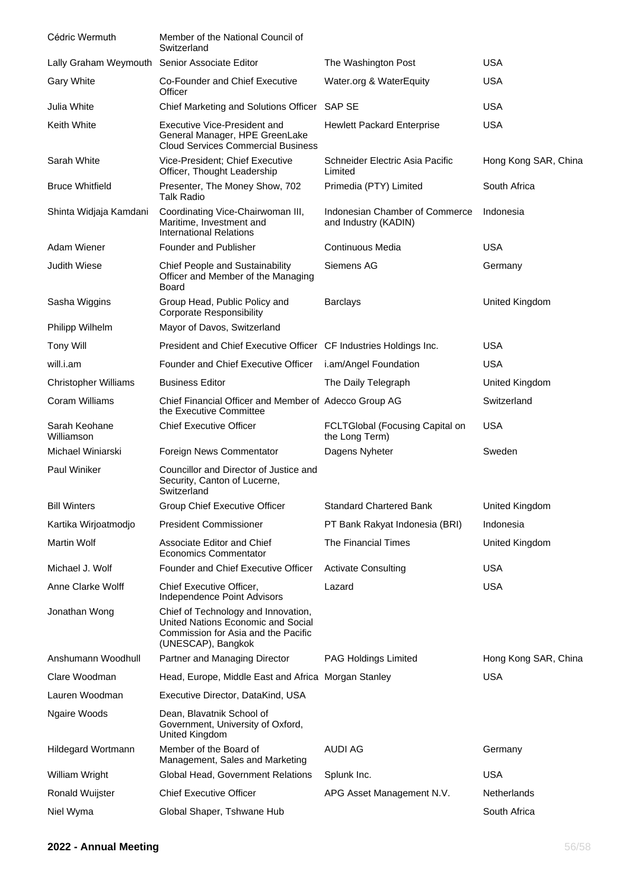| | | | |
|---|---|---|---|
| Cédric Wermuth | Member of the National Council of Switzerland | | |
| Lally Graham Weymouth | Senior Associate Editor | The Washington Post | USA |
| Gary White | Co-Founder and Chief Executive Officer | Water.org & WaterEquity | USA |
| Julia White | Chief Marketing and Solutions Officer | SAP SE | USA |
| Keith White | Executive Vice-President and General Manager, HPE GreenLake Cloud Services Commercial Business | Hewlett Packard Enterprise | USA |
| Sarah White | Vice-President; Chief Executive Officer, Thought Leadership | Schneider Electric Asia Pacific Limited | Hong Kong SAR, China |
| Bruce Whitfield | Presenter, The Money Show, 702 Talk Radio | Primedia (PTY) Limited | South Africa |
| Shinta Widjaja Kamdani | Coordinating Vice-Chairwoman III, Maritime, Investment and International Relations | Indonesian Chamber of Commerce and Industry (KADIN) | Indonesia |
| Adam Wiener | Founder and Publisher | Continuous Media | USA |
| Judith Wiese | Chief People and Sustainability Officer and Member of the Managing Board | Siemens AG | Germany |
| Sasha Wiggins | Group Head, Public Policy and Corporate Responsibility | Barclays | United Kingdom |
| Philipp Wilhelm | Mayor of Davos, Switzerland | | |
| Tony Will | President and Chief Executive Officer | CF Industries Holdings Inc. | USA |
| will.i.am | Founder and Chief Executive Officer | i.am/Angel Foundation | USA |
| Christopher Williams | Business Editor | The Daily Telegraph | United Kingdom |
| Coram Williams | Chief Financial Officer and Member of the Executive Committee | Adecco Group AG | Switzerland |
| Sarah Keohane Williamson | Chief Executive Officer | FCLTGlobal (Focusing Capital on the Long Term) | USA |
| Michael Winiarski | Foreign News Commentator | Dagens Nyheter | Sweden |
| Paul Winiker | Councillor and Director of Justice and Security, Canton of Lucerne, Switzerland | | |
| Bill Winters | Group Chief Executive Officer | Standard Chartered Bank | United Kingdom |
| Kartika Wirjoatmodjo | President Commissioner | PT Bank Rakyat Indonesia (BRI) | Indonesia |
| Martin Wolf | Associate Editor and Chief Economics Commentator | The Financial Times | United Kingdom |
| Michael J. Wolf | Founder and Chief Executive Officer | Activate Consulting | USA |
| Anne Clarke Wolff | Chief Executive Officer, Independence Point Advisors | Lazard | USA |
| Jonathan Wong | Chief of Technology and Innovation, United Nations Economic and Social Commission for Asia and the Pacific (UNESCAP), Bangkok | | |
| Anshumann Woodhull | Partner and Managing Director | PAG Holdings Limited | Hong Kong SAR, China |
| Clare Woodman | Head, Europe, Middle East and Africa | Morgan Stanley | USA |
| Lauren Woodman | Executive Director, DataKind, USA | | |
| Ngaire Woods | Dean, Blavatnik School of Government, University of Oxford, United Kingdom | | |
| Hildegard Wortmann | Member of the Board of Management, Sales and Marketing | AUDI AG | Germany |
| William Wright | Global Head, Government Relations | Splunk Inc. | USA |
| Ronald Wuijster | Chief Executive Officer | APG Asset Management N.V. | Netherlands |
| Niel Wyma | Global Shaper, Tshwane Hub | | South Africa |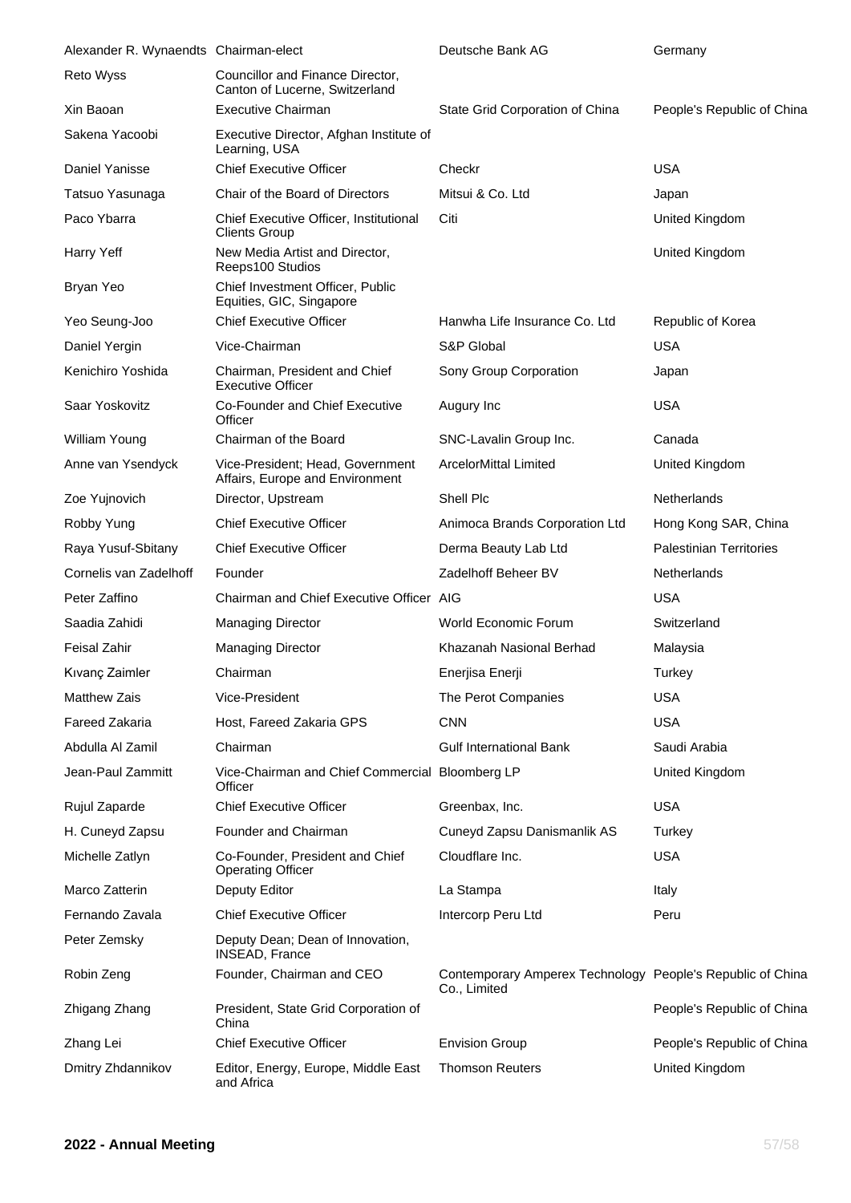| Alexander R. Wynaendts | Chairman-elect | Deutsche Bank AG | Germany |
|---|---|---|---|
| Reto Wyss | Councillor and Finance Director, Canton of Lucerne, Switzerland | | |
| Xin Baoan | Executive Chairman | State Grid Corporation of China | People's Republic of China |
| Sakena Yacoobi | Executive Director, Afghan Institute of Learning, USA | | |
| Daniel Yanisse | Chief Executive Officer | Checkr | USA |
| Tatsuo Yasunaga | Chair of the Board of Directors | Mitsui & Co. Ltd | Japan |
| Paco Ybarra | Chief Executive Officer, Institutional Clients Group | Citi | United Kingdom |
| Harry Yeff | New Media Artist and Director, Reeps100 Studios | | United Kingdom |
| Bryan Yeo | Chief Investment Officer, Public Equities, GIC, Singapore | | |
| Yeo Seung-Joo | Chief Executive Officer | Hanwha Life Insurance Co. Ltd | Republic of Korea |
| Daniel Yergin | Vice-Chairman | S&P Global | USA |
| Kenichiro Yoshida | Chairman, President and Chief Executive Officer | Sony Group Corporation | Japan |
| Saar Yoskovitz | Co-Founder and Chief Executive Officer | Augury Inc | USA |
| William Young | Chairman of the Board | SNC-Lavalin Group Inc. | Canada |
| Anne van Ysendyck | Vice-President; Head, Government Affairs, Europe and Environment | ArcelorMittal Limited | United Kingdom |
| Zoe Yujnovich | Director, Upstream | Shell Plc | Netherlands |
| Robby Yung | Chief Executive Officer | Animoca Brands Corporation Ltd | Hong Kong SAR, China |
| Raya Yusuf-Sbitany | Chief Executive Officer | Derma Beauty Lab Ltd | Palestinian Territories |
| Cornelis van Zadelhoff | Founder | Zadelhoff Beheer BV | Netherlands |
| Peter Zaffino | Chairman and Chief Executive Officer | AIG | USA |
| Saadia Zahidi | Managing Director | World Economic Forum | Switzerland |
| Feisal Zahir | Managing Director | Khazanah Nasional Berhad | Malaysia |
| Kıvanç Zaimler | Chairman | Enerjisa Enerji | Turkey |
| Matthew Zais | Vice-President | The Perot Companies | USA |
| Fareed Zakaria | Host, Fareed Zakaria GPS | CNN | USA |
| Abdulla Al Zamil | Chairman | Gulf International Bank | Saudi Arabia |
| Jean-Paul Zammitt | Vice-Chairman and Chief Commercial Officer | Bloomberg LP | United Kingdom |
| Rujul Zaparde | Chief Executive Officer | Greenbax, Inc. | USA |
| H. Cuneyd Zapsu | Founder and Chairman | Cuneyd Zapsu Danismanlik AS | Turkey |
| Michelle Zatlyn | Co-Founder, President and Chief Operating Officer | Cloudflare Inc. | USA |
| Marco Zatterin | Deputy Editor | La Stampa | Italy |
| Fernando Zavala | Chief Executive Officer | Intercorp Peru Ltd | Peru |
| Peter Zemsky | Deputy Dean; Dean of Innovation, INSEAD, France | | |
| Robin Zeng | Founder, Chairman and CEO | Contemporary Amperex Technology Co., Limited | People's Republic of China |
| Zhigang Zhang | President, State Grid Corporation of China | | People's Republic of China |
| Zhang Lei | Chief Executive Officer | Envision Group | People's Republic of China |
| Dmitry Zhdannikov | Editor, Energy, Europe, Middle East and Africa | Thomson Reuters | United Kingdom |

**2022 - Annual Meeting**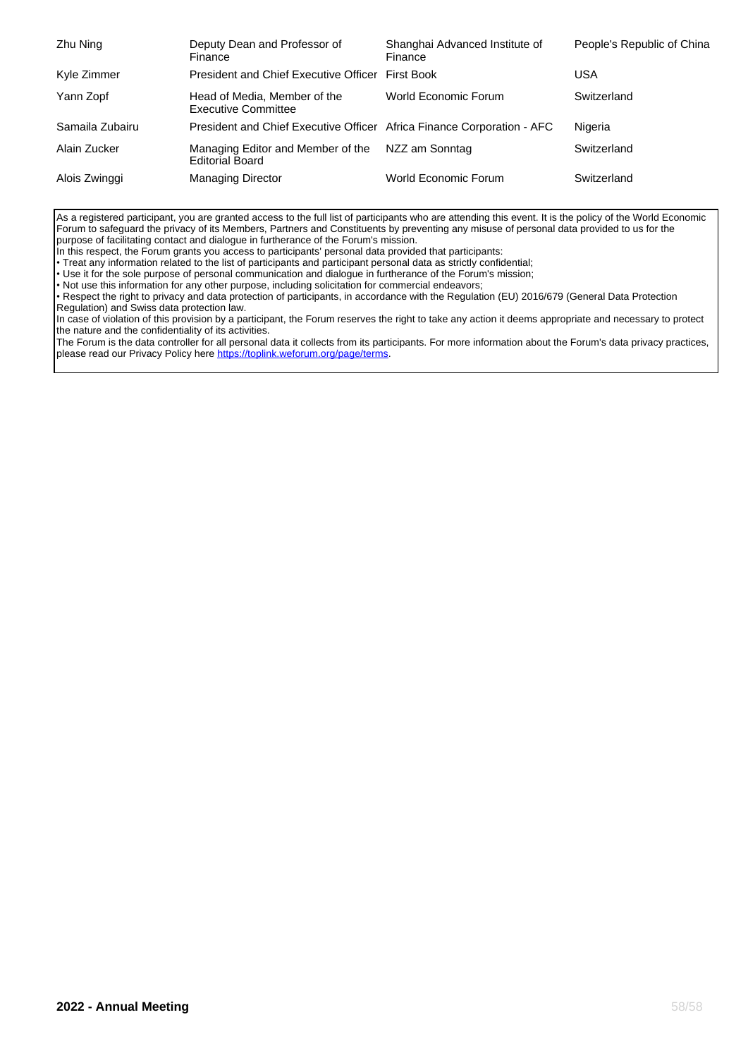| | | | |
|---|---|---|---|
| Zhu Ning | Deputy Dean and Professor of Finance | Shanghai Advanced Institute of Finance | People's Republic of China |
| Kyle Zimmer | President and Chief Executive Officer | First Book | USA |
| Yann Zopf | Head of Media, Member of the Executive Committee | World Economic Forum | Switzerland |
| Samaila Zubairu | President and Chief Executive Officer | Africa Finance Corporation - AFC | Nigeria |
| Alain Zucker | Managing Editor and Member of the Editorial Board | NZZ am Sonntag | Switzerland |
| Alois Zwinggi | Managing Director | World Economic Forum | Switzerland |

As a registered participant, you are granted access to the full list of participants who are attending this event. It is the policy of the World Economic Forum to safeguard the privacy of its Members, Partners and Constituents by preventing any misuse of personal data provided to us for the purpose of facilitating contact and dialogue in furtherance of the Forum's mission.
In this respect, the Forum grants you access to participants' personal data provided that participants:

- Treat any information related to the list of participants and participant personal data as strictly confidential;
- Use it for the sole purpose of personal communication and dialogue in furtherance of the Forum's mission;
- Not use this information for any other purpose, including solicitation for commercial endeavors;
- Respect the right to privacy and data protection of participants, in accordance with the Regulation (EU) 2016/679 (General Data Protection Regulation) and Swiss data protection law.

In case of violation of this provision by a participant, the Forum reserves the right to take any action it deems appropriate and necessary to protect the nature and the confidentiality of its activities.
The Forum is the data controller for all personal data it collects from its participants. For more information about the Forum's data privacy practices, please read our Privacy Policy here https://toplink.weforum.org/page/terms.